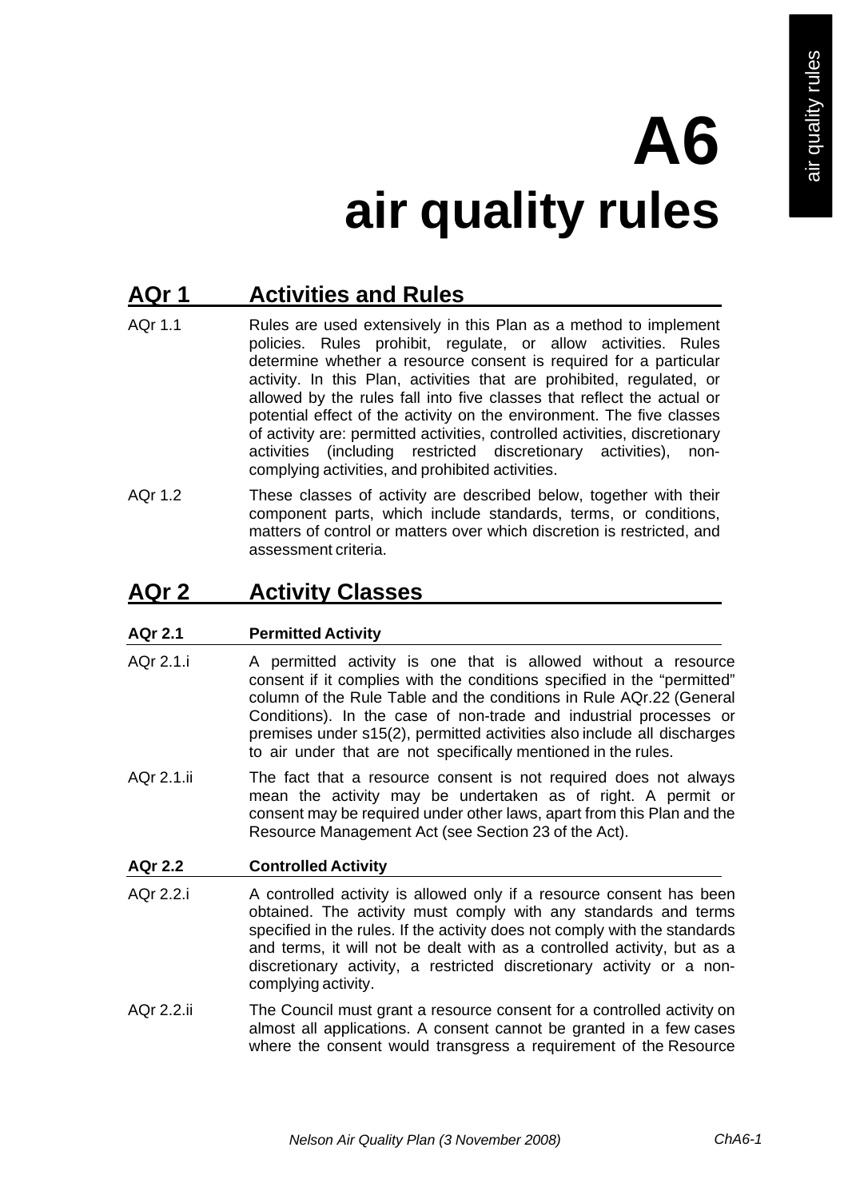# A6
# air quality rules

## AQr 1 Activities and Rules

AQr 1.1 Rules are used extensively in this Plan as a method to implement policies. Rules prohibit, regulate, or allow activities. Rules determine whether a resource consent is required for a particular activity. In this Plan, activities that are prohibited, regulated, or allowed by the rules fall into five classes that reflect the actual or potential effect of the activity on the environment. The five classes of activity are: permitted activities, controlled activities, discretionary activities (including restricted discretionary activities), non-complying activities, and prohibited activities.

AQr 1.2 These classes of activity are described below, together with their component parts, which include standards, terms, or conditions, matters of control or matters over which discretion is restricted, and assessment criteria.

## AQr 2 Activity Classes

### AQr 2.1 Permitted Activity

AQr 2.1.i A permitted activity is one that is allowed without a resource consent if it complies with the conditions specified in the "permitted" column of the Rule Table and the conditions in Rule AQr.22 (General Conditions). In the case of non-trade and industrial processes or premises under s15(2), permitted activities also include all discharges to air under that are not specifically mentioned in the rules.

AQr 2.1.ii The fact that a resource consent is not required does not always mean the activity may be undertaken as of right. A permit or consent may be required under other laws, apart from this Plan and the Resource Management Act (see Section 23 of the Act).

### AQr 2.2 Controlled Activity

AQr 2.2.i A controlled activity is allowed only if a resource consent has been obtained. The activity must comply with any standards and terms specified in the rules. If the activity does not comply with the standards and terms, it will not be dealt with as a controlled activity, but as a discretionary activity, a restricted discretionary activity or a non-complying activity.

AQr 2.2.ii The Council must grant a resource consent for a controlled activity on almost all applications. A consent cannot be granted in a few cases where the consent would transgress a requirement of the Resource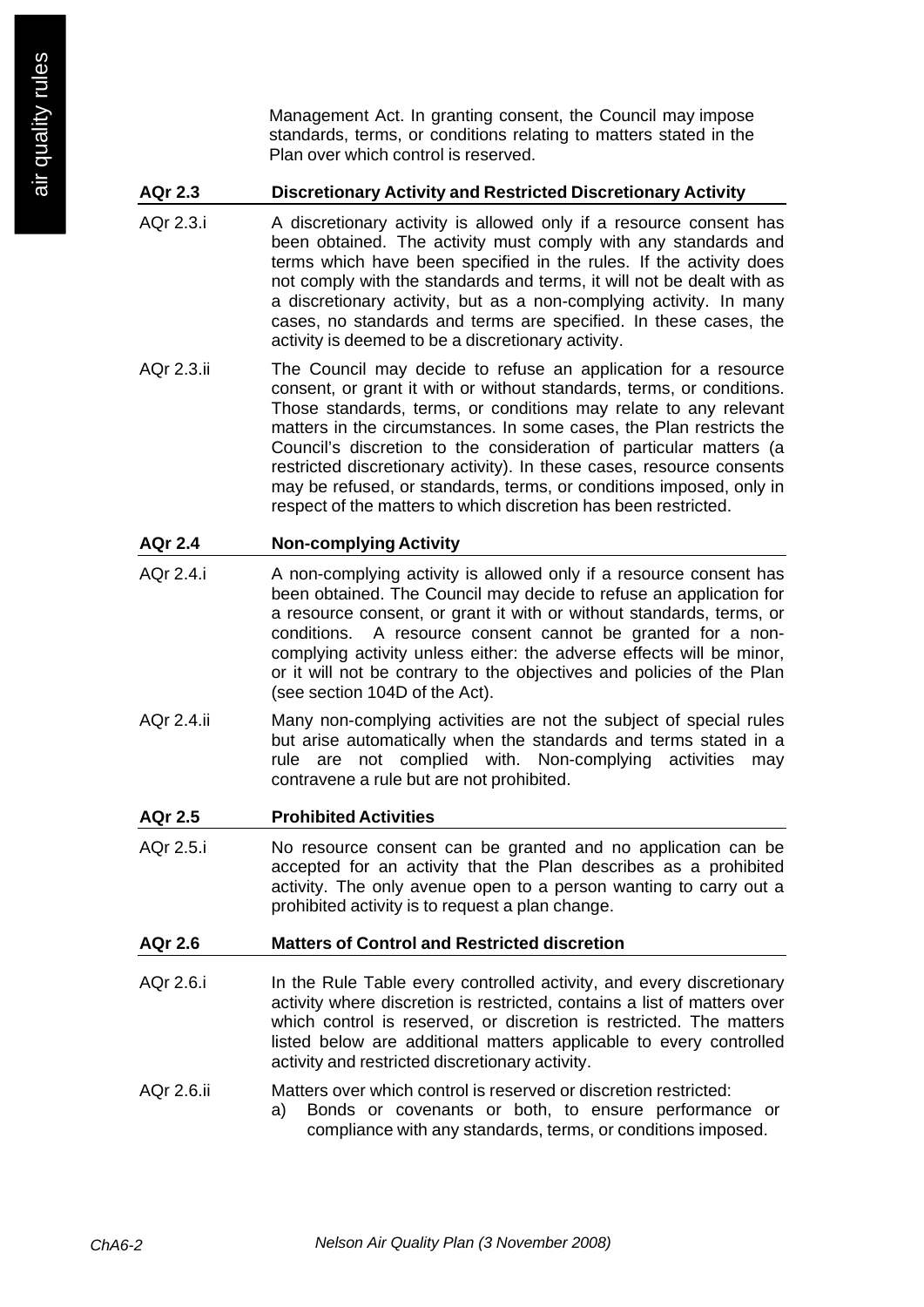Management Act. In granting consent, the Council may impose standards, terms, or conditions relating to matters stated in the Plan over which control is reserved.

## AQr 2.3 Discretionary Activity and Restricted Discretionary Activity

AQr 2.3.i A discretionary activity is allowed only if a resource consent has been obtained. The activity must comply with any standards and terms which have been specified in the rules. If the activity does not comply with the standards and terms, it will not be dealt with as a discretionary activity, but as a non-complying activity. In many cases, no standards and terms are specified. In these cases, the activity is deemed to be a discretionary activity.

AQr 2.3.ii The Council may decide to refuse an application for a resource consent, or grant it with or without standards, terms, or conditions. Those standards, terms, or conditions may relate to any relevant matters in the circumstances. In some cases, the Plan restricts the Council's discretion to the consideration of particular matters (a restricted discretionary activity). In these cases, resource consents may be refused, or standards, terms, or conditions imposed, only in respect of the matters to which discretion has been restricted.

## AQr 2.4 Non-complying Activity

AQr 2.4.i A non-complying activity is allowed only if a resource consent has been obtained. The Council may decide to refuse an application for a resource consent, or grant it with or without standards, terms, or conditions. A resource consent cannot be granted for a non-complying activity unless either: the adverse effects will be minor, or it will not be contrary to the objectives and policies of the Plan (see section 104D of the Act).

AQr 2.4.ii Many non-complying activities are not the subject of special rules but arise automatically when the standards and terms stated in a rule are not complied with. Non-complying activities may contravene a rule but are not prohibited.

## AQr 2.5 Prohibited Activities

AQr 2.5.i No resource consent can be granted and no application can be accepted for an activity that the Plan describes as a prohibited activity. The only avenue open to a person wanting to carry out a prohibited activity is to request a plan change.

## AQr 2.6 Matters of Control and Restricted discretion

AQr 2.6.i In the Rule Table every controlled activity, and every discretionary activity where discretion is restricted, contains a list of matters over which control is reserved, or discretion is restricted. The matters listed below are additional matters applicable to every controlled activity and restricted discretionary activity.

AQr 2.6.ii Matters over which control is reserved or discretion restricted:

a) Bonds or covenants or both, to ensure performance or compliance with any standards, terms, or conditions imposed.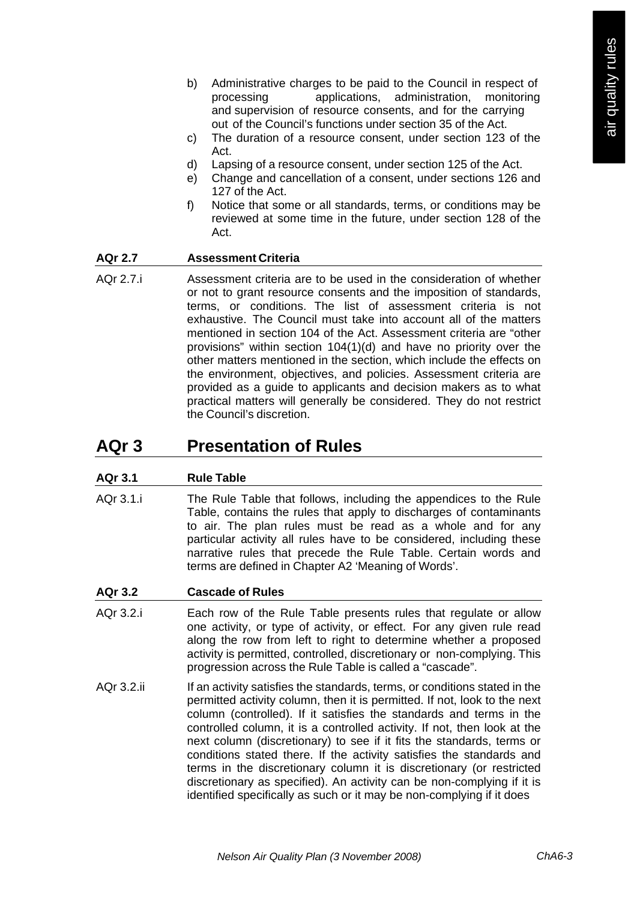b) Administrative charges to be paid to the Council in respect of processing applications, administration, monitoring and supervision of resource consents, and for the carrying out of the Council's functions under section 35 of the Act.
c) The duration of a resource consent, under section 123 of the Act.
d) Lapsing of a resource consent, under section 125 of the Act.
e) Change and cancellation of a consent, under sections 126 and 127 of the Act.
f) Notice that some or all standards, terms, or conditions may be reviewed at some time in the future, under section 128 of the Act.

### AQr 2.7 Assessment Criteria

AQr 2.7.i Assessment criteria are to be used in the consideration of whether or not to grant resource consents and the imposition of standards, terms, or conditions. The list of assessment criteria is not exhaustive. The Council must take into account all of the matters mentioned in section 104 of the Act. Assessment criteria are "other provisions" within section 104(1)(d) and have no priority over the other matters mentioned in the section, which include the effects on the environment, objectives, and policies. Assessment criteria are provided as a guide to applicants and decision makers as to what practical matters will generally be considered. They do not restrict the Council's discretion.

## AQr 3 Presentation of Rules

### AQr 3.1 Rule Table

AQr 3.1.i The Rule Table that follows, including the appendices to the Rule Table, contains the rules that apply to discharges of contaminants to air. The plan rules must be read as a whole and for any particular activity all rules have to be considered, including these narrative rules that precede the Rule Table. Certain words and terms are defined in Chapter A2 'Meaning of Words'.

### AQr 3.2 Cascade of Rules

AQr 3.2.i Each row of the Rule Table presents rules that regulate or allow one activity, or type of activity, or effect. For any given rule read along the row from left to right to determine whether a proposed activity is permitted, controlled, discretionary or non-complying. This progression across the Rule Table is called a "cascade".

AQr 3.2.ii If an activity satisfies the standards, terms, or conditions stated in the permitted activity column, then it is permitted. If not, look to the next column (controlled). If it satisfies the standards and terms in the controlled column, it is a controlled activity. If not, then look at the next column (discretionary) to see if it fits the standards, terms or conditions stated there. If the activity satisfies the standards and terms in the discretionary column it is discretionary (or restricted discretionary as specified). An activity can be non-complying if it is identified specifically as such or it may be non-complying if it does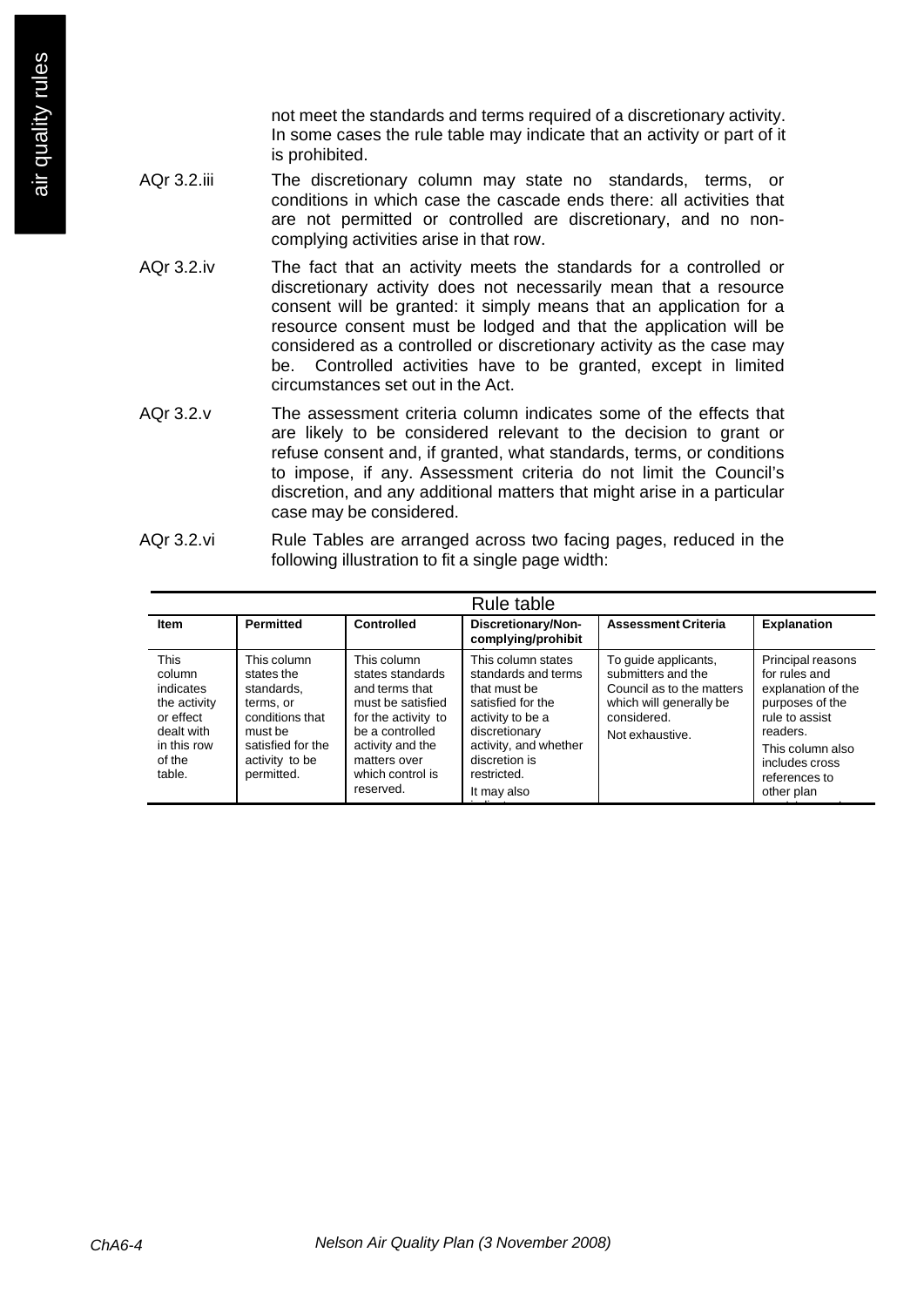not meet the standards and terms required of a discretionary activity. In some cases the rule table may indicate that an activity or part of it is prohibited.

AQr 3.2.iii The discretionary column may state no standards, terms, or conditions in which case the cascade ends there: all activities that are not permitted or controlled are discretionary, and no non-complying activities arise in that row.

AQr 3.2.iv The fact that an activity meets the standards for a controlled or discretionary activity does not necessarily mean that a resource consent will be granted: it simply means that an application for a resource consent must be lodged and that the application will be considered as a controlled or discretionary activity as the case may be. Controlled activities have to be granted, except in limited circumstances set out in the Act.

AQr 3.2.v The assessment criteria column indicates some of the effects that are likely to be considered relevant to the decision to grant or refuse consent and, if granted, what standards, terms, or conditions to impose, if any. Assessment criteria do not limit the Council's discretion, and any additional matters that might arise in a particular case may be considered.

AQr 3.2.vi Rule Tables are arranged across two facing pages, reduced in the following illustration to fit a single page width:

| Rule table | | | | | |
|---|---|---|---|---|---|
| **Item** | **Permitted** | **Controlled** | **Discretionary/Non-complying/prohibit** | **Assessment Criteria** | **Explanation** |
| This column indicates the activity or effect dealt with in this row of the table. | This column states the standards, terms, or conditions that must be satisfied for the activity to be permitted. | This column states standards and terms that must be satisfied for the activity to be a controlled activity and the matters over which control is reserved. | This column states standards and terms that must be satisfied for the activity to be a discretionary activity, and whether discretion is restricted. It may also | To guide applicants, submitters and the Council as to the matters which will generally be considered. Not exhaustive. | Principal reasons for rules and explanation of the purposes of the rule to assist readers. This column also includes cross references to other plan |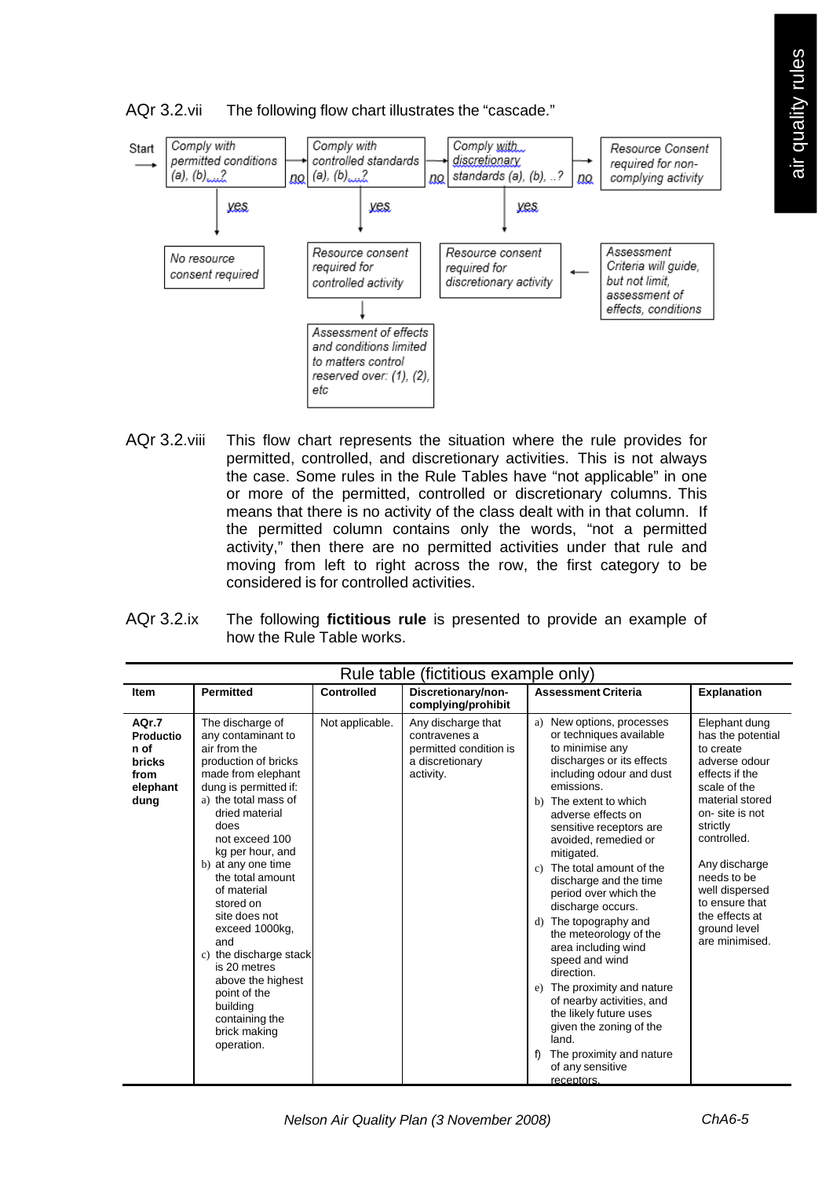AQr 3.2.vii The following flow chart illustrates the "cascade."

Start → Comply with permitted conditions (a), (b)...? —no→ Comply with controlled standards (a), (b)...? —no→ Comply with discretionary standards (a), (b), ..? —no→ Resource Consent required for non-complying activity

- Comply with permitted conditions — yes → No resource consent required
- Comply with controlled standards — yes → Resource consent required for controlled activity → Assessment of effects and conditions limited to matters control reserved over: (1), (2), etc
- Comply with discretionary standards — yes → Resource consent required for discretionary activity ← Assessment Criteria will guide, but not limit, assessment of effects, conditions

AQr 3.2.viii This flow chart represents the situation where the rule provides for permitted, controlled, and discretionary activities. This is not always the case. Some rules in the Rule Tables have "not applicable" in one or more of the permitted, controlled or discretionary columns. This means that there is no activity of the class dealt with in that column. If the permitted column contains only the words, "not a permitted activity," then there are no permitted activities under that rule and moving from left to right across the row, the first category to be considered is for controlled activities.

AQr 3.2.ix The following **fictitious rule** is presented to provide an example of how the Rule Table works.

Rule table (fictitious example only)

| Item | Permitted | Controlled | Discretionary/non-complying/prohibit | Assessment Criteria | Explanation |
|---|---|---|---|---|---|
| **AQr.7 Production of bricks from elephant dung** | The discharge of any contaminant to air from the production of bricks made from elephant dung is permitted if: a) the total mass of dried material does not exceed 100 kg per hour, and b) at any one time the total amount of material stored on site does not exceed 1000kg, and c) the discharge stack is 20 metres above the highest point of the building containing the brick making operation. | Not applicable. | Any discharge that contravenes a permitted condition is a discretionary activity. | a) New options, processes or techniques available to minimise any discharges or its effects including odour and dust emissions. b) The extent to which adverse effects on sensitive receptors are avoided, remedied or mitigated. c) The total amount of the discharge and the time period over which the discharge occurs. d) The topography and the meteorology of the area including wind speed and wind direction. e) The proximity and nature of nearby activities, and the likely future uses given the zoning of the land. f) The proximity and nature of any sensitive receptors. | Elephant dung has the potential to create adverse odour effects if the scale of the material stored on- site is not strictly controlled. Any discharge needs to be well dispersed to ensure that the effects at ground level are minimised. |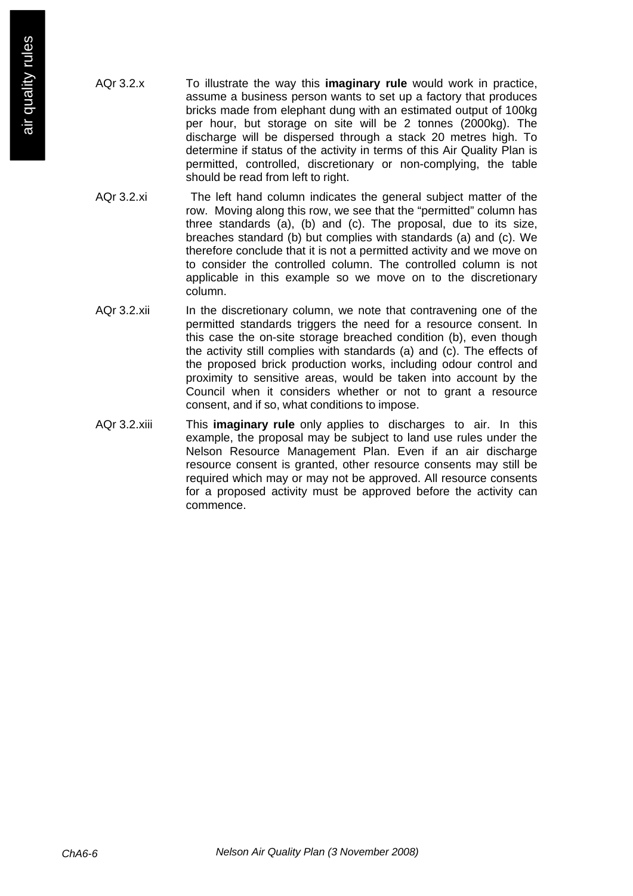AQr 3.2.x To illustrate the way this **imaginary rule** would work in practice, assume a business person wants to set up a factory that produces bricks made from elephant dung with an estimated output of 100kg per hour, but storage on site will be 2 tonnes (2000kg). The discharge will be dispersed through a stack 20 metres high. To determine if status of the activity in terms of this Air Quality Plan is permitted, controlled, discretionary or non-complying, the table should be read from left to right.

AQr 3.2.xi The left hand column indicates the general subject matter of the row. Moving along this row, we see that the "permitted" column has three standards (a), (b) and (c). The proposal, due to its size, breaches standard (b) but complies with standards (a) and (c). We therefore conclude that it is not a permitted activity and we move on to consider the controlled column. The controlled column is not applicable in this example so we move on to the discretionary column.

AQr 3.2.xii In the discretionary column, we note that contravening one of the permitted standards triggers the need for a resource consent. In this case the on-site storage breached condition (b), even though the activity still complies with standards (a) and (c). The effects of the proposed brick production works, including odour control and proximity to sensitive areas, would be taken into account by the Council when it considers whether or not to grant a resource consent, and if so, what conditions to impose.

AQr 3.2.xiii This **imaginary rule** only applies to discharges to air. In this example, the proposal may be subject to land use rules under the Nelson Resource Management Plan. Even if an air discharge resource consent is granted, other resource consents may still be required which may or may not be approved. All resource consents for a proposed activity must be approved before the activity can commence.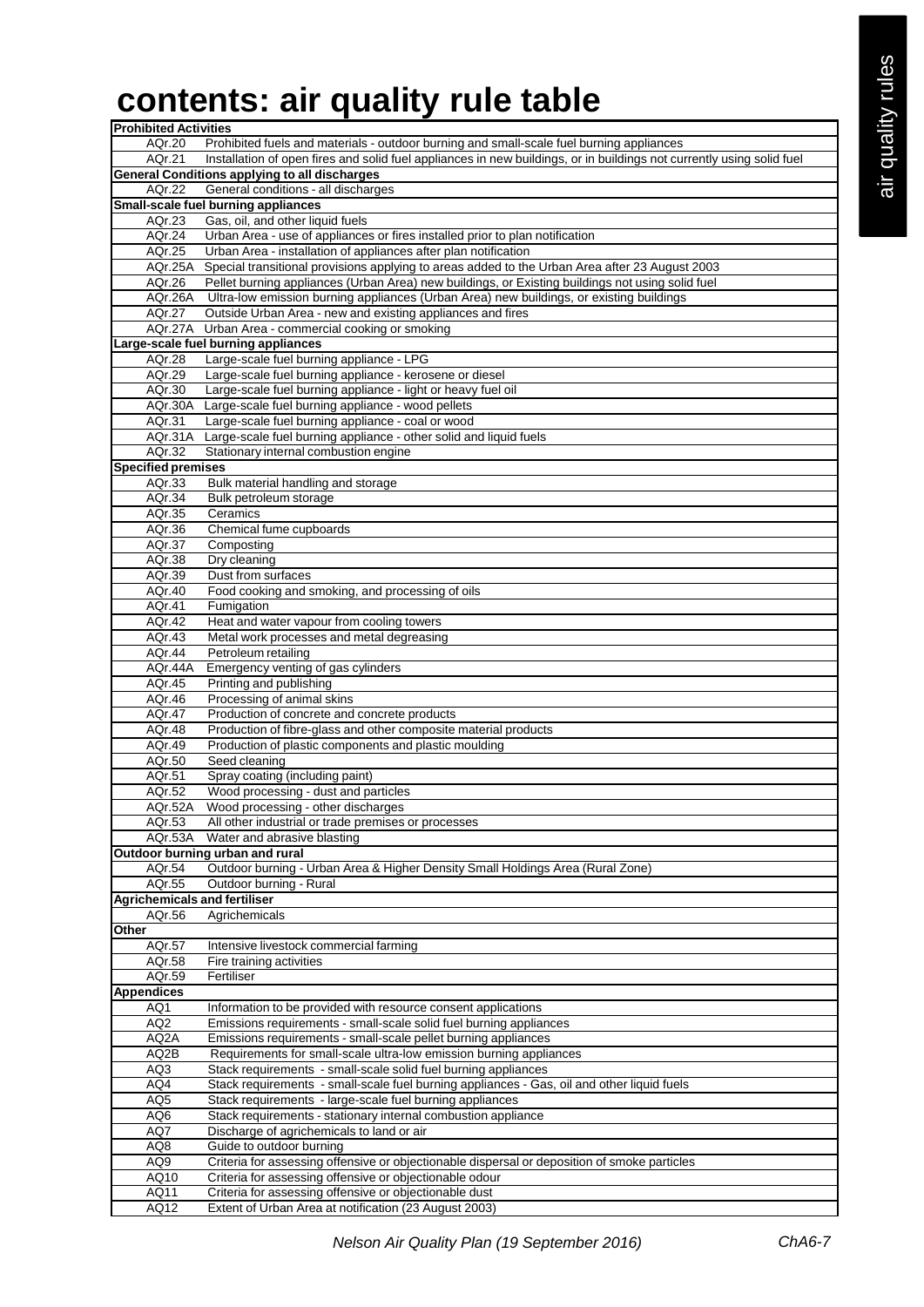# contents: air quality rule table

| **Prohibited Activities** | |
|---|---|
| AQr.20 | Prohibited fuels and materials - outdoor burning and small-scale fuel burning appliances |
| AQr.21 | Installation of open fires and solid fuel appliances in new buildings, or in buildings not currently using solid fuel |
| **General Conditions applying to all discharges** | |
| AQr.22 | General conditions - all discharges |
| **Small-scale fuel burning appliances** | |
| AQr.23 | Gas, oil, and other liquid fuels |
| AQr.24 | Urban Area - use of appliances or fires installed prior to plan notification |
| AQr.25 | Urban Area - installation of appliances after plan notification |
| AQr.25A | Special transitional provisions applying to areas added to the Urban Area after 23 August 2003 |
| AQr.26 | Pellet burning appliances (Urban Area) new buildings, or Existing buildings not using solid fuel |
| AQr.26A | Ultra-low emission burning appliances (Urban Area) new buildings, or existing buildings |
| AQr.27 | Outside Urban Area - new and existing appliances and fires |
| AQr.27A | Urban Area - commercial cooking or smoking |
| **Large-scale fuel burning appliances** | |
| AQr.28 | Large-scale fuel burning appliance - LPG |
| AQr.29 | Large-scale fuel burning appliance - kerosene or diesel |
| AQr.30 | Large-scale fuel burning appliance - light or heavy fuel oil |
| AQr.30A | Large-scale fuel burning appliance - wood pellets |
| AQr.31 | Large-scale fuel burning appliance - coal or wood |
| AQr.31A | Large-scale fuel burning appliance - other solid and liquid fuels |
| AQr.32 | Stationary internal combustion engine |
| **Specified premises** | |
| AQr.33 | Bulk material handling and storage |
| AQr.34 | Bulk petroleum storage |
| AQr.35 | Ceramics |
| AQr.36 | Chemical fume cupboards |
| AQr.37 | Composting |
| AQr.38 | Dry cleaning |
| AQr.39 | Dust from surfaces |
| AQr.40 | Food cooking and smoking, and processing of oils |
| AQr.41 | Fumigation |
| AQr.42 | Heat and water vapour from cooling towers |
| AQr.43 | Metal work processes and metal degreasing |
| AQr.44 | Petroleum retailing |
| AQr.44A | Emergency venting of gas cylinders |
| AQr.45 | Printing and publishing |
| AQr.46 | Processing of animal skins |
| AQr.47 | Production of concrete and concrete products |
| AQr.48 | Production of fibre-glass and other composite material products |
| AQr.49 | Production of plastic components and plastic moulding |
| AQr.50 | Seed cleaning |
| AQr.51 | Spray coating (including paint) |
| AQr.52 | Wood processing - dust and particles |
| AQr.52A | Wood processing - other discharges |
| AQr.53 | All other industrial or trade premises or processes |
| AQr.53A | Water and abrasive blasting |
| **Outdoor burning urban and rural** | |
| AQr.54 | Outdoor burning - Urban Area & Higher Density Small Holdings Area (Rural Zone) |
| AQr.55 | Outdoor burning - Rural |
| **Agrichemicals and fertiliser** | |
| AQr.56 | Agrichemicals |
| **Other** | |
| AQr.57 | Intensive livestock commercial farming |
| AQr.58 | Fire training activities |
| AQr.59 | Fertiliser |
| **Appendices** | |
| AQ1 | Information to be provided with resource consent applications |
| AQ2 | Emissions requirements - small-scale solid fuel burning appliances |
| AQ2A | Emissions requirements - small-scale pellet burning appliances |
| AQ2B | Requirements for small-scale ultra-low emission burning appliances |
| AQ3 | Stack requirements - small-scale solid fuel burning appliances |
| AQ4 | Stack requirements - small-scale fuel burning appliances - Gas, oil and other liquid fuels |
| AQ5 | Stack requirements - large-scale fuel burning appliances |
| AQ6 | Stack requirements - stationary internal combustion appliance |
| AQ7 | Discharge of agrichemicals to land or air |
| AQ8 | Guide to outdoor burning |
| AQ9 | Criteria for assessing offensive or objectionable dispersal or deposition of smoke particles |
| AQ10 | Criteria for assessing offensive or objectionable odour |
| AQ11 | Criteria for assessing offensive or objectionable dust |
| AQ12 | Extent of Urban Area at notification (23 August 2003) |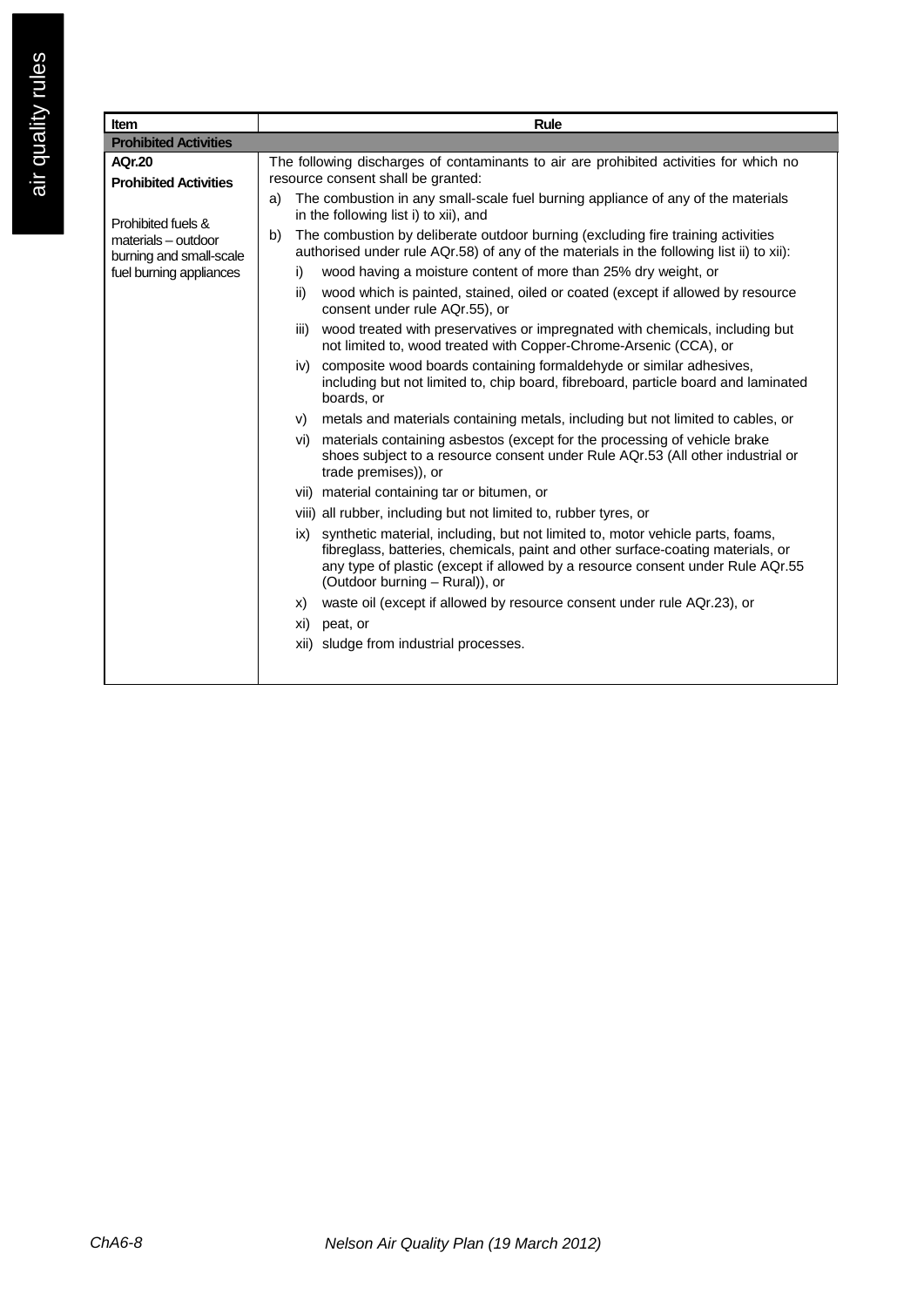| Item | Rule |
|---|---|
| **Prohibited Activities** | |
| **AQr.20**<br>**Prohibited Activities**<br><br>Prohibited fuels & materials – outdoor burning and small-scale fuel burning appliances | The following discharges of contaminants to air are prohibited activities for which no resource consent shall be granted:<br>a) The combustion in any small-scale fuel burning appliance of any of the materials in the following list i) to xii), and<br>b) The combustion by deliberate outdoor burning (excluding fire training activities authorised under rule AQr.58) of any of the materials in the following list ii) to xii):<br>i) wood having a moisture content of more than 25% dry weight, or<br>ii) wood which is painted, stained, oiled or coated (except if allowed by resource consent under rule AQr.55), or<br>iii) wood treated with preservatives or impregnated with chemicals, including but not limited to, wood treated with Copper-Chrome-Arsenic (CCA), or<br>iv) composite wood boards containing formaldehyde or similar adhesives, including but not limited to, chip board, fibreboard, particle board and laminated boards, or<br>v) metals and materials containing metals, including but not limited to cables, or<br>vi) materials containing asbestos (except for the processing of vehicle brake shoes subject to a resource consent under Rule AQr.53 (All other industrial or trade premises)), or<br>vii) material containing tar or bitumen, or<br>viii) all rubber, including but not limited to, rubber tyres, or<br>ix) synthetic material, including, but not limited to, motor vehicle parts, foams, fibreglass, batteries, chemicals, paint and other surface-coating materials, or any type of plastic (except if allowed by a resource consent under Rule AQr.55 (Outdoor burning – Rural)), or<br>x) waste oil (except if allowed by resource consent under rule AQr.23), or<br>xi) peat, or<br>xii) sludge from industrial processes. |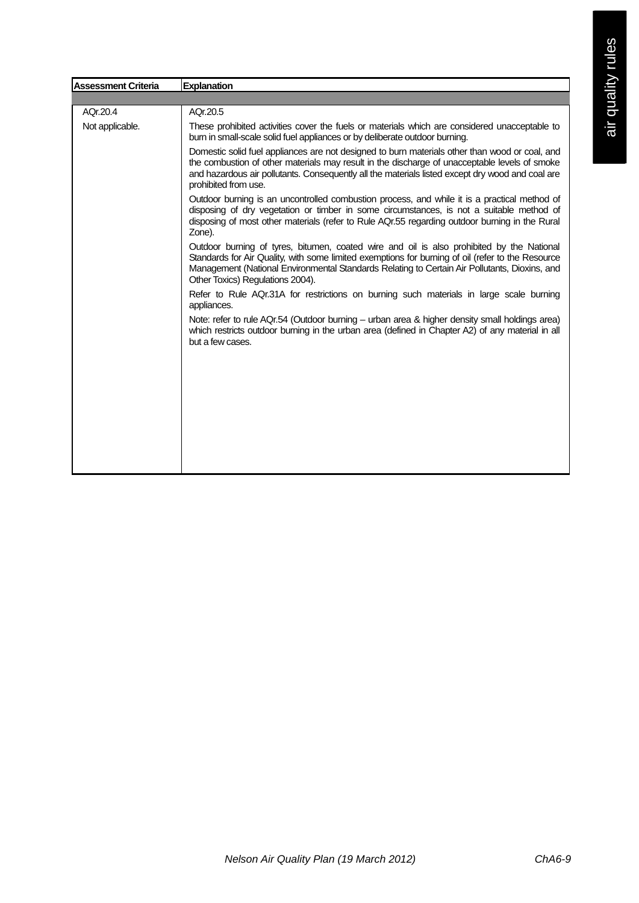| Assessment Criteria | Explanation |
|---|---|
| AQr.20.4 | AQr.20.5 |
| Not applicable. | These prohibited activities cover the fuels or materials which are considered unacceptable to burn in small-scale solid fuel appliances or by deliberate outdoor burning.<br><br>Domestic solid fuel appliances are not designed to burn materials other than wood or coal, and the combustion of other materials may result in the discharge of unacceptable levels of smoke and hazardous air pollutants. Consequently all the materials listed except dry wood and coal are prohibited from use.<br><br>Outdoor burning is an uncontrolled combustion process, and while it is a practical method of disposing of dry vegetation or timber in some circumstances, is not a suitable method of disposing of most other materials (refer to Rule AQr.55 regarding outdoor burning in the Rural Zone).<br><br>Outdoor burning of tyres, bitumen, coated wire and oil is also prohibited by the National Standards for Air Quality, with some limited exemptions for burning of oil (refer to the Resource Management (National Environmental Standards Relating to Certain Air Pollutants, Dioxins, and Other Toxics) Regulations 2004).<br><br>Refer to Rule AQr.31A for restrictions on burning such materials in large scale burning appliances.<br><br>Note: refer to rule AQr.54 (Outdoor burning – urban area & higher density small holdings area) which restricts outdoor burning in the urban area (defined in Chapter A2) of any material in all but a few cases. |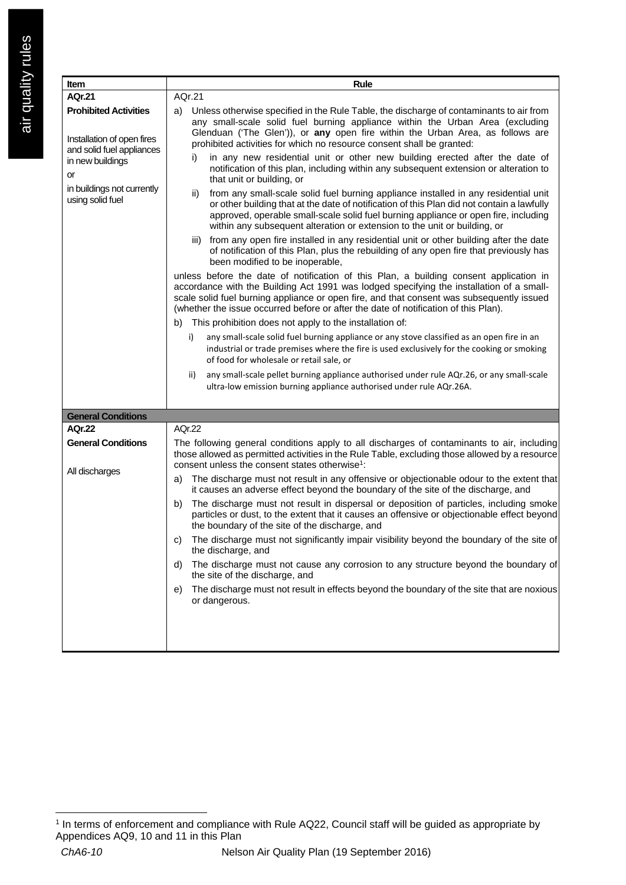| Item | Rule |
| --- | --- |
| **AQr.21**<br><br>**Prohibited Activities**<br><br>Installation of open fires and solid fuel appliances in new buildings<br>or<br>in buildings not currently using solid fuel | AQr.21<br><br>a) Unless otherwise specified in the Rule Table, the discharge of contaminants to air from any small-scale solid fuel burning appliance within the Urban Area (excluding Glenduan ('The Glen')), or **any** open fire within the Urban Area, as follows are prohibited activities for which no resource consent shall be granted:<br><br>i) in any new residential unit or other new building erected after the date of notification of this plan, including within any subsequent extension or alteration to that unit or building, or<br><br>ii) from any small-scale solid fuel burning appliance installed in any residential unit or other building that at the date of notification of this Plan did not contain a lawfully approved, operable small-scale solid fuel burning appliance or open fire, including within any subsequent alteration or extension to the unit or building, or<br><br>iii) from any open fire installed in any residential unit or other building after the date of notification of this Plan, plus the rebuilding of any open fire that previously has been modified to be inoperable,<br><br>unless before the date of notification of this Plan, a building consent application in accordance with the Building Act 1991 was lodged specifying the installation of a small-scale solid fuel burning appliance or open fire, and that consent was subsequently issued (whether the issue occurred before or after the date of notification of this Plan).<br><br>b) This prohibition does not apply to the installation of:<br><br>i) any small-scale solid fuel burning appliance or any stove classified as an open fire in an industrial or trade premises where the fire is used exclusively for the cooking or smoking of food for wholesale or retail sale, or<br><br>ii) any small-scale pellet burning appliance authorised under rule AQr.26, or any small-scale ultra-low emission burning appliance authorised under rule AQr.26A. |
| **General Conditions** | |
| **AQr.22**<br><br>**General Conditions**<br><br>All discharges | AQr.22<br><br>The following general conditions apply to all discharges of contaminants to air, including those allowed as permitted activities in the Rule Table, excluding those allowed by a resource consent unless the consent states otherwise[1]:<br><br>a) The discharge must not result in any offensive or objectionable odour to the extent that it causes an adverse effect beyond the boundary of the site of the discharge, and<br><br>b) The discharge must not result in dispersal or deposition of particles, including smoke particles or dust, to the extent that it causes an offensive or objectionable effect beyond the boundary of the site of the discharge, and<br><br>c) The discharge must not significantly impair visibility beyond the boundary of the site of the discharge, and<br><br>d) The discharge must not cause any corrosion to any structure beyond the boundary of the site of the discharge, and<br><br>e) The discharge must not result in effects beyond the boundary of the site that are noxious or dangerous. |

[1] In terms of enforcement and compliance with Rule AQ22, Council staff will be guided as appropriate by Appendices AQ9, 10 and 11 in this Plan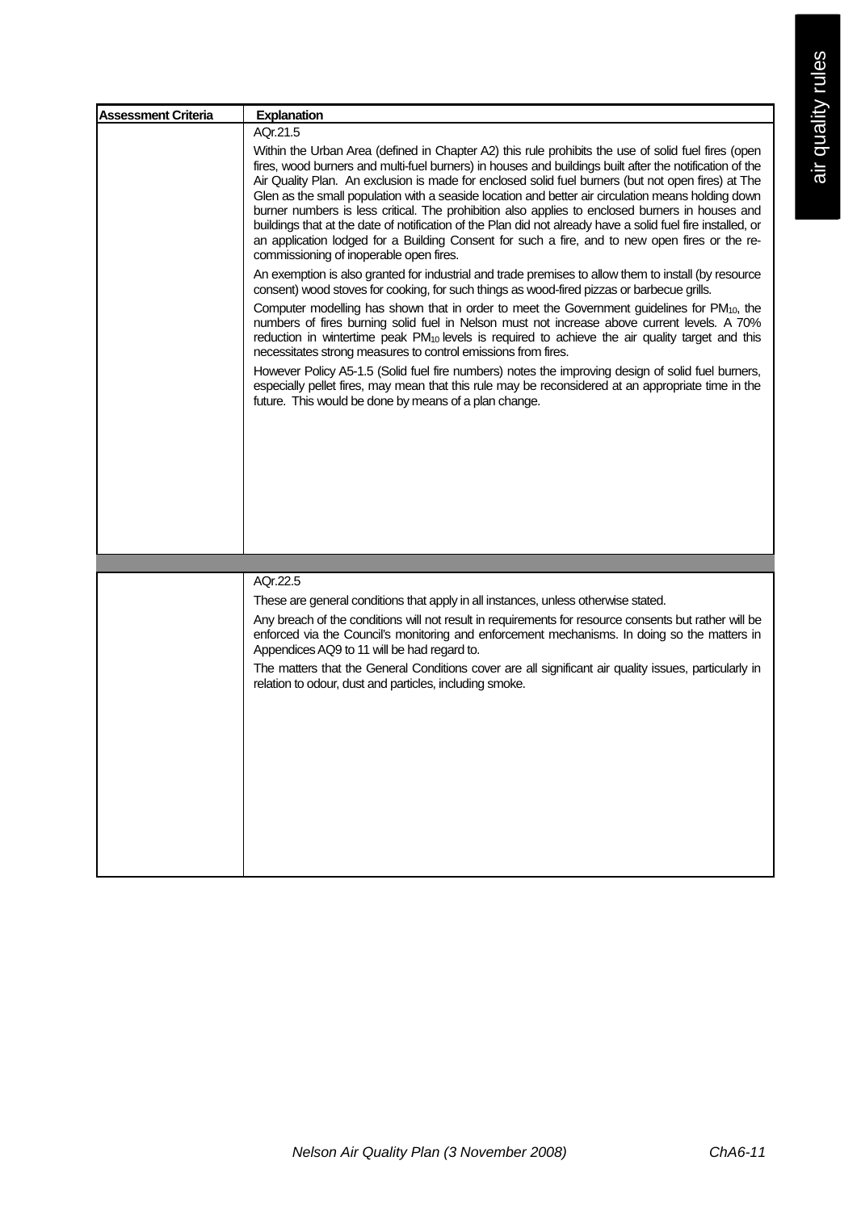| Assessment Criteria | Explanation |
|---|---|
| | AQr.21.5<br><br>Within the Urban Area (defined in Chapter A2) this rule prohibits the use of solid fuel fires (open fires, wood burners and multi-fuel burners) in houses and buildings built after the notification of the Air Quality Plan. An exclusion is made for enclosed solid fuel burners (but not open fires) at The Glen as the small population with a seaside location and better air circulation means holding down burner numbers is less critical. The prohibition also applies to enclosed burners in houses and buildings that at the date of notification of the Plan did not already have a solid fuel fire installed, or an application lodged for a Building Consent for such a fire, and to new open fires or the re-commissioning of inoperable open fires.<br><br>An exemption is also granted for industrial and trade premises to allow them to install (by resource consent) wood stoves for cooking, for such things as wood-fired pizzas or barbecue grills.<br><br>Computer modelling has shown that in order to meet the Government guidelines for $PM_{10}$, the numbers of fires burning solid fuel in Nelson must not increase above current levels. A 70% reduction in wintertime peak $PM_{10}$ levels is required to achieve the air quality target and this necessitates strong measures to control emissions from fires.<br><br>However Policy A5-1.5 (Solid fuel fire numbers) notes the improving design of solid fuel burners, especially pellet fires, may mean that this rule may be reconsidered at an appropriate time in the future. This would be done by means of a plan change. |
| | AQr.22.5<br><br>These are general conditions that apply in all instances, unless otherwise stated.<br><br>Any breach of the conditions will not result in requirements for resource consents but rather will be enforced via the Council's monitoring and enforcement mechanisms. In doing so the matters in Appendices AQ9 to 11 will be had regard to.<br><br>The matters that the General Conditions cover are all significant air quality issues, particularly in relation to odour, dust and particles, including smoke. |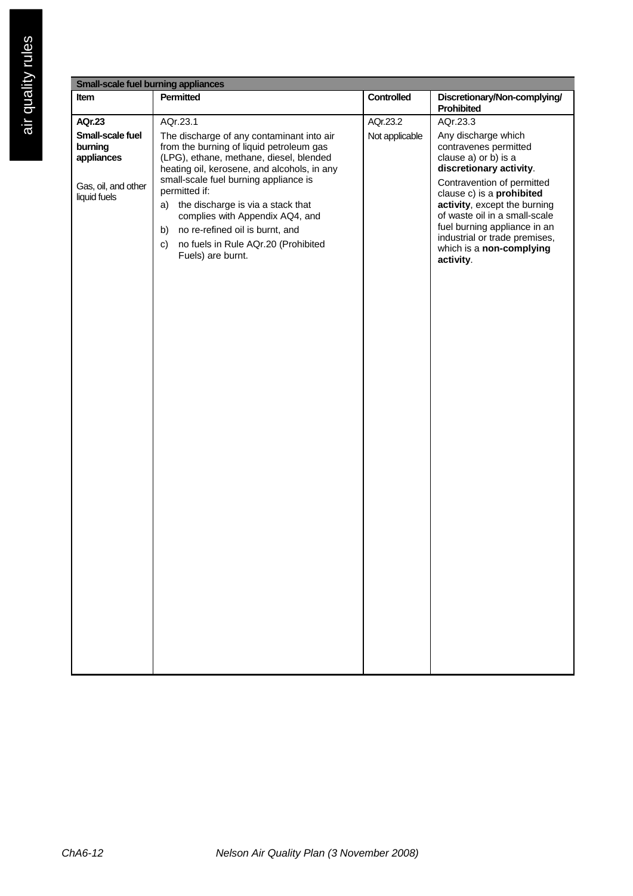| Small-scale fuel burning appliances | | | |
|---|---|---|---|
| **Item** | **Permitted** | **Controlled** | **Discretionary/Non-complying/ Prohibited** |
| **AQr.23**<br>**Small-scale fuel burning appliances**<br><br>Gas, oil, and other liquid fuels | AQr.23.1<br>The discharge of any contaminant into air from the burning of liquid petroleum gas (LPG), ethane, methane, diesel, blended heating oil, kerosene, and alcohols, in any small-scale fuel burning appliance is permitted if:<br>a) the discharge is via a stack that complies with Appendix AQ4, and<br>b) no re-refined oil is burnt, and<br>c) no fuels in Rule AQr.20 (Prohibited Fuels) are burnt. | AQr.23.2<br>Not applicable | AQr.23.3<br>Any discharge which contravenes permitted clause a) or b) is a **discretionary activity**.<br>Contravention of permitted clause c) is a **prohibited activity**, except the burning of waste oil in a small-scale fuel burning appliance in an industrial or trade premises, which is a **non-complying activity**. |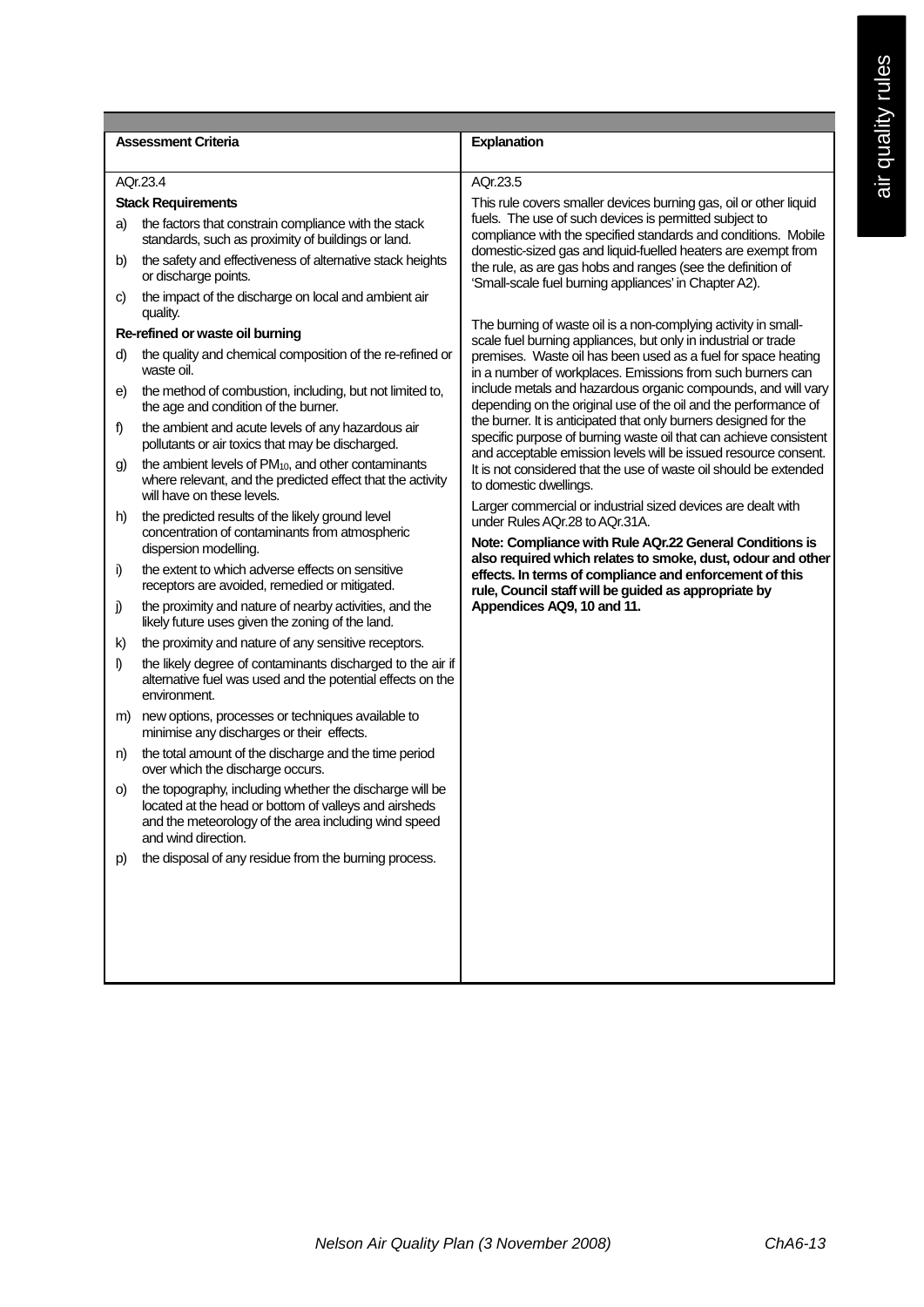| Assessment Criteria | Explanation |
|---|---|
| AQr.23.4 | AQr.23.5 |
| **Stack Requirements**<br>a) the factors that constrain compliance with the stack standards, such as proximity of buildings or land.<br>b) the safety and effectiveness of alternative stack heights or discharge points.<br>c) the impact of the discharge on local and ambient air quality.<br>**Re-refined or waste oil burning**<br>d) the quality and chemical composition of the re-refined or waste oil.<br>e) the method of combustion, including, but not limited to, the age and condition of the burner.<br>f) the ambient and acute levels of any hazardous air pollutants or air toxics that may be discharged.<br>g) the ambient levels of $PM_{10}$, and other contaminants where relevant, and the predicted effect that the activity will have on these levels.<br>h) the predicted results of the likely ground level concentration of contaminants from atmospheric dispersion modelling.<br>i) the extent to which adverse effects on sensitive receptors are avoided, remedied or mitigated.<br>j) the proximity and nature of nearby activities, and the likely future uses given the zoning of the land.<br>k) the proximity and nature of any sensitive receptors.<br>l) the likely degree of contaminants discharged to the air if alternative fuel was used and the potential effects on the environment.<br>m) new options, processes or techniques available to minimise any discharges or their effects.<br>n) the total amount of the discharge and the time period over which the discharge occurs.<br>o) the topography, including whether the discharge will be located at the head or bottom of valleys and airsheds and the meteorology of the area including wind speed and wind direction.<br>p) the disposal of any residue from the burning process. | This rule covers smaller devices burning gas, oil or other liquid fuels. The use of such devices is permitted subject to compliance with the specified standards and conditions. Mobile domestic-sized gas and liquid-fuelled heaters are exempt from the rule, as are gas hobs and ranges (see the definition of 'Small-scale fuel burning appliances' in Chapter A2).<br><br>The burning of waste oil is a non-complying activity in small-scale fuel burning appliances, but only in industrial or trade premises. Waste oil has been used as a fuel for space heating in a number of workplaces. Emissions from such burners can include metals and hazardous organic compounds, and will vary depending on the original use of the oil and the performance of the burner. It is anticipated that only burners designed for the specific purpose of burning waste oil that can achieve consistent and acceptable emission levels will be issued resource consent. It is not considered that the use of waste oil should be extended to domestic dwellings.<br><br>Larger commercial or industrial sized devices are dealt with under Rules AQr.28 to AQr.31A.<br><br>**Note: Compliance with Rule AQr.22 General Conditions is also required which relates to smoke, dust, odour and other effects. In terms of compliance and enforcement of this rule, Council staff will be guided as appropriate by Appendices AQ9, 10 and 11.** |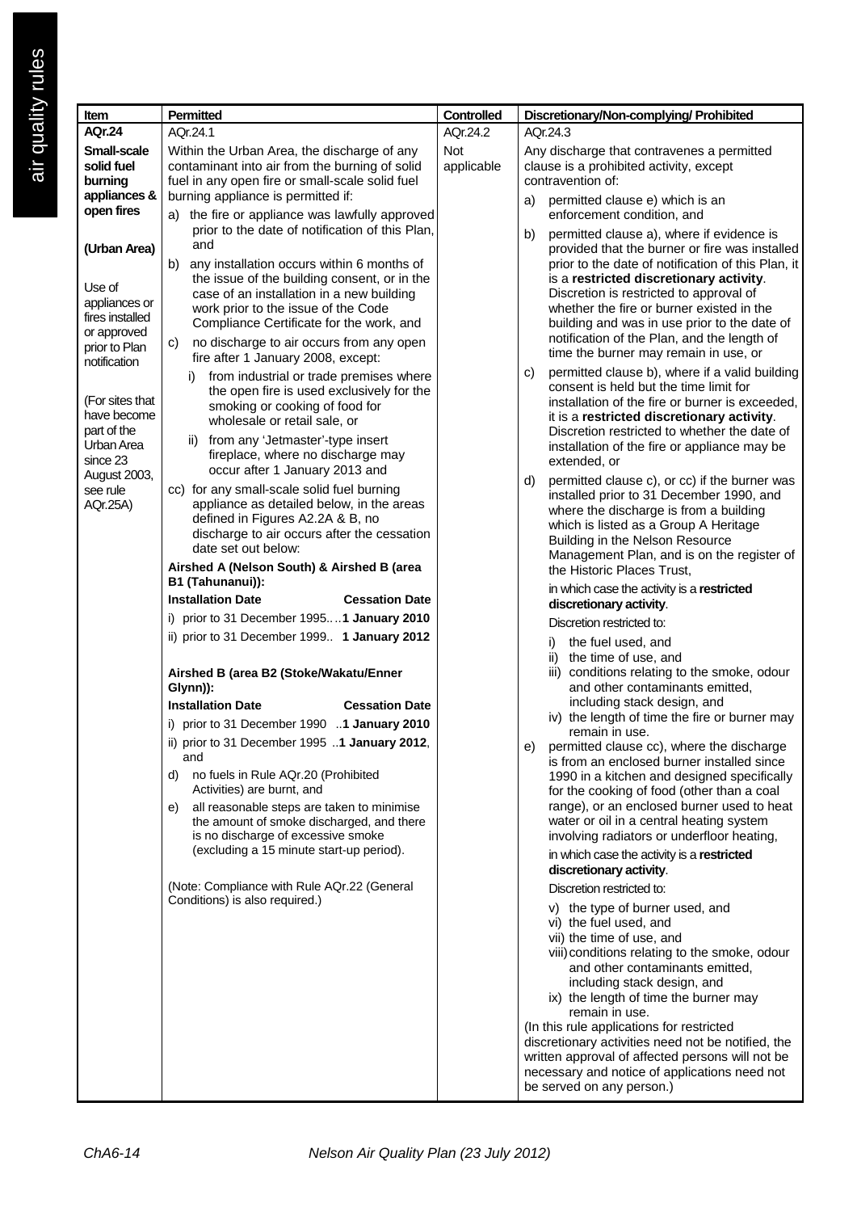| Item | Permitted | Controlled | Discretionary/Non-complying/ Prohibited |
|---|---|---|---|
| **AQr.24**<br><br>**Small-scale solid fuel burning appliances & open fires**<br><br>**(Urban Area)**<br><br>Use of appliances or fires installed or approved prior to Plan notification<br><br>(For sites that have become part of the Urban Area since 23 August 2003, see rule AQr.25A) | AQr.24.1<br><br>Within the Urban Area, the discharge of any contaminant into air from the burning of solid fuel in any open fire or small-scale solid fuel burning appliance is permitted if:<br><br>a) the fire or appliance was lawfully approved prior to the date of notification of this Plan, and<br><br>b) any installation occurs within 6 months of the issue of the building consent, or in the case of an installation in a new building work prior to the issue of the Code Compliance Certificate for the work, and<br><br>c) no discharge to air occurs from any open fire after 1 January 2008, except:<br><br>i) from industrial or trade premises where the open fire is used exclusively for the smoking or cooking of food for wholesale or retail sale, or<br><br>ii) from any 'Jetmaster'-type insert fireplace, where no discharge may occur after 1 January 2013 and<br><br>cc) for any small-scale solid fuel burning appliance as detailed below, in the areas defined in Figures A2.2A & B, no discharge to air occurs after the cessation date set out below:<br><br>**Airshed A (Nelson South) & Airshed B (area B1 (Tahunanui)):**<br><br>**Installation Date** — **Cessation Date**<br><br>i) prior to 31 December 1995….**1 January 2010**<br><br>ii) prior to 31 December 1999.. **1 January 2012**<br><br>**Airshed B (area B2 (Stoke/Wakatu/Enner Glynn)):**<br><br>**Installation Date** — **Cessation Date**<br><br>i) prior to 31 December 1990 ..**1 January 2010**<br><br>ii) prior to 31 December 1995 ..**1 January 2012**, and<br><br>d) no fuels in Rule AQr.20 (Prohibited Activities) are burnt, and<br><br>e) all reasonable steps are taken to minimise the amount of smoke discharged, and there is no discharge of excessive smoke (excluding a 15 minute start-up period).<br><br>(Note: Compliance with Rule AQr.22 (General Conditions) is also required.) | AQr.24.2<br><br>Not applicable | AQr.24.3<br><br>Any discharge that contravenes a permitted clause is a prohibited activity, except contravention of:<br><br>a) permitted clause e) which is an enforcement condition, and<br><br>b) permitted clause a), where if evidence is provided that the burner or fire was installed prior to the date of notification of this Plan, it is a **restricted discretionary activity**. Discretion is restricted to approval of whether the fire or burner existed in the building and was in use prior to the date of notification of the Plan, and the length of time the burner may remain in use, or<br><br>c) permitted clause b), where if a valid building consent is held but the time limit for installation of the fire or burner is exceeded, it is a **restricted discretionary activity**. Discretion restricted to whether the date of installation of the fire or appliance may be extended, or<br><br>d) permitted clause c), or cc) if the burner was installed prior to 31 December 1990, and where the discharge is from a building which is listed as a Group A Heritage Building in the Nelson Resource Management Plan, and is on the register of the Historic Places Trust,<br><br>in which case the activity is a **restricted discretionary activity**.<br><br>Discretion restricted to:<br><br>i) the fuel used, and<br>ii) the time of use, and<br>iii) conditions relating to the smoke, odour and other contaminants emitted, including stack design, and<br>iv) the length of time the fire or burner may remain in use.<br><br>e) permitted clause cc), where the discharge is from an enclosed burner installed since 1990 in a kitchen and designed specifically for the cooking of food (other than a coal range), or an enclosed burner used to heat water or oil in a central heating system involving radiators or underfloor heating,<br><br>in which case the activity is a **restricted discretionary activity**.<br><br>Discretion restricted to:<br><br>v) the type of burner used, and<br>vi) the fuel used, and<br>vii) the time of use, and<br>viii) conditions relating to the smoke, odour and other contaminants emitted, including stack design, and<br>ix) the length of time the burner may remain in use.<br><br>(In this rule applications for restricted discretionary activities need not be notified, the written approval of affected persons will not be necessary and notice of applications need not be served on any person.) |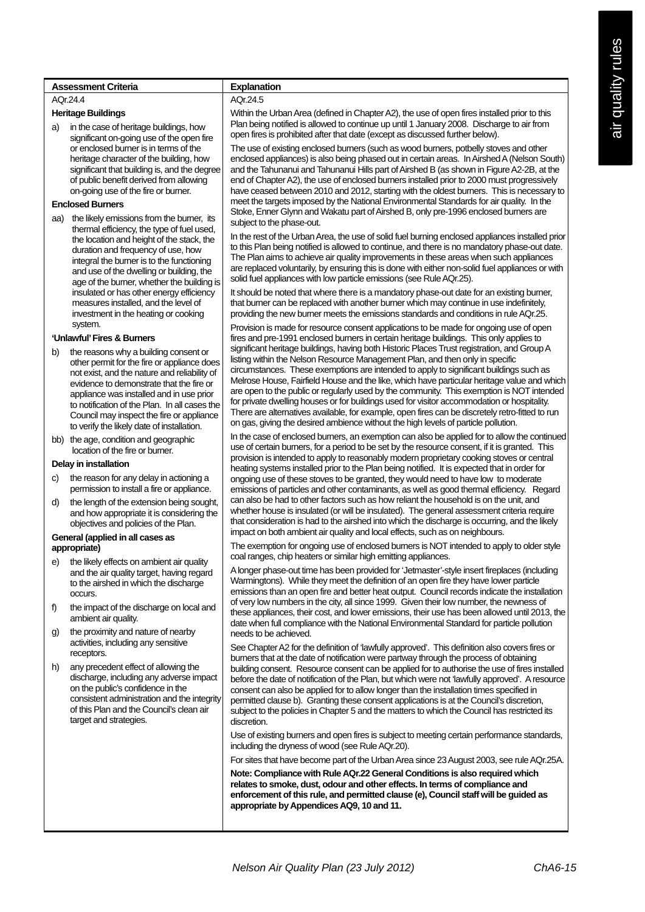| Assessment Criteria | Explanation |
|---|---|
| AQr.24.4<br><br>**Heritage Buildings**<br><br>a) in the case of heritage buildings, how significant on-going use of the open fire or enclosed burner is in terms of the heritage character of the building, how significant that building is, and the degree of public benefit derived from allowing on-going use of the fire or burner.<br><br>**Enclosed Burners**<br><br>aa) the likely emissions from the burner, its thermal efficiency, the type of fuel used, the location and height of the stack, the duration and frequency of use, how integral the burner is to the functioning and use of the dwelling or building, the age of the burner, whether the building is insulated or has other energy efficiency measures installed, and the level of investment in the heating or cooking system.<br><br>**'Unlawful' Fires & Burners**<br><br>b) the reasons why a building consent or other permit for the fire or appliance does not exist, and the nature and reliability of evidence to demonstrate that the fire or appliance was installed and in use prior to notification of the Plan. In all cases the Council may inspect the fire or appliance to verify the likely date of installation.<br><br>bb) the age, condition and geographic location of the fire or burner.<br><br>**Delay in installation**<br><br>c) the reason for any delay in actioning a permission to install a fire or appliance.<br><br>d) the length of the extension being sought, and how appropriate it is considering the objectives and policies of the Plan.<br><br>**General (applied in all cases as appropriate)**<br><br>e) the likely effects on ambient air quality and the air quality target, having regard to the airshed in which the discharge occurs.<br><br>f) the impact of the discharge on local and ambient air quality.<br><br>g) the proximity and nature of nearby activities, including any sensitive receptors.<br><br>h) any precedent effect of allowing the discharge, including any adverse impact on the public's confidence in the consistent administration and the integrity of this Plan and the Council's clean air target and strategies. | AQr.24.5<br><br>Within the Urban Area (defined in Chapter A2), the use of open fires installed prior to this Plan being notified is allowed to continue up until 1 January 2008. Discharge to air from open fires is prohibited after that date (except as discussed further below).<br><br>The use of existing enclosed burners (such as wood burners, potbelly stoves and other enclosed appliances) is also being phased out in certain areas. In Airshed A (Nelson South) and the Tahunanui and Tahunanui Hills part of Airshed B (as shown in Figure A2-2B, at the end of Chapter A2), the use of enclosed burners installed prior to 2000 must progressively have ceased between 2010 and 2012, starting with the oldest burners. This is necessary to meet the targets imposed by the National Environmental Standards for air quality. In the Stoke, Enner Glynn and Wakatu part of Airshed B, only pre-1996 enclosed burners are subject to the phase-out.<br><br>In the rest of the Urban Area, the use of solid fuel burning enclosed appliances installed prior to this Plan being notified is allowed to continue, and there is no mandatory phase-out date. The Plan aims to achieve air quality improvements in these areas when such appliances are replaced voluntarily, by ensuring this is done with either non-solid fuel appliances or with solid fuel appliances with low particle emissions (see Rule AQr.25).<br><br>It should be noted that where there is a mandatory phase-out date for an existing burner, that burner can be replaced with another burner which may continue in use indefinitely, providing the new burner meets the emissions standards and conditions in rule AQr.25.<br><br>Provision is made for resource consent applications to be made for ongoing use of open fires and pre-1991 enclosed burners in certain heritage buildings. This only applies to significant heritage buildings, having both Historic Places Trust registration, and Group A listing within the Nelson Resource Management Plan, and then only in specific circumstances. These exemptions are intended to apply to significant buildings such as Melrose House, Fairfield House and the like, which have particular heritage value and which are open to the public or regularly used by the community. This exemption is NOT intended for private dwelling houses or for buildings used for visitor accommodation or hospitality. There are alternatives available, for example, open fires can be discretely retro-fitted to run on gas, giving the desired ambience without the high levels of particle pollution.<br><br>In the case of enclosed burners, an exemption can also be applied for to allow the continued use of certain burners, for a period to be set by the resource consent, if it is granted. This provision is intended to apply to reasonably modern proprietary cooking stoves or central heating systems installed prior to the Plan being notified. It is expected that in order for ongoing use of these stoves to be granted, they would need to have low to moderate emissions of particles and other contaminants, as well as good thermal efficiency. Regard can also be had to other factors such as how reliant the household is on the unit, and whether house is insulated (or will be insulated). The general assessment criteria require that consideration is had to the airshed into which the discharge is occurring, and the likely impact on both ambient air quality and local effects, such as on neighbours.<br><br>The exemption for ongoing use of enclosed burners is NOT intended to apply to older style coal ranges, chip heaters or similar high emitting appliances.<br><br>A longer phase-out time has been provided for 'Jetmaster'-style insert fireplaces (including Warmingtons). While they meet the definition of an open fire they have lower particle emissions than an open fire and better heat output. Council records indicate the installation of very low numbers in the city, all since 1999. Given their low number, the newness of these appliances, their cost, and lower emissions, their use has been allowed until 2013, the date when full compliance with the National Environmental Standard for particle pollution needs to be achieved.<br><br>See Chapter A2 for the definition of 'lawfully approved'. This definition also covers fires or burners that at the date of notification were partway through the process of obtaining building consent. Resource consent can be applied for to authorise the use of fires installed before the date of notification of the Plan, but which were not 'lawfully approved'. A resource consent can also be applied for to allow longer than the installation times specified in permitted clause b). Granting these consent applications is at the Council's discretion, subject to the policies in Chapter 5 and the matters to which the Council has restricted its discretion.<br><br>Use of existing burners and open fires is subject to meeting certain performance standards, including the dryness of wood (see Rule AQr.20).<br><br>For sites that have become part of the Urban Area since 23 August 2003, see rule AQr.25A.<br><br>**Note: Compliance with Rule AQr.22 General Conditions is also required which relates to smoke, dust, odour and other effects. In terms of compliance and enforcement of this rule, and permitted clause (e), Council staff will be guided as appropriate by Appendices AQ9, 10 and 11.** |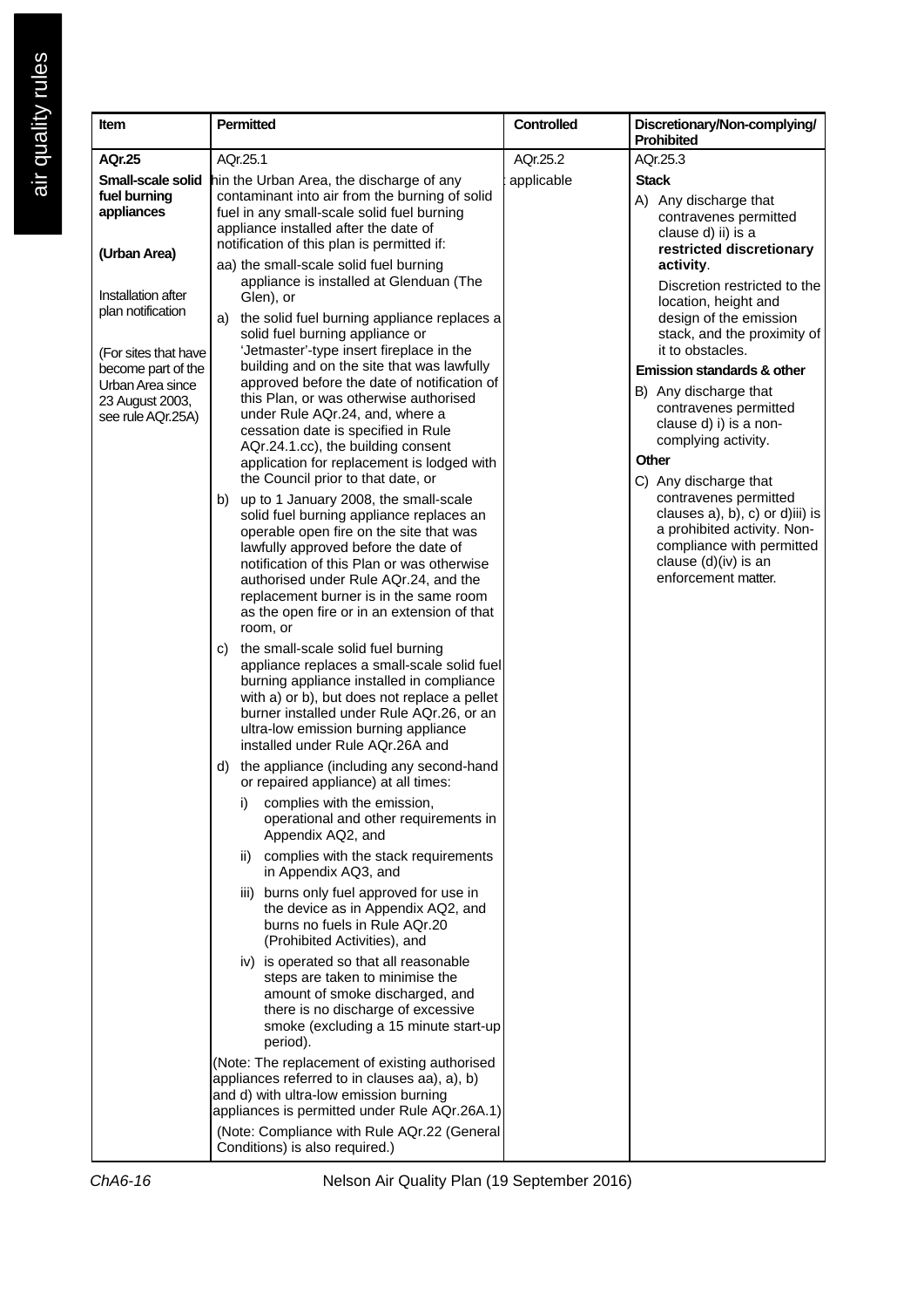| Item | Permitted | Controlled | Discretionary/Non-complying/ Prohibited |
|---|---|---|---|
| **AQr.25** | AQr.25.1 | AQr.25.2 | AQr.25.3 |
| **Small-scale solid fuel burning appliances**<br><br>**(Urban Area)**<br><br>Installation after plan notification<br><br>(For sites that have become part of the Urban Area since 23 August 2003, see rule AQr.25A) | Within the Urban Area, the discharge of any contaminant into air from the burning of solid fuel in any small-scale solid fuel burning appliance installed after the date of notification of this plan is permitted if:<br><br>aa) the small-scale solid fuel burning appliance is installed at Glenduan (The Glen), or<br><br>a) the solid fuel burning appliance replaces a solid fuel burning appliance or 'Jetmaster'-type insert fireplace in the building and on the site that was lawfully approved before the date of notification of this Plan, or was otherwise authorised under Rule AQr.24, and, where a cessation date is specified in Rule AQr.24.1.cc), the building consent application for replacement is lodged with the Council prior to that date, or<br><br>b) up to 1 January 2008, the small-scale solid fuel burning appliance replaces an operable open fire on the site that was lawfully approved before the date of notification of this Plan or was otherwise authorised under Rule AQr.24, and the replacement burner is in the same room as the open fire or in an extension of that room, or<br><br>c) the small-scale solid fuel burning appliance replaces a small-scale solid fuel burning appliance installed in compliance with a) or b), but does not replace a pellet burner installed under Rule AQr.26, or an ultra-low emission burning appliance installed under Rule AQr.26A and<br><br>d) the appliance (including any second-hand or repaired appliance) at all times:<br><br>i) complies with the emission, operational and other requirements in Appendix AQ2, and<br><br>ii) complies with the stack requirements in Appendix AQ3, and<br><br>iii) burns only fuel approved for use in the device as in Appendix AQ2, and burns no fuels in Rule AQr.20 (Prohibited Activities), and<br><br>iv) is operated so that all reasonable steps are taken to minimise the amount of smoke discharged, and there is no discharge of excessive smoke (excluding a 15 minute start-up period).<br><br>(Note: The replacement of existing authorised appliances referred to in clauses aa), a), b) and d) with ultra-low emission burning appliances is permitted under Rule AQr.26A.1)<br><br>(Note: Compliance with Rule AQr.22 (General Conditions) is also required.) | Not applicable | **Stack**<br><br>A) Any discharge that contravenes permitted clause d) ii) is a **restricted discretionary activity**.<br><br>Discretion restricted to the location, height and design of the emission stack, and the proximity of it to obstacles.<br><br>**Emission standards & other**<br><br>B) Any discharge that contravenes permitted clause d) i) is a non-complying activity.<br><br>**Other**<br><br>C) Any discharge that contravenes permitted clauses a), b), c) or d)iii) is a prohibited activity. Non-compliance with permitted clause (d)(iv) is an enforcement matter. |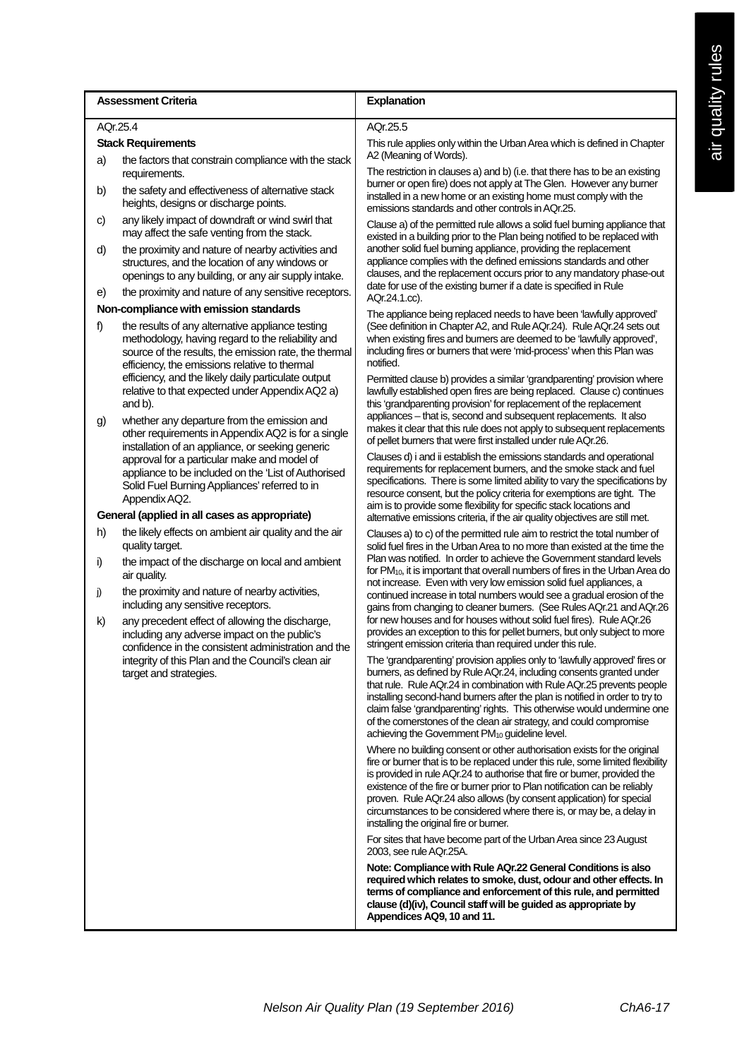| Assessment Criteria | Explanation |
|---|---|
| AQr.25.4<br><br>**Stack Requirements**<br><br>a) the factors that constrain compliance with the stack requirements.<br><br>b) the safety and effectiveness of alternative stack heights, designs or discharge points.<br><br>c) any likely impact of downdraft or wind swirl that may affect the safe venting from the stack.<br><br>d) the proximity and nature of nearby activities and structures, and the location of any windows or openings to any building, or any air supply intake.<br><br>e) the proximity and nature of any sensitive receptors.<br><br>**Non-compliance with emission standards**<br><br>f) the results of any alternative appliance testing methodology, having regard to the reliability and source of the results, the emission rate, the thermal efficiency, the emissions relative to thermal efficiency, and the likely daily particulate output relative to that expected under Appendix AQ2 a) and b).<br><br>g) whether any departure from the emission and other requirements in Appendix AQ2 is for a single installation of an appliance, or seeking generic approval for a particular make and model of appliance to be included on the 'List of Authorised Solid Fuel Burning Appliances' referred to in Appendix AQ2.<br><br>**General (applied in all cases as appropriate)**<br><br>h) the likely effects on ambient air quality and the air quality target.<br><br>i) the impact of the discharge on local and ambient air quality.<br><br>j) the proximity and nature of nearby activities, including any sensitive receptors.<br><br>k) any precedent effect of allowing the discharge, including any adverse impact on the public's confidence in the consistent administration and the integrity of this Plan and the Council's clean air target and strategies. | AQr.25.5<br><br>This rule applies only within the Urban Area which is defined in Chapter A2 (Meaning of Words).<br><br>The restriction in clauses a) and b) (i.e. that there has to be an existing burner or open fire) does not apply at The Glen. However any burner installed in a new home or an existing home must comply with the emissions standards and other controls in AQr.25.<br><br>Clause a) of the permitted rule allows a solid fuel burning appliance that existed in a building prior to the Plan being notified to be replaced with another solid fuel burning appliance, providing the replacement appliance complies with the defined emissions standards and other clauses, and the replacement occurs prior to any mandatory phase-out date for use of the existing burner if a date is specified in Rule AQr.24.1.cc).<br><br>The appliance being replaced needs to have been 'lawfully approved' (See definition in Chapter A2, and Rule AQr.24). Rule AQr.24 sets out when existing fires and burners are deemed to be 'lawfully approved', including fires or burners that were 'mid-process' when this Plan was notified.<br><br>Permitted clause b) provides a similar 'grandparenting' provision where lawfully established open fires are being replaced. Clause c) continues this 'grandparenting provision' for replacement of the replacement appliances – that is, second and subsequent replacements. It also makes it clear that this rule does not apply to subsequent replacements of pellet burners that were first installed under rule AQr.26.<br><br>Clauses d) i and ii establish the emissions standards and operational requirements for replacement burners, and the smoke stack and fuel specifications. There is some limited ability to vary the specifications by resource consent, but the policy criteria for exemptions are tight. The aim is to provide some flexibility for specific stack locations and alternative emissions criteria, if the air quality objectives are still met.<br><br>Clauses a) to c) of the permitted rule aim to restrict the total number of solid fuel fires in the Urban Area to no more than existed at the time the Plan was notified. In order to achieve the Government standard levels for $PM_{10}$, it is important that overall numbers of fires in the Urban Area do not increase. Even with very low emission solid fuel appliances, a continued increase in total numbers would see a gradual erosion of the gains from changing to cleaner burners. (See Rules AQr.21 and AQr.26 for new houses and for houses without solid fuel fires). Rule AQr.26 provides an exception to this for pellet burners, but only subject to more stringent emission criteria than required under this rule.<br><br>The 'grandparenting' provision applies only to 'lawfully approved' fires or burners, as defined by Rule AQr.24, including consents granted under that rule. Rule AQr.24 in combination with Rule AQr.25 prevents people installing second-hand burners after the plan is notified in order to try to claim false 'grandparenting' rights. This otherwise would undermine one of the cornerstones of the clean air strategy, and could compromise achieving the Government $PM_{10}$ guideline level.<br><br>Where no building consent or other authorisation exists for the original fire or burner that is to be replaced under this rule, some limited flexibility is provided in rule AQr.24 to authorise that fire or burner, provided the existence of the fire or burner prior to Plan notification can be reliably proven. Rule AQr.24 also allows (by consent application) for special circumstances to be considered where there is, or may be, a delay in installing the original fire or burner.<br><br>For sites that have become part of the Urban Area since 23 August 2003, see rule AQr.25A.<br><br>**Note: Compliance with Rule AQr.22 General Conditions is also required which relates to smoke, dust, odour and other effects. In terms of compliance and enforcement of this rule, and permitted clause (d)(iv), Council staff will be guided as appropriate by Appendices AQ9, 10 and 11.** |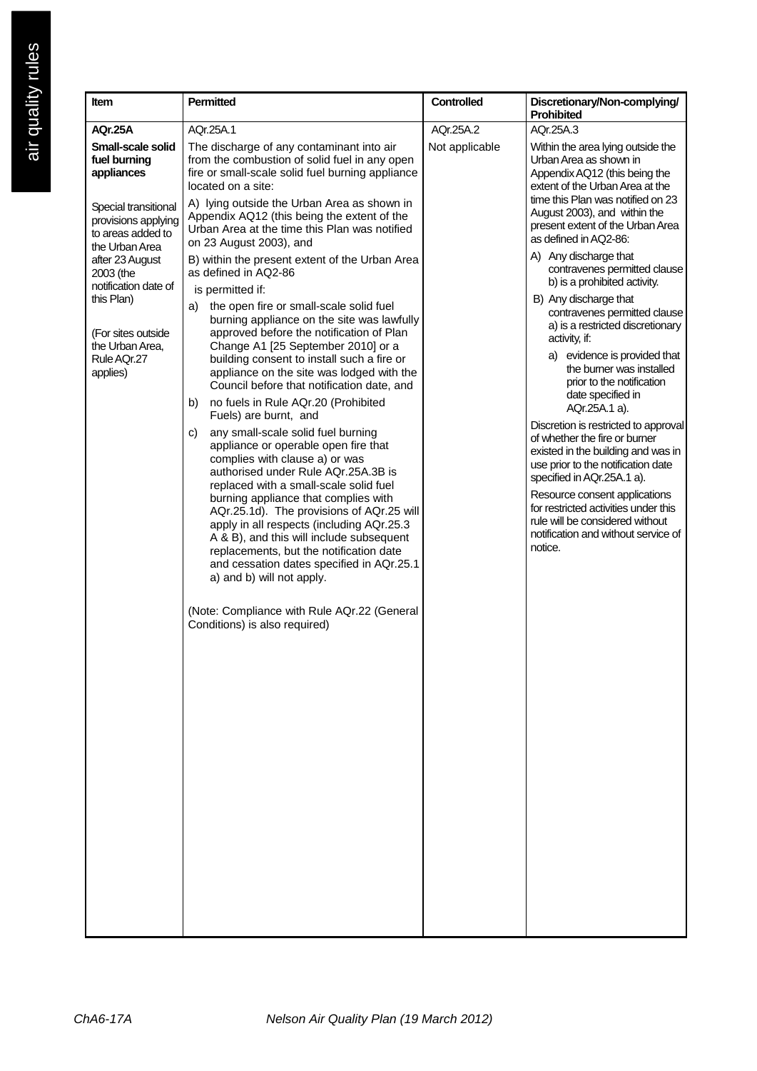| Item | Permitted | Controlled | Discretionary/Non-complying/ Prohibited |
|---|---|---|---|
| **AQr.25A**<br><br>**Small-scale solid fuel burning appliances**<br><br>Special transitional provisions applying to areas added to the Urban Area after 23 August 2003 (the notification date of this Plan)<br><br>(For sites outside the Urban Area, Rule AQr.27 applies) | AQr.25A.1<br><br>The discharge of any contaminant into air from the combustion of solid fuel in any open fire or small-scale solid fuel burning appliance located on a site:<br><br>A) lying outside the Urban Area as shown in Appendix AQ12 (this being the extent of the Urban Area at the time this Plan was notified on 23 August 2003), and<br><br>B) within the present extent of the Urban Area as defined in AQ2-86<br><br>is permitted if:<br><br>a) the open fire or small-scale solid fuel burning appliance on the site was lawfully approved before the notification of Plan Change A1 [25 September 2010] or a building consent to install such a fire or appliance on the site was lodged with the Council before that notification date, and<br><br>b) no fuels in Rule AQr.20 (Prohibited Fuels) are burnt, and<br><br>c) any small-scale solid fuel burning appliance or operable open fire that complies with clause a) or was authorised under Rule AQr.25A.3B is replaced with a small-scale solid fuel burning appliance that complies with AQr.25.1d). The provisions of AQr.25 will apply in all respects (including AQr.25.3 A & B), and this will include subsequent replacements, but the notification date and cessation dates specified in AQr.25.1 a) and b) will not apply.<br><br>(Note: Compliance with Rule AQr.22 (General Conditions) is also required) | AQr.25A.2<br><br>Not applicable | AQr.25A.3<br><br>Within the area lying outside the Urban Area as shown in Appendix AQ12 (this being the extent of the Urban Area at the time this Plan was notified on 23 August 2003), and within the present extent of the Urban Area as defined in AQ2-86:<br><br>A) Any discharge that contravenes permitted clause b) is a prohibited activity.<br><br>B) Any discharge that contravenes permitted clause a) is a restricted discretionary activity, if:<br><br>a) evidence is provided that the burner was installed prior to the notification date specified in AQr.25A.1 a).<br><br>Discretion is restricted to approval of whether the fire or burner existed in the building and was in use prior to the notification date specified in AQr.25A.1 a).<br><br>Resource consent applications for restricted activities under this rule will be considered without notification and without service of notice. |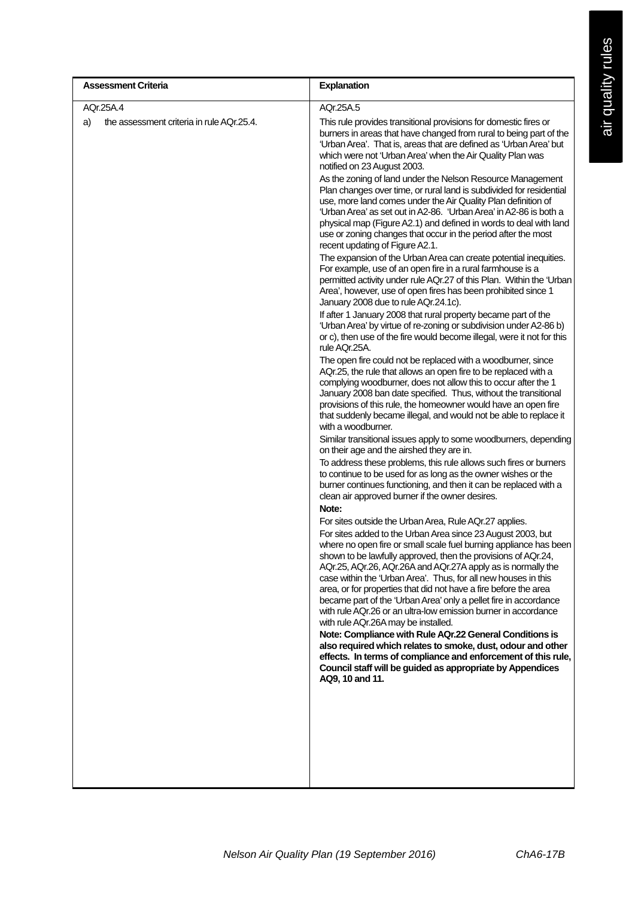| Assessment Criteria | Explanation |
|---|---|
| AQr.25A.4 | AQr.25A.5 |
| a) the assessment criteria in rule AQr.25.4. | This rule provides transitional provisions for domestic fires or burners in areas that have changed from rural to being part of the 'Urban Area'. That is, areas that are defined as 'Urban Area' but which were not 'Urban Area' when the Air Quality Plan was notified on 23 August 2003.<br><br>As the zoning of land under the Nelson Resource Management Plan changes over time, or rural land is subdivided for residential use, more land comes under the Air Quality Plan definition of 'Urban Area' as set out in A2-86. 'Urban Area' in A2-86 is both a physical map (Figure A2.1) and defined in words to deal with land use or zoning changes that occur in the period after the most recent updating of Figure A2.1.<br><br>The expansion of the Urban Area can create potential inequities. For example, use of an open fire in a rural farmhouse is a permitted activity under rule AQr.27 of this Plan. Within the 'Urban Area', however, use of open fires has been prohibited since 1 January 2008 due to rule AQr.24.1c).<br><br>If after 1 January 2008 that rural property became part of the 'Urban Area' by virtue of re-zoning or subdivision under A2-86 b) or c), then use of the fire would become illegal, were it not for this rule AQr.25A.<br><br>The open fire could not be replaced with a woodburner, since AQr.25, the rule that allows an open fire to be replaced with a complying woodburner, does not allow this to occur after the 1 January 2008 ban date specified. Thus, without the transitional provisions of this rule, the homeowner would have an open fire that suddenly became illegal, and would not be able to replace it with a woodburner.<br><br>Similar transitional issues apply to some woodburners, depending on their age and the airshed they are in.<br><br>To address these problems, this rule allows such fires or burners to continue to be used for as long as the owner wishes or the burner continues functioning, and then it can be replaced with a clean air approved burner if the owner desires.<br><br>**Note:**<br><br>For sites outside the Urban Area, Rule AQr.27 applies.<br><br>For sites added to the Urban Area since 23 August 2003, but where no open fire or small scale fuel burning appliance has been shown to be lawfully approved, then the provisions of AQr.24, AQr.25, AQr.26, AQr.26A and AQr.27A apply as is normally the case within the 'Urban Area'. Thus, for all new houses in this area, or for properties that did not have a fire before the area became part of the 'Urban Area' only a pellet fire in accordance with rule AQr.26 or an ultra-low emission burner in accordance with rule AQr.26A may be installed.<br><br>**Note: Compliance with Rule AQr.22 General Conditions is also required which relates to smoke, dust, odour and other effects. In terms of compliance and enforcement of this rule, Council staff will be guided as appropriate by Appendices AQ9, 10 and 11.** |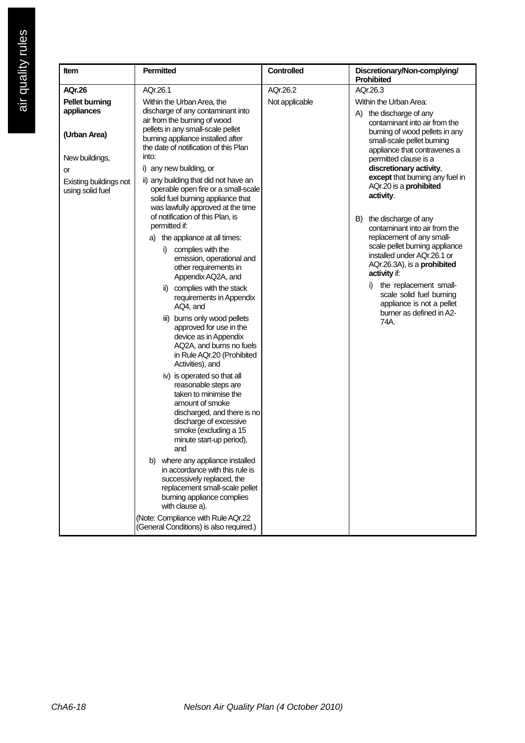| Item | Permitted | Controlled | Discretionary/Non-complying/ Prohibited |
|---|---|---|---|
| **AQr.26**<br><br>**Pellet burning appliances**<br><br>**(Urban Area)**<br><br>New buildings,<br><br>or<br><br>Existing buildings not using solid fuel | AQr.26.1<br><br>Within the Urban Area, the discharge of any contaminant into air from the burning of wood pellets in any small-scale pellet burning appliance installed after the date of notification of this Plan into:<br><br>i) any new building, or<br><br>ii) any building that did not have an operable open fire or a small-scale solid fuel burning appliance that was lawfully approved at the time of notification of this Plan, is permitted if:<br><br>a) the appliance at all times:<br><br>i) complies with the emission, operational and other requirements in Appendix AQ2A, and<br><br>ii) complies with the stack requirements in Appendix AQ4, and<br><br>iii) burns only wood pellets approved for use in the device as in Appendix AQ2A, and burns no fuels in Rule AQr.20 (Prohibited Activities), and<br><br>iv) is operated so that all reasonable steps are taken to minimise the amount of smoke discharged, and there is no discharge of excessive smoke (excluding a 15 minute start-up period), and<br><br>b) where any appliance installed in accordance with this rule is successively replaced, the replacement small-scale pellet burning appliance complies with clause a).<br><br>(Note: Compliance with Rule AQr.22 (General Conditions) is also required.) | AQr.26.2<br><br>Not applicable | AQr.26.3<br><br>Within the Urban Area:<br><br>A) the discharge of any contaminant into air from the burning of wood pellets in any small-scale pellet burning appliance that contravenes a permitted clause is a **discretionary activity**, **except** that burning any fuel in AQr.20 is a **prohibited activity**.<br><br>B) the discharge of any contaminant into air from the replacement of any small-scale pellet burning appliance installed under AQr.26.1 or AQr.26.3A), is a **prohibited activity** if:<br><br>i) the replacement small-scale solid fuel burning appliance is not a pellet burner as defined in A2-74A. |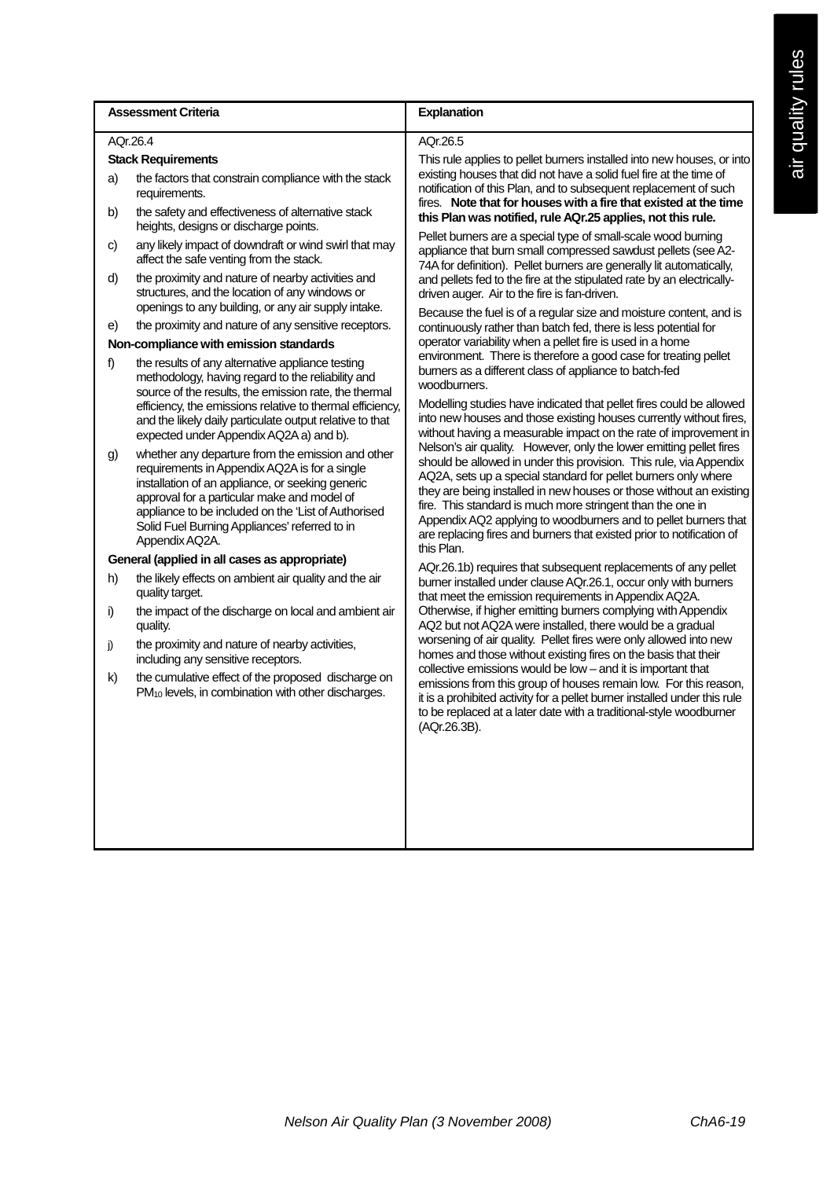| Assessment Criteria | Explanation |
|---|---|
| AQr.26.4<br>**Stack Requirements**<br>a) the factors that constrain compliance with the stack requirements.<br>b) the safety and effectiveness of alternative stack heights, designs or discharge points.<br>c) any likely impact of downdraft or wind swirl that may affect the safe venting from the stack.<br>d) the proximity and nature of nearby activities and structures, and the location of any windows or openings to any building, or any air supply intake.<br>e) the proximity and nature of any sensitive receptors.<br>**Non-compliance with emission standards**<br>f) the results of any alternative appliance testing methodology, having regard to the reliability and source of the results, the emission rate, the thermal efficiency, the emissions relative to thermal efficiency, and the likely daily particulate output relative to that expected under Appendix AQ2A a) and b).<br>g) whether any departure from the emission and other requirements in Appendix AQ2A is for a single installation of an appliance, or seeking generic approval for a particular make and model of appliance to be included on the 'List of Authorised Solid Fuel Burning Appliances' referred to in Appendix AQ2A.<br>**General (applied in all cases as appropriate)**<br>h) the likely effects on ambient air quality and the air quality target.<br>i) the impact of the discharge on local and ambient air quality.<br>j) the proximity and nature of nearby activities, including any sensitive receptors.<br>k) the cumulative effect of the proposed discharge on $PM_{10}$ levels, in combination with other discharges. | AQr.26.5<br>This rule applies to pellet burners installed into new houses, or into existing houses that did not have a solid fuel fire at the time of notification of this Plan, and to subsequent replacement of such fires. **Note that for houses with a fire that existed at the time this Plan was notified, rule AQr.25 applies, not this rule.**<br>Pellet burners are a special type of small-scale wood burning appliance that burn small compressed sawdust pellets (see A2-74A for definition). Pellet burners are generally lit automatically, and pellets fed to the fire at the stipulated rate by an electrically-driven auger. Air to the fire is fan-driven.<br>Because the fuel is of a regular size and moisture content, and is continuously rather than batch fed, there is less potential for operator variability when a pellet fire is used in a home environment. There is therefore a good case for treating pellet burners as a different class of appliance to batch-fed woodburners.<br>Modelling studies have indicated that pellet fires could be allowed into new houses and those existing houses currently without fires, without having a measurable impact on the rate of improvement in Nelson's air quality. However, only the lower emitting pellet fires should be allowed in under this provision. This rule, via Appendix AQ2A, sets up a special standard for pellet burners only where they are being installed in new houses or those without an existing fire. This standard is much more stringent than the one in Appendix AQ2 applying to woodburners and to pellet burners that are replacing fires and burners that existed prior to notification of this Plan.<br>AQr.26.1b) requires that subsequent replacements of any pellet burner installed under clause AQr.26.1, occur only with burners that meet the emission requirements in Appendix AQ2A. Otherwise, if higher emitting burners complying with Appendix AQ2 but not AQ2A were installed, there would be a gradual worsening of air quality. Pellet fires were only allowed into new homes and those without existing fires on the basis that their collective emissions would be low – and it is important that emissions from this group of houses remain low. For this reason, it is a prohibited activity for a pellet burner installed under this rule to be replaced at a later date with a traditional-style woodburner (AQr.26.3B). |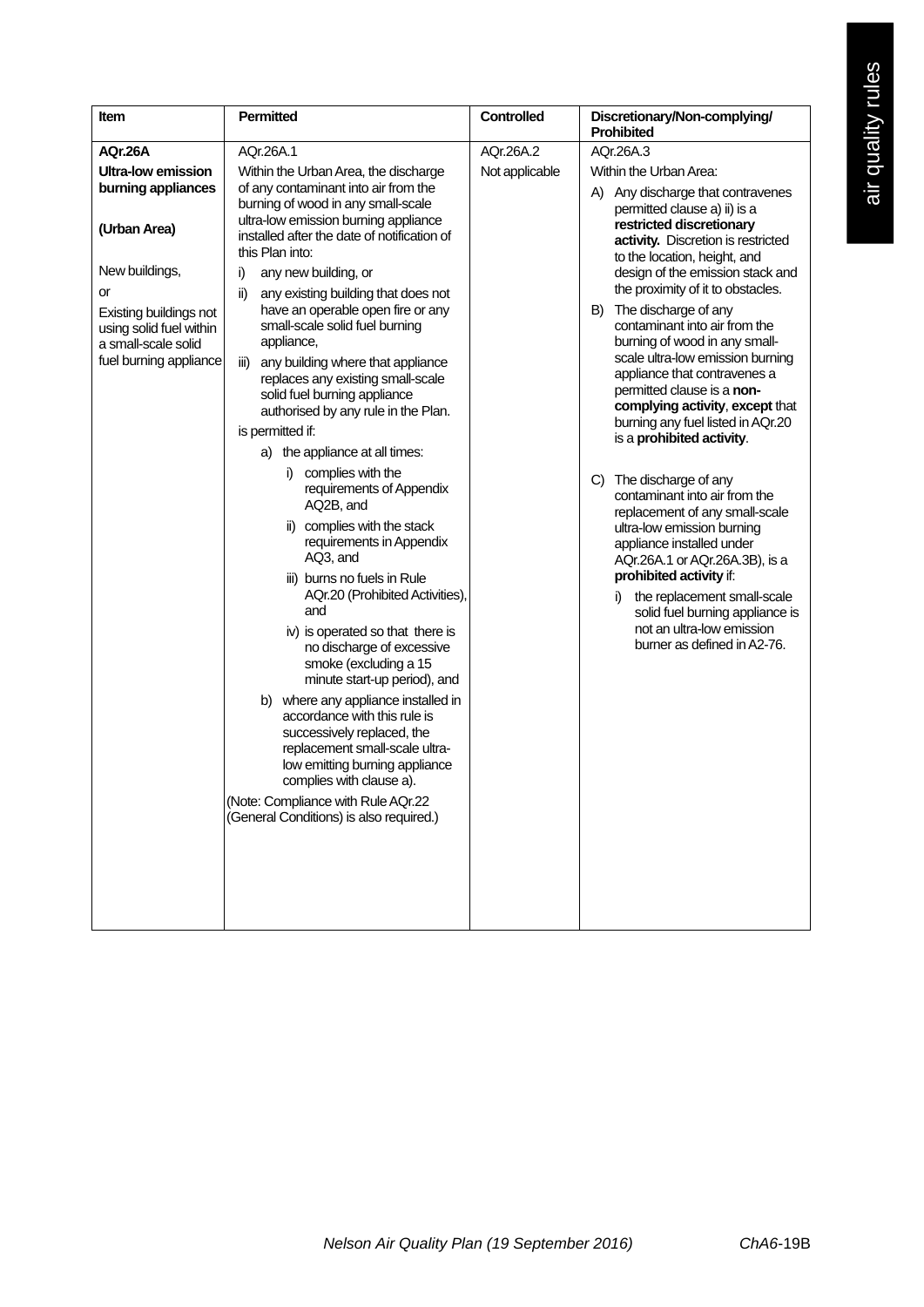| Item | Permitted | Controlled | Discretionary/Non-complying/ Prohibited |
|---|---|---|---|
| **AQr.26A**<br><br>**Ultra-low emission burning appliances**<br><br>**(Urban Area)**<br><br>New buildings,<br><br>or<br><br>Existing buildings not using solid fuel within a small-scale solid fuel burning appliance | AQr.26A.1<br><br>Within the Urban Area, the discharge of any contaminant into air from the burning of wood in any small-scale ultra-low emission burning appliance installed after the date of notification of this Plan into:<br><br>i) any new building, or<br><br>ii) any existing building that does not have an operable open fire or any small-scale solid fuel burning appliance,<br><br>iii) any building where that appliance replaces any existing small-scale solid fuel burning appliance authorised by any rule in the Plan.<br><br>is permitted if:<br><br>a) the appliance at all times:<br><br>i) complies with the requirements of Appendix AQ2B, and<br><br>ii) complies with the stack requirements in Appendix AQ3, and<br><br>iii) burns no fuels in Rule AQr.20 (Prohibited Activities), and<br><br>iv) is operated so that there is no discharge of excessive smoke (excluding a 15 minute start-up period), and<br><br>b) where any appliance installed in accordance with this rule is successively replaced, the replacement small-scale ultra-low emitting burning appliance complies with clause a).<br><br>(Note: Compliance with Rule AQr.22 (General Conditions) is also required.) | AQr.26A.2<br><br>Not applicable | AQr.26A.3<br><br>Within the Urban Area:<br><br>A) Any discharge that contravenes permitted clause a) ii) is a **restricted discretionary activity.** Discretion is restricted to the location, height, and design of the emission stack and the proximity of it to obstacles.<br><br>B) The discharge of any contaminant into air from the burning of wood in any small-scale ultra-low emission burning appliance that contravenes a permitted clause is a **non-complying activity**, **except** that burning any fuel listed in AQr.20 is a **prohibited activity**.<br><br>C) The discharge of any contaminant into air from the replacement of any small-scale ultra-low emission burning appliance installed under AQr.26A.1 or AQr.26A.3B), is a **prohibited activity** if:<br><br>i) the replacement small-scale solid fuel burning appliance is not an ultra-low emission burner as defined in A2-76. |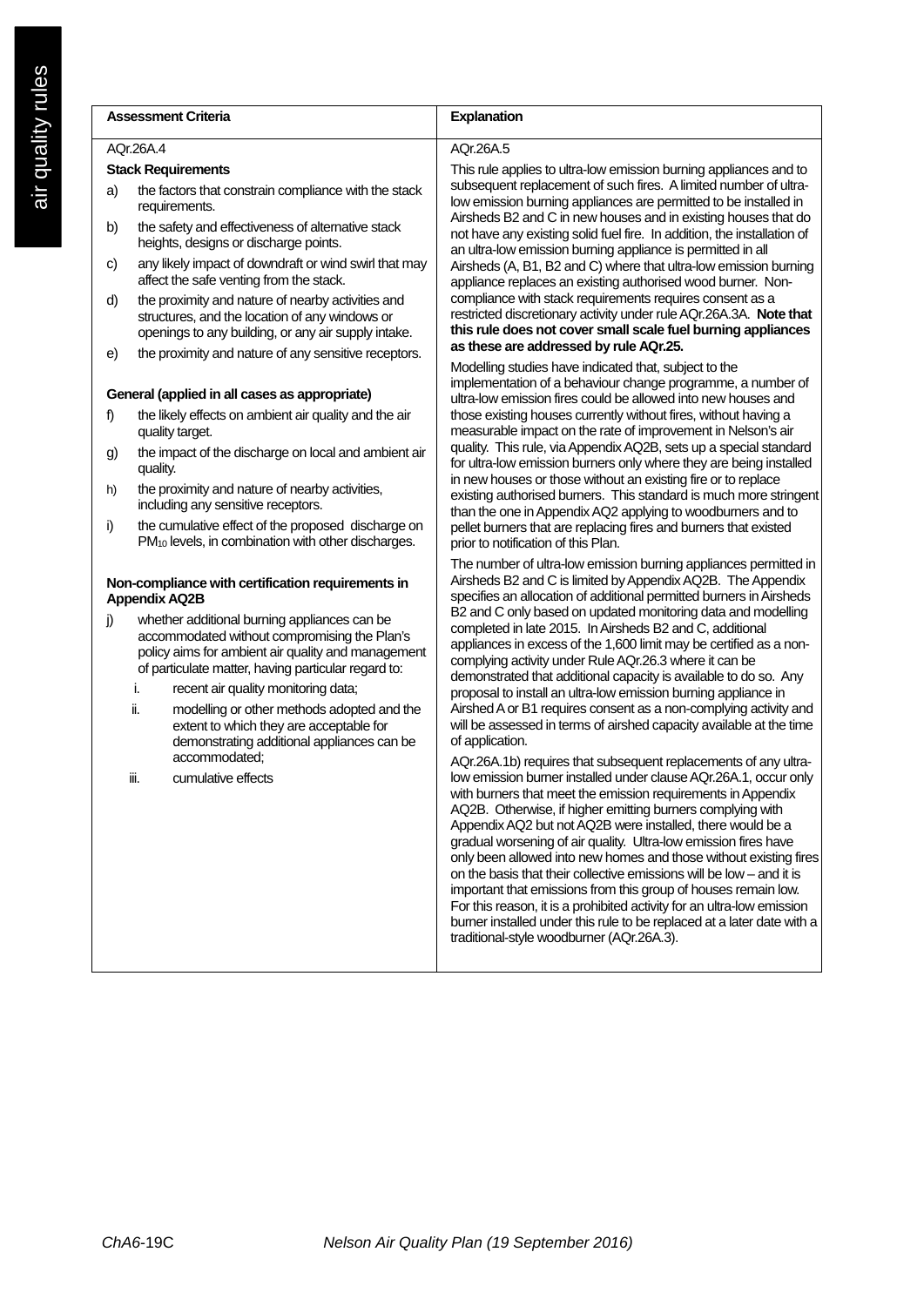| Assessment Criteria | Explanation |
|---|---|
| AQr.26A.4<br><br>**Stack Requirements**<br><br>a) the factors that constrain compliance with the stack requirements.<br><br>b) the safety and effectiveness of alternative stack heights, designs or discharge points.<br><br>c) any likely impact of downdraft or wind swirl that may affect the safe venting from the stack.<br><br>d) the proximity and nature of nearby activities and structures, and the location of any windows or openings to any building, or any air supply intake.<br><br>e) the proximity and nature of any sensitive receptors.<br><br>**General (applied in all cases as appropriate)**<br><br>f) the likely effects on ambient air quality and the air quality target.<br><br>g) the impact of the discharge on local and ambient air quality.<br><br>h) the proximity and nature of nearby activities, including any sensitive receptors.<br><br>i) the cumulative effect of the proposed discharge on $PM_{10}$ levels, in combination with other discharges.<br><br>**Non-compliance with certification requirements in Appendix AQ2B**<br><br>j) whether additional burning appliances can be accommodated without compromising the Plan's policy aims for ambient air quality and management of particulate matter, having particular regard to:<br><br>i. recent air quality monitoring data;<br><br>ii. modelling or other methods adopted and the extent to which they are acceptable for demonstrating additional appliances can be accommodated;<br><br>iii. cumulative effects | AQr.26A.5<br><br>This rule applies to ultra-low emission burning appliances and to subsequent replacement of such fires. A limited number of ultra-low emission burning appliances are permitted to be installed in Airsheds B2 and C in new houses and in existing houses that do not have any existing solid fuel fire. In addition, the installation of an ultra-low emission burning appliance is permitted in all Airsheds (A, B1, B2 and C) where that ultra-low emission burning appliance replaces an existing authorised wood burner. Non-compliance with stack requirements requires consent as a restricted discretionary activity under rule AQr.26A.3A. **Note that this rule does not cover small scale fuel burning appliances as these are addressed by rule AQr.25.**<br><br>Modelling studies have indicated that, subject to the implementation of a behaviour change programme, a number of ultra-low emission fires could be allowed into new houses and those existing houses currently without fires, without having a measurable impact on the rate of improvement in Nelson's air quality. This rule, via Appendix AQ2B, sets up a special standard for ultra-low emission burners only where they are being installed in new houses or those without an existing fire or to replace existing authorised burners. This standard is much more stringent than the one in Appendix AQ2 applying to woodburners and to pellet burners that are replacing fires and burners that existed prior to notification of this Plan.<br><br>The number of ultra-low emission burning appliances permitted in Airsheds B2 and C is limited by Appendix AQ2B. The Appendix specifies an allocation of additional permitted burners in Airsheds B2 and C only based on updated monitoring data and modelling completed in late 2015. In Airsheds B2 and C, additional appliances in excess of the 1,600 limit may be certified as a non-complying activity under Rule AQr.26.3 where it can be demonstrated that additional capacity is available to do so. Any proposal to install an ultra-low emission burning appliance in Airshed A or B1 requires consent as a non-complying activity and will be assessed in terms of airshed capacity available at the time of application.<br><br>AQr.26A.1b) requires that subsequent replacements of any ultra-low emission burner installed under clause AQr.26A.1, occur only with burners that meet the emission requirements in Appendix AQ2B. Otherwise, if higher emitting burners complying with Appendix AQ2 but not AQ2B were installed, there would be a gradual worsening of air quality. Ultra-low emission fires have only been allowed into new homes and those without existing fires on the basis that their collective emissions will be low – and it is important that emissions from this group of houses remain low. For this reason, it is a prohibited activity for an ultra-low emission burner installed under this rule to be replaced at a later date with a traditional-style woodburner (AQr.26A.3). |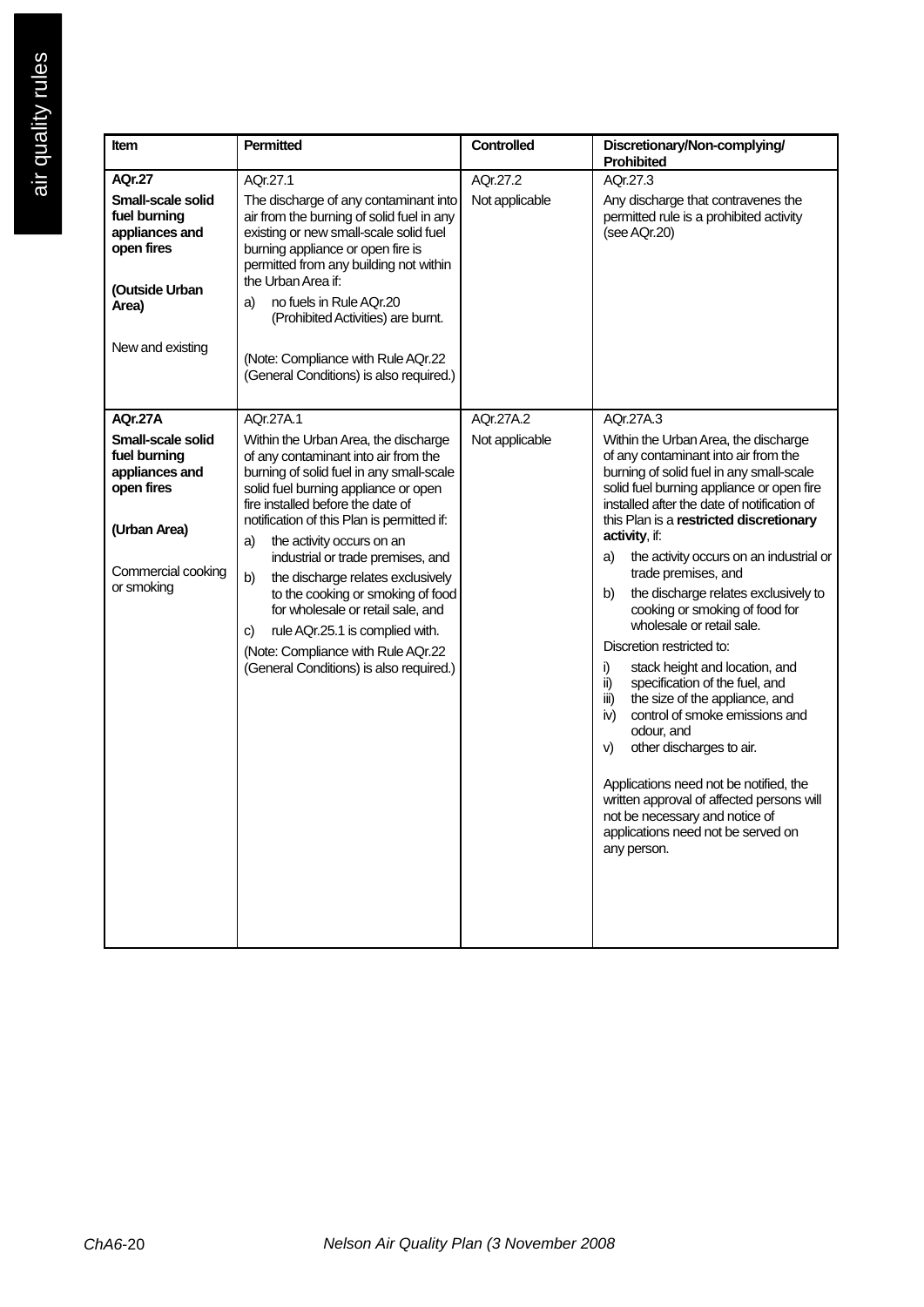| Item | Permitted | Controlled | Discretionary/Non-complying/ Prohibited |
|---|---|---|---|
| **AQr.27**<br><br>**Small-scale solid fuel burning appliances and open fires**<br><br>**(Outside Urban Area)**<br><br>New and existing | AQr.27.1<br><br>The discharge of any contaminant into air from the burning of solid fuel in any existing or new small-scale solid fuel burning appliance or open fire is permitted from any building not within the Urban Area if:<br><br>a) no fuels in Rule AQr.20 (Prohibited Activities) are burnt.<br><br>(Note: Compliance with Rule AQr.22 (General Conditions) is also required.) | AQr.27.2<br><br>Not applicable | AQr.27.3<br><br>Any discharge that contravenes the permitted rule is a prohibited activity (see AQr.20) |
| **AQr.27A**<br><br>**Small-scale solid fuel burning appliances and open fires**<br><br>**(Urban Area)**<br><br>Commercial cooking or smoking | AQr.27A.1<br><br>Within the Urban Area, the discharge of any contaminant into air from the burning of solid fuel in any small-scale solid fuel burning appliance or open fire installed before the date of notification of this Plan is permitted if:<br><br>a) the activity occurs on an industrial or trade premises, and<br><br>b) the discharge relates exclusively to the cooking or smoking of food for wholesale or retail sale, and<br><br>c) rule AQr.25.1 is complied with.<br><br>(Note: Compliance with Rule AQr.22 (General Conditions) is also required.) | AQr.27A.2<br><br>Not applicable | AQr.27A.3<br><br>Within the Urban Area, the discharge of any contaminant into air from the burning of solid fuel in any small-scale solid fuel burning appliance or open fire installed after the date of notification of this Plan is a **restricted discretionary activity**, if:<br><br>a) the activity occurs on an industrial or trade premises, and<br><br>b) the discharge relates exclusively to cooking or smoking of food for wholesale or retail sale.<br><br>Discretion restricted to:<br><br>i) stack height and location, and<br>ii) specification of the fuel, and<br>iii) the size of the appliance, and<br>iv) control of smoke emissions and odour, and<br>v) other discharges to air.<br><br>Applications need not be notified, the written approval of affected persons will not be necessary and notice of applications need not be served on any person. |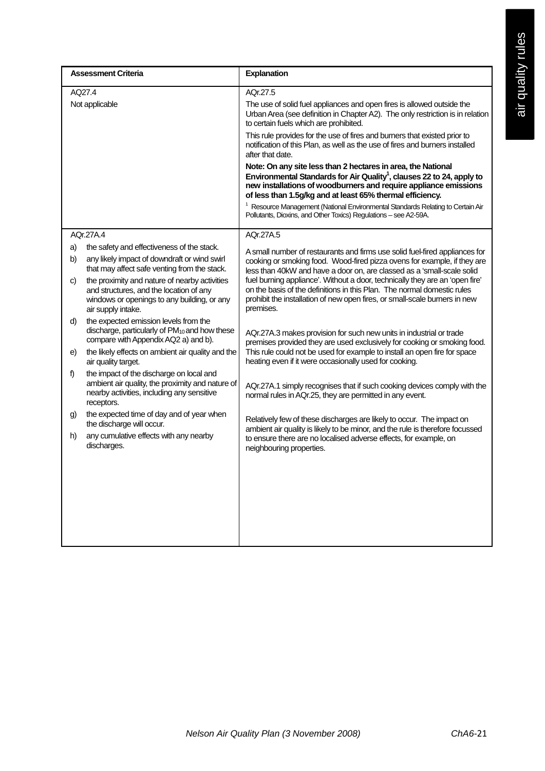| Assessment Criteria | Explanation |
|---|---|
| AQ27.4<br><br>Not applicable | AQr.27.5<br><br>The use of solid fuel appliances and open fires is allowed outside the Urban Area (see definition in Chapter A2). The only restriction is in relation to certain fuels which are prohibited.<br><br>This rule provides for the use of fires and burners that existed prior to notification of this Plan, as well as the use of fires and burners installed after that date.<br><br>**Note: On any site less than 2 hectares in area, the National Environmental Standards for Air Quality[1], clauses 22 to 24, apply to new installations of woodburners and require appliance emissions of less than 1.5g/kg and at least 65% thermal efficiency.**<br><br>[1] Resource Management (National Environmental Standards Relating to Certain Air Pollutants, Dioxins, and Other Toxics) Regulations – see A2-59A. |
| AQr.27A.4<br><br>a) the safety and effectiveness of the stack.<br><br>b) any likely impact of downdraft or wind swirl that may affect safe venting from the stack.<br><br>c) the proximity and nature of nearby activities and structures, and the location of any windows or openings to any building, or any air supply intake.<br><br>d) the expected emission levels from the discharge, particularly of $PM_{10}$ and how these compare with Appendix AQ2 a) and b).<br><br>e) the likely effects on ambient air quality and the air quality target.<br><br>f) the impact of the discharge on local and ambient air quality, the proximity and nature of nearby activities, including any sensitive receptors.<br><br>g) the expected time of day and of year when the discharge will occur.<br><br>h) any cumulative effects with any nearby discharges. | AQr.27A.5<br><br>A small number of restaurants and firms use solid fuel-fired appliances for cooking or smoking food. Wood-fired pizza ovens for example, if they are less than 40kW and have a door on, are classed as a 'small-scale solid fuel burning appliance'. Without a door, technically they are an 'open fire' on the basis of the definitions in this Plan. The normal domestic rules prohibit the installation of new open fires, or small-scale burners in new premises.<br><br>AQr.27A.3 makes provision for such new units in industrial or trade premises provided they are used exclusively for cooking or smoking food. This rule could not be used for example to install an open fire for space heating even if it were occasionally used for cooking.<br><br>AQr.27A.1 simply recognises that if such cooking devices comply with the normal rules in AQr.25, they are permitted in any event.<br><br>Relatively few of these discharges are likely to occur. The impact on ambient air quality is likely to be minor, and the rule is therefore focussed to ensure there are no localised adverse effects, for example, on neighbouring properties. |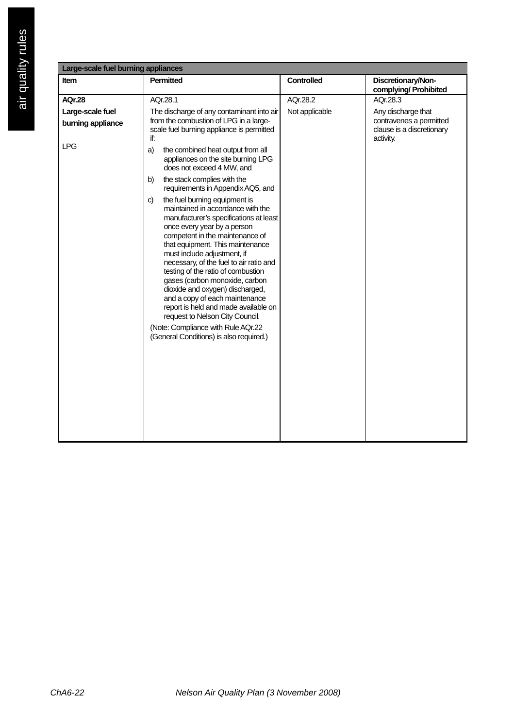| Large-scale fuel burning appliances | | | |
|---|---|---|---|
| **Item** | **Permitted** | **Controlled** | **Discretionary/Non-complying/ Prohibited** |
| **AQr.28**<br><br>**Large-scale fuel burning appliance**<br><br>LPG | AQr.28.1<br><br>The discharge of any contaminant into air from the combustion of LPG in a large-scale fuel burning appliance is permitted if:<br><br>a) the combined heat output from all appliances on the site burning LPG does not exceed 4 MW, and<br><br>b) the stack complies with the requirements in Appendix AQ5, and<br><br>c) the fuel burning equipment is maintained in accordance with the manufacturer's specifications at least once every year by a person competent in the maintenance of that equipment. This maintenance must include adjustment, if necessary, of the fuel to air ratio and testing of the ratio of combustion gases (carbon monoxide, carbon dioxide and oxygen) discharged, and a copy of each maintenance report is held and made available on request to Nelson City Council.<br><br>(Note: Compliance with Rule AQr.22 (General Conditions) is also required.) | AQr.28.2<br><br>Not applicable | AQr.28.3<br><br>Any discharge that contravenes a permitted clause is a discretionary activity. |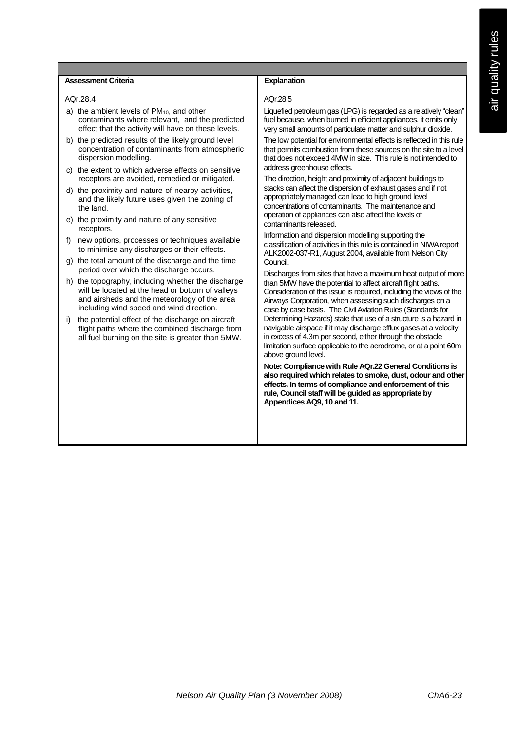| Assessment Criteria | Explanation |
|---|---|
| AQr.28.4<br><br>a) the ambient levels of $PM_{10}$, and other contaminants where relevant, and the predicted effect that the activity will have on these levels.<br><br>b) the predicted results of the likely ground level concentration of contaminants from atmospheric dispersion modelling.<br><br>c) the extent to which adverse effects on sensitive receptors are avoided, remedied or mitigated.<br><br>d) the proximity and nature of nearby activities, and the likely future uses given the zoning of the land.<br><br>e) the proximity and nature of any sensitive receptors.<br><br>f) new options, processes or techniques available to minimise any discharges or their effects.<br><br>g) the total amount of the discharge and the time period over which the discharge occurs.<br><br>h) the topography, including whether the discharge will be located at the head or bottom of valleys and airsheds and the meteorology of the area including wind speed and wind direction.<br><br>i) the potential effect of the discharge on aircraft flight paths where the combined discharge from all fuel burning on the site is greater than 5MW. | AQr.28.5<br><br>Liquefied petroleum gas (LPG) is regarded as a relatively "clean" fuel because, when burned in efficient appliances, it emits only very small amounts of particulate matter and sulphur dioxide.<br><br>The low potential for environmental effects is reflected in this rule that permits combustion from these sources on the site to a level that does not exceed 4MW in size. This rule is not intended to address greenhouse effects.<br><br>The direction, height and proximity of adjacent buildings to stacks can affect the dispersion of exhaust gases and if not appropriately managed can lead to high ground level concentrations of contaminants. The maintenance and operation of appliances can also affect the levels of contaminants released.<br><br>Information and dispersion modelling supporting the classification of activities in this rule is contained in NIWA report ALK2002-037-R1, August 2004, available from Nelson City Council.<br><br>Discharges from sites that have a maximum heat output of more than 5MW have the potential to affect aircraft flight paths. Consideration of this issue is required, including the views of the Airways Corporation, when assessing such discharges on a case by case basis. The Civil Aviation Rules (Standards for Determining Hazards) state that use of a structure is a hazard in navigable airspace if it may discharge efflux gases at a velocity in excess of 4.3m per second, either through the obstacle limitation surface applicable to the aerodrome, or at a point 60m above ground level.<br><br>**Note: Compliance with Rule AQr.22 General Conditions is also required which relates to smoke, dust, odour and other effects. In terms of compliance and enforcement of this rule, Council staff will be guided as appropriate by Appendices AQ9, 10 and 11.** |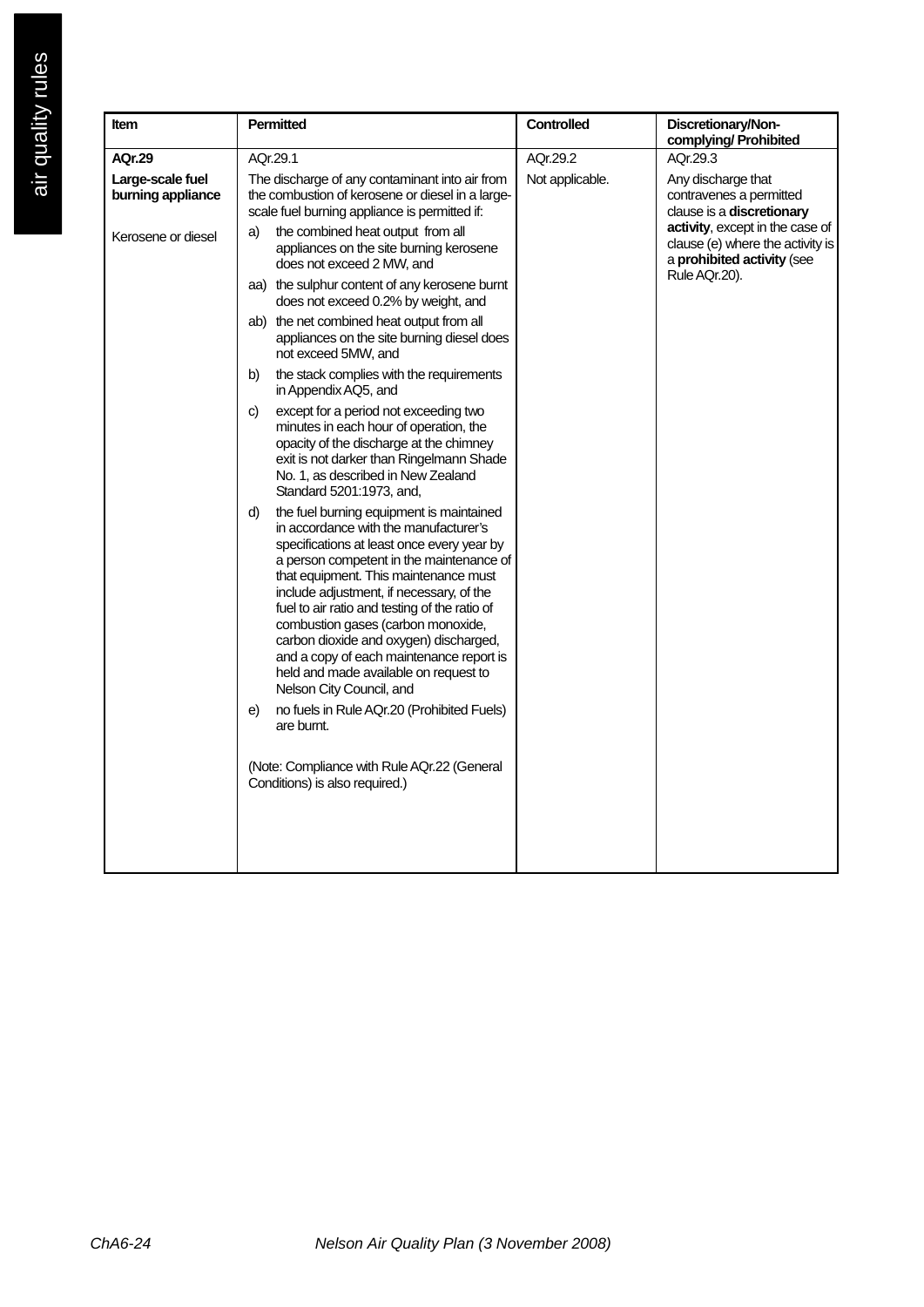| Item | Permitted | Controlled | Discretionary/Non-complying/ Prohibited |
|---|---|---|---|
| **AQr.29**<br><br>**Large-scale fuel burning appliance**<br><br>Kerosene or diesel | AQr.29.1<br><br>The discharge of any contaminant into air from the combustion of kerosene or diesel in a large-scale fuel burning appliance is permitted if:<br><br>a) the combined heat output from all appliances on the site burning kerosene does not exceed 2 MW, and<br><br>aa) the sulphur content of any kerosene burnt does not exceed 0.2% by weight, and<br><br>ab) the net combined heat output from all appliances on the site burning diesel does not exceed 5MW, and<br><br>b) the stack complies with the requirements in Appendix AQ5, and<br><br>c) except for a period not exceeding two minutes in each hour of operation, the opacity of the discharge at the chimney exit is not darker than Ringelmann Shade No. 1, as described in New Zealand Standard 5201:1973, and,<br><br>d) the fuel burning equipment is maintained in accordance with the manufacturer's specifications at least once every year by a person competent in the maintenance of that equipment. This maintenance must include adjustment, if necessary, of the fuel to air ratio and testing of the ratio of combustion gases (carbon monoxide, carbon dioxide and oxygen) discharged, and a copy of each maintenance report is held and made available on request to Nelson City Council, and<br><br>e) no fuels in Rule AQr.20 (Prohibited Fuels) are burnt.<br><br>(Note: Compliance with Rule AQr.22 (General Conditions) is also required.) | AQr.29.2<br><br>Not applicable. | AQr.29.3<br><br>Any discharge that contravenes a permitted clause is a **discretionary activity**, except in the case of clause (e) where the activity is a **prohibited activity** (see Rule AQr.20). |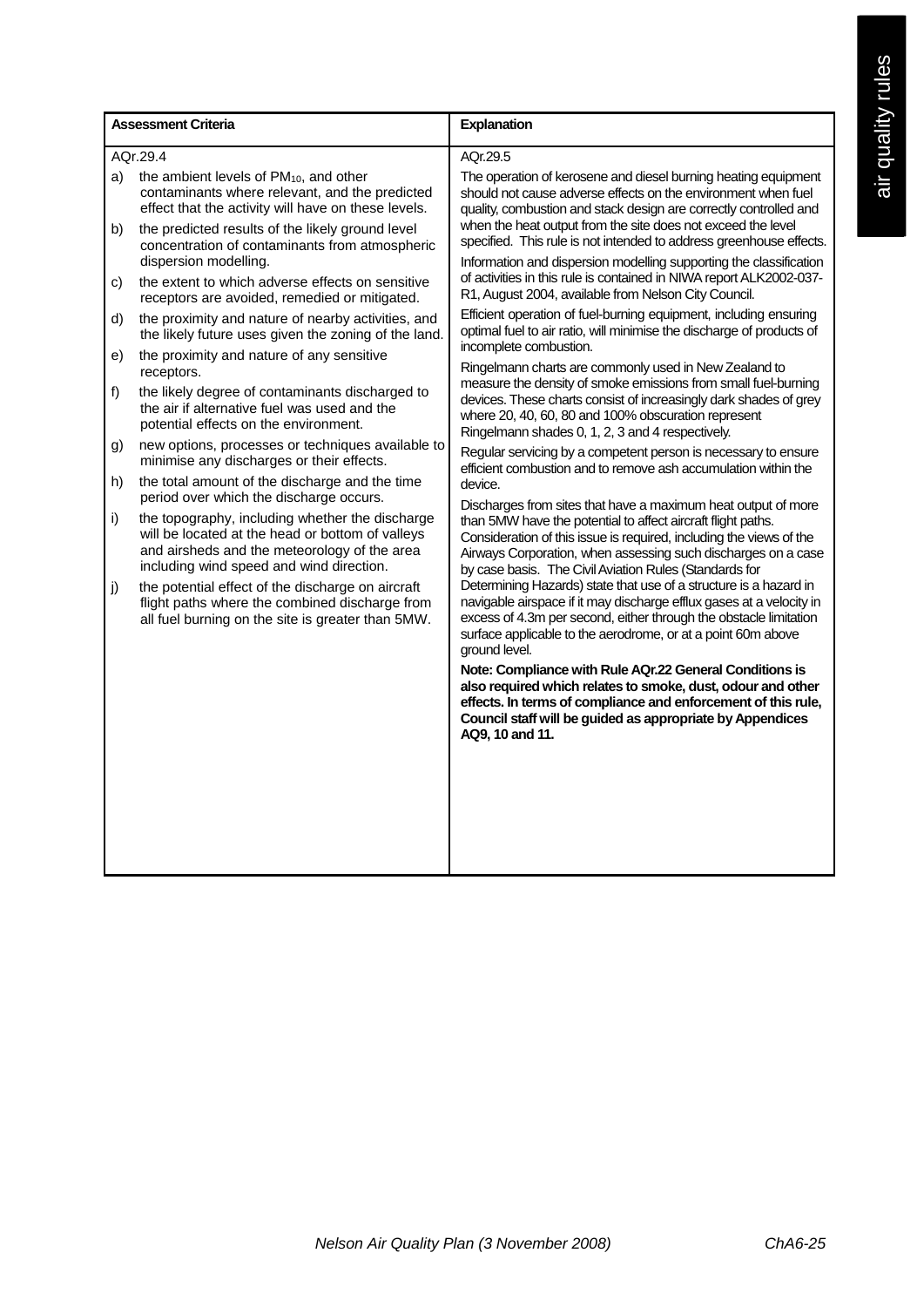| Assessment Criteria | Explanation |
|---|---|
| AQr.29.4<br>a) the ambient levels of $PM_{10}$, and other contaminants where relevant, and the predicted effect that the activity will have on these levels.<br>b) the predicted results of the likely ground level concentration of contaminants from atmospheric dispersion modelling.<br>c) the extent to which adverse effects on sensitive receptors are avoided, remedied or mitigated.<br>d) the proximity and nature of nearby activities, and the likely future uses given the zoning of the land.<br>e) the proximity and nature of any sensitive receptors.<br>f) the likely degree of contaminants discharged to the air if alternative fuel was used and the potential effects on the environment.<br>g) new options, processes or techniques available to minimise any discharges or their effects.<br>h) the total amount of the discharge and the time period over which the discharge occurs.<br>i) the topography, including whether the discharge will be located at the head or bottom of valleys and airsheds and the meteorology of the area including wind speed and wind direction.<br>j) the potential effect of the discharge on aircraft flight paths where the combined discharge from all fuel burning on the site is greater than 5MW. | AQr.29.5<br>The operation of kerosene and diesel burning heating equipment should not cause adverse effects on the environment when fuel quality, combustion and stack design are correctly controlled and when the heat output from the site does not exceed the level specified. This rule is not intended to address greenhouse effects.<br>Information and dispersion modelling supporting the classification of activities in this rule is contained in NIWA report ALK2002-037-R1, August 2004, available from Nelson City Council.<br>Efficient operation of fuel-burning equipment, including ensuring optimal fuel to air ratio, will minimise the discharge of products of incomplete combustion.<br>Ringelmann charts are commonly used in New Zealand to measure the density of smoke emissions from small fuel-burning devices. These charts consist of increasingly dark shades of grey where 20, 40, 60, 80 and 100% obscuration represent Ringelmann shades 0, 1, 2, 3 and 4 respectively.<br>Regular servicing by a competent person is necessary to ensure efficient combustion and to remove ash accumulation within the device.<br>Discharges from sites that have a maximum heat output of more than 5MW have the potential to affect aircraft flight paths. Consideration of this issue is required, including the views of the Airways Corporation, when assessing such discharges on a case by case basis. The Civil Aviation Rules (Standards for Determining Hazards) state that use of a structure is a hazard in navigable airspace if it may discharge efflux gases at a velocity in excess of 4.3m per second, either through the obstacle limitation surface applicable to the aerodrome, or at a point 60m above ground level.<br>**Note: Compliance with Rule AQr.22 General Conditions is also required which relates to smoke, dust, odour and other effects. In terms of compliance and enforcement of this rule, Council staff will be guided as appropriate by Appendices AQ9, 10 and 11.** |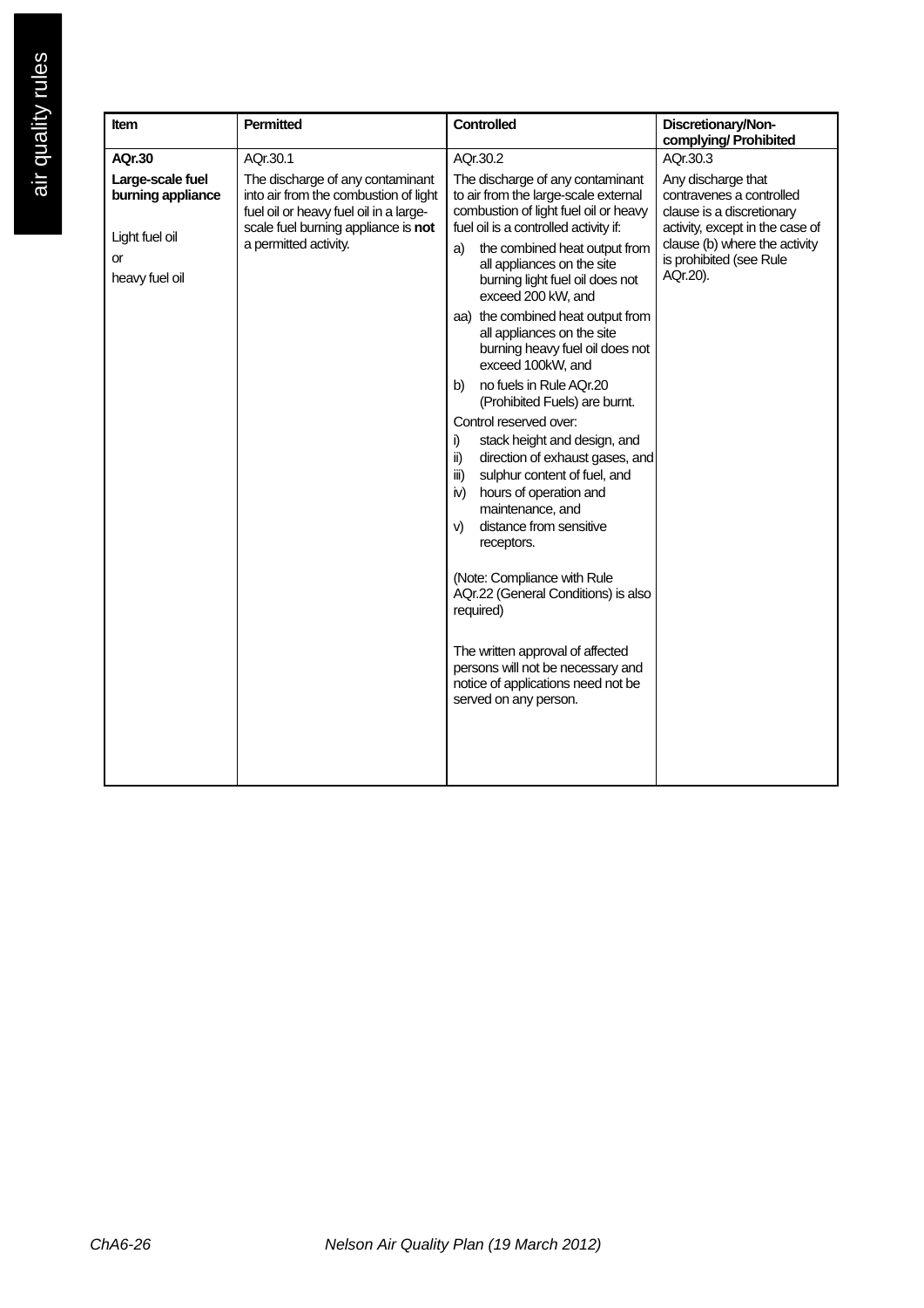| Item | Permitted | Controlled | Discretionary/Non-complying/ Prohibited |
|---|---|---|---|
| **AQr.30**<br><br>**Large-scale fuel burning appliance**<br><br>Light fuel oil<br>or<br>heavy fuel oil | AQr.30.1<br><br>The discharge of any contaminant into air from the combustion of light fuel oil or heavy fuel oil in a large-scale fuel burning appliance is **not** a permitted activity. | AQr.30.2<br><br>The discharge of any contaminant to air from the large-scale external combustion of light fuel oil or heavy fuel oil is a controlled activity if:<br>a) the combined heat output from all appliances on the site burning light fuel oil does not exceed 200 kW, and<br>aa) the combined heat output from all appliances on the site burning heavy fuel oil does not exceed 100kW, and<br>b) no fuels in Rule AQr.20 (Prohibited Fuels) are burnt.<br><br>Control reserved over:<br>i) stack height and design, and<br>ii) direction of exhaust gases, and<br>iii) sulphur content of fuel, and<br>iv) hours of operation and maintenance, and<br>v) distance from sensitive receptors.<br><br>(Note: Compliance with Rule AQr.22 (General Conditions) is also required)<br><br>The written approval of affected persons will not be necessary and notice of applications need not be served on any person. | AQr.30.3<br><br>Any discharge that contravenes a controlled clause is a discretionary activity, except in the case of clause (b) where the activity is prohibited (see Rule AQr.20). |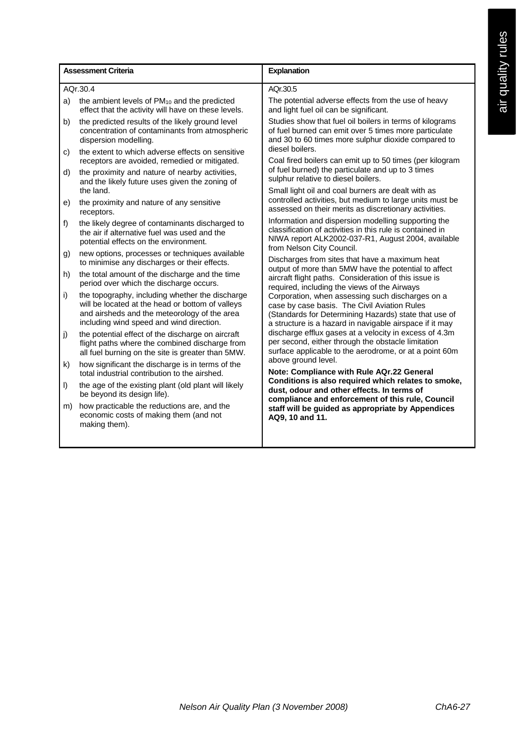| Assessment Criteria | Explanation |
|---|---|
| AQr.30.4<br>a) the ambient levels of $PM_{10}$ and the predicted effect that the activity will have on these levels.<br>b) the predicted results of the likely ground level concentration of contaminants from atmospheric dispersion modelling.<br>c) the extent to which adverse effects on sensitive receptors are avoided, remedied or mitigated.<br>d) the proximity and nature of nearby activities, and the likely future uses given the zoning of the land.<br>e) the proximity and nature of any sensitive receptors.<br>f) the likely degree of contaminants discharged to the air if alternative fuel was used and the potential effects on the environment.<br>g) new options, processes or techniques available to minimise any discharges or their effects.<br>h) the total amount of the discharge and the time period over which the discharge occurs.<br>i) the topography, including whether the discharge will be located at the head or bottom of valleys and airsheds and the meteorology of the area including wind speed and wind direction.<br>j) the potential effect of the discharge on aircraft flight paths where the combined discharge from all fuel burning on the site is greater than 5MW.<br>k) how significant the discharge is in terms of the total industrial contribution to the airshed.<br>l) the age of the existing plant (old plant will likely be beyond its design life).<br>m) how practicable the reductions are, and the economic costs of making them (and not making them). | AQr.30.5<br>The potential adverse effects from the use of heavy and light fuel oil can be significant.<br>Studies show that fuel oil boilers in terms of kilograms of fuel burned can emit over 5 times more particulate and 30 to 60 times more sulphur dioxide compared to diesel boilers.<br>Coal fired boilers can emit up to 50 times (per kilogram of fuel burned) the particulate and up to 3 times sulphur relative to diesel boilers.<br>Small light oil and coal burners are dealt with as controlled activities, but medium to large units must be assessed on their merits as discretionary activities.<br>Information and dispersion modelling supporting the classification of activities in this rule is contained in NIWA report ALK2002-037-R1, August 2004, available from Nelson City Council.<br>Discharges from sites that have a maximum heat output of more than 5MW have the potential to affect aircraft flight paths. Consideration of this issue is required, including the views of the Airways Corporation, when assessing such discharges on a case by case basis. The Civil Aviation Rules (Standards for Determining Hazards) state that use of a structure is a hazard in navigable airspace if it may discharge efflux gases at a velocity in excess of 4.3m per second, either through the obstacle limitation surface applicable to the aerodrome, or at a point 60m above ground level.<br>**Note: Compliance with Rule AQr.22 General Conditions is also required which relates to smoke, dust, odour and other effects. In terms of compliance and enforcement of this rule, Council staff will be guided as appropriate by Appendices AQ9, 10 and 11.** |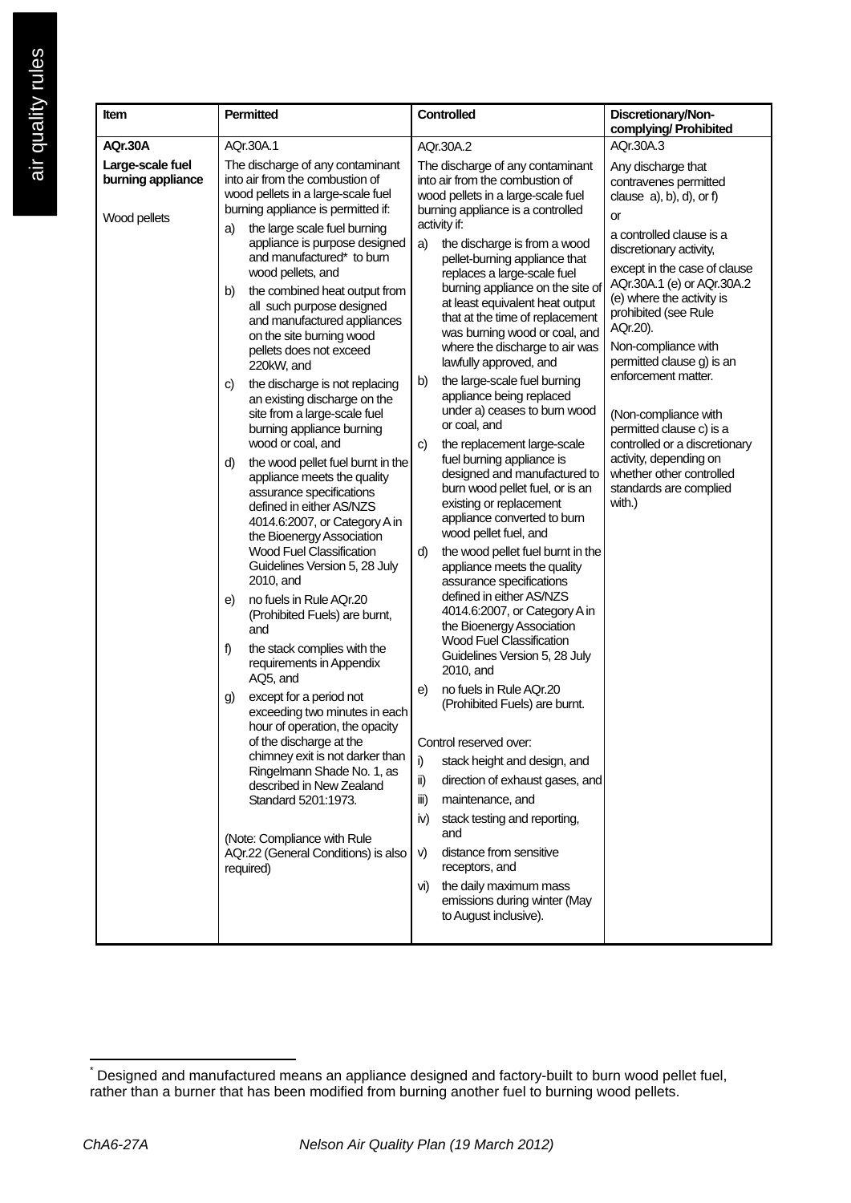| Item | Permitted | Controlled | Discretionary/Non-complying/ Prohibited |
|---|---|---|---|
| **AQr.30A**<br><br>**Large-scale fuel burning appliance**<br><br>Wood pellets | AQr.30A.1<br><br>The discharge of any contaminant into air from the combustion of wood pellets in a large-scale fuel burning appliance is permitted if:<br><br>a) the large scale fuel burning appliance is purpose designed and manufactured* to burn wood pellets, and<br><br>b) the combined heat output from all such purpose designed and manufactured appliances on the site burning wood pellets does not exceed 220kW, and<br><br>c) the discharge is not replacing an existing discharge on the site from a large-scale fuel burning appliance burning wood or coal, and<br><br>d) the wood pellet fuel burnt in the appliance meets the quality assurance specifications defined in either AS/NZS 4014.6:2007, or Category A in the Bioenergy Association Wood Fuel Classification Guidelines Version 5, 28 July 2010, and<br><br>e) no fuels in Rule AQr.20 (Prohibited Fuels) are burnt, and<br><br>f) the stack complies with the requirements in Appendix AQ5, and<br><br>g) except for a period not exceeding two minutes in each hour of operation, the opacity of the discharge at the chimney exit is not darker than Ringelmann Shade No. 1, as described in New Zealand Standard 5201:1973.<br><br>(Note: Compliance with Rule AQr.22 (General Conditions) is also required) | AQr.30A.2<br><br>The discharge of any contaminant into air from the combustion of wood pellets in a large-scale fuel burning appliance is a controlled activity if:<br><br>a) the discharge is from a wood pellet-burning appliance that replaces a large-scale fuel burning appliance on the site of at least equivalent heat output that at the time of replacement was burning wood or coal, and where the discharge to air was lawfully approved, and<br><br>b) the large-scale fuel burning appliance being replaced under a) ceases to burn wood or coal, and<br><br>c) the replacement large-scale fuel burning appliance is designed and manufactured to burn wood pellet fuel, or is an existing or replacement appliance converted to burn wood pellet fuel, and<br><br>d) the wood pellet fuel burnt in the appliance meets the quality assurance specifications defined in either AS/NZS 4014.6:2007, or Category A in the Bioenergy Association Wood Fuel Classification Guidelines Version 5, 28 July 2010, and<br><br>e) no fuels in Rule AQr.20 (Prohibited Fuels) are burnt.<br><br>Control reserved over:<br><br>i) stack height and design, and<br><br>ii) direction of exhaust gases, and<br><br>iii) maintenance, and<br><br>iv) stack testing and reporting, and<br><br>v) distance from sensitive receptors, and<br><br>vi) the daily maximum mass emissions during winter (May to August inclusive). | AQr.30A.3<br><br>Any discharge that contravenes permitted clause a), b), d), or f)<br><br>or<br><br>a controlled clause is a discretionary activity,<br><br>except in the case of clause AQr.30A.1 (e) or AQr.30A.2 (e) where the activity is prohibited (see Rule AQr.20).<br><br>Non-compliance with permitted clause g) is an enforcement matter.<br><br>(Non-compliance with permitted clause c) is a controlled or a discretionary activity, depending on whether other controlled standards are complied with.) |

* Designed and manufactured means an appliance designed and factory-built to burn wood pellet fuel, rather than a burner that has been modified from burning another fuel to burning wood pellets.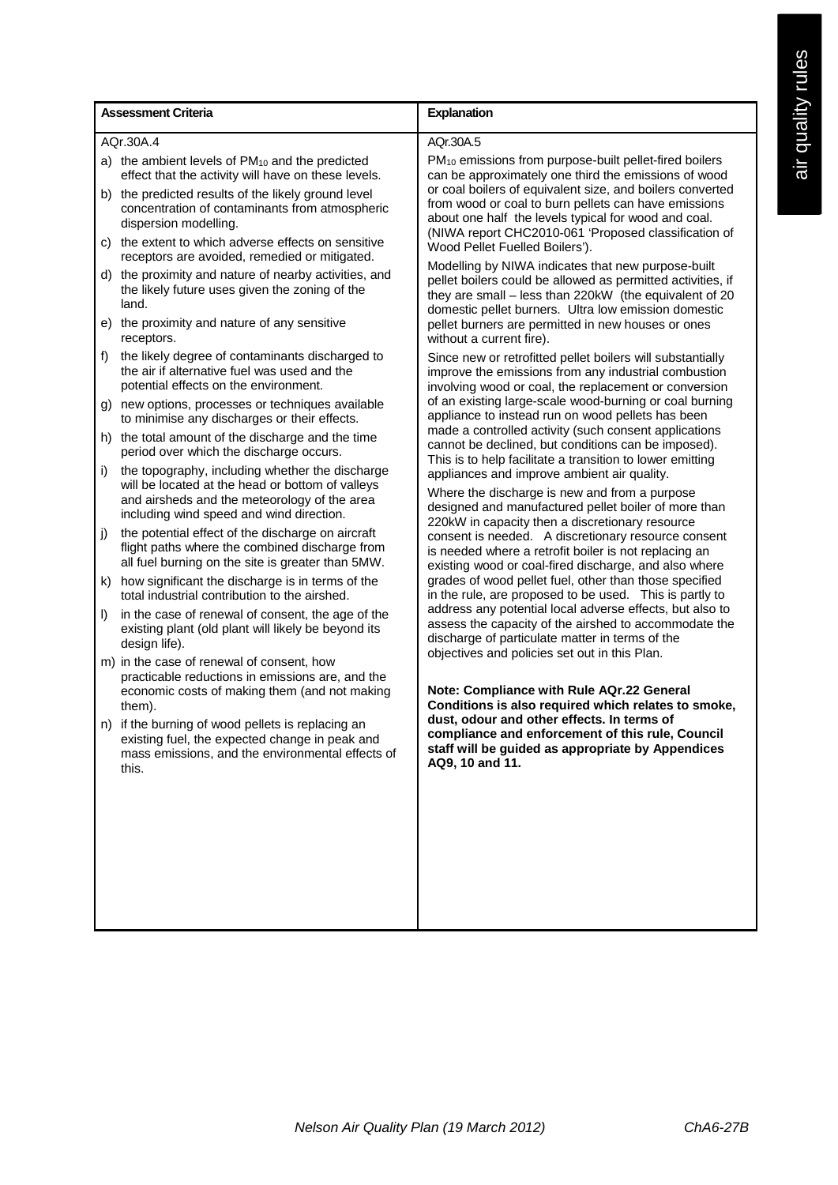| Assessment Criteria | Explanation |
|---|---|
| AQr.30A.4<br><br>a) the ambient levels of $PM_{10}$ and the predicted effect that the activity will have on these levels.<br><br>b) the predicted results of the likely ground level concentration of contaminants from atmospheric dispersion modelling.<br><br>c) the extent to which adverse effects on sensitive receptors are avoided, remedied or mitigated.<br><br>d) the proximity and nature of nearby activities, and the likely future uses given the zoning of the land.<br><br>e) the proximity and nature of any sensitive receptors.<br><br>f) the likely degree of contaminants discharged to the air if alternative fuel was used and the potential effects on the environment.<br><br>g) new options, processes or techniques available to minimise any discharges or their effects.<br><br>h) the total amount of the discharge and the time period over which the discharge occurs.<br><br>i) the topography, including whether the discharge will be located at the head or bottom of valleys and airsheds and the meteorology of the area including wind speed and wind direction.<br><br>j) the potential effect of the discharge on aircraft flight paths where the combined discharge from all fuel burning on the site is greater than 5MW.<br><br>k) how significant the discharge is in terms of the total industrial contribution to the airshed.<br><br>l) in the case of renewal of consent, the age of the existing plant (old plant will likely be beyond its design life).<br><br>m) in the case of renewal of consent, how practicable reductions in emissions are, and the economic costs of making them (and not making them).<br><br>n) if the burning of wood pellets is replacing an existing fuel, the expected change in peak and mass emissions, and the environmental effects of this. | AQr.30A.5<br><br>$PM_{10}$ emissions from purpose-built pellet-fired boilers can be approximately one third the emissions of wood or coal boilers of equivalent size, and boilers converted from wood or coal to burn pellets can have emissions about one half the levels typical for wood and coal. (NIWA report CHC2010-061 'Proposed classification of Wood Pellet Fuelled Boilers').<br><br>Modelling by NIWA indicates that new purpose-built pellet boilers could be allowed as permitted activities, if they are small – less than 220kW (the equivalent of 20 domestic pellet burners. Ultra low emission domestic pellet burners are permitted in new houses or ones without a current fire).<br><br>Since new or retrofitted pellet boilers will substantially improve the emissions from any industrial combustion involving wood or coal, the replacement or conversion of an existing large-scale wood-burning or coal burning appliance to instead run on wood pellets has been made a controlled activity (such consent applications cannot be declined, but conditions can be imposed). This is to help facilitate a transition to lower emitting appliances and improve ambient air quality.<br><br>Where the discharge is new and from a purpose designed and manufactured pellet boiler of more than 220kW in capacity then a discretionary resource consent is needed. A discretionary resource consent is needed where a retrofit boiler is not replacing an existing wood or coal-fired discharge, and also where grades of wood pellet fuel, other than those specified in the rule, are proposed to be used. This is partly to address any potential local adverse effects, but also to assess the capacity of the airshed to accommodate the discharge of particulate matter in terms of the objectives and policies set out in this Plan.<br><br>**Note: Compliance with Rule AQr.22 General Conditions is also required which relates to smoke, dust, odour and other effects. In terms of compliance and enforcement of this rule, Council staff will be guided as appropriate by Appendices AQ9, 10 and 11.** |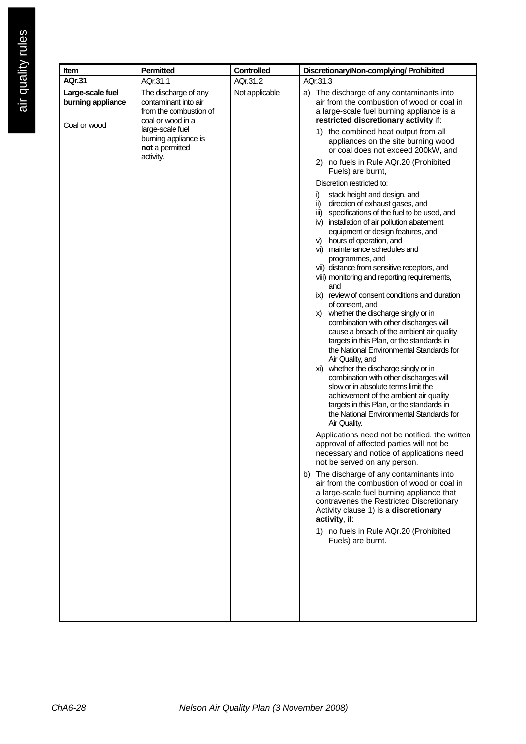| Item | Permitted | Controlled | Discretionary/Non-complying/ Prohibited |
|---|---|---|---|
| **AQr.31**<br><br>**Large-scale fuel burning appliance**<br><br>Coal or wood | AQr.31.1<br><br>The discharge of any contaminant into air from the combustion of coal or wood in a large-scale fuel burning appliance is **not** a permitted activity. | AQr.31.2<br><br>Not applicable | AQr.31.3<br><br>a) The discharge of any contaminants into air from the combustion of wood or coal in a large-scale fuel burning appliance is a **restricted discretionary activity** if:<br>1) the combined heat output from all appliances on the site burning wood or coal does not exceed 200kW, and<br>2) no fuels in Rule AQr.20 (Prohibited Fuels) are burnt,<br><br>Discretion restricted to:<br>i) stack height and design, and<br>ii) direction of exhaust gases, and<br>iii) specifications of the fuel to be used, and<br>iv) installation of air pollution abatement equipment or design features, and<br>v) hours of operation, and<br>vi) maintenance schedules and programmes, and<br>vii) distance from sensitive receptors, and<br>viii) monitoring and reporting requirements, and<br>ix) review of consent conditions and duration of consent, and<br>x) whether the discharge singly or in combination with other discharges will cause a breach of the ambient air quality targets in this Plan, or the standards in the National Environmental Standards for Air Quality, and<br>xi) whether the discharge singly or in combination with other discharges will slow or in absolute terms limit the achievement of the ambient air quality targets in this Plan, or the standards in the National Environmental Standards for Air Quality.<br><br>Applications need not be notified, the written approval of affected parties will not be necessary and notice of applications need not be served on any person.<br><br>b) The discharge of any contaminants into air from the combustion of wood or coal in a large-scale fuel burning appliance that contravenes the Restricted Discretionary Activity clause 1) is a **discretionary activity**, if:<br>1) no fuels in Rule AQr.20 (Prohibited Fuels) are burnt. |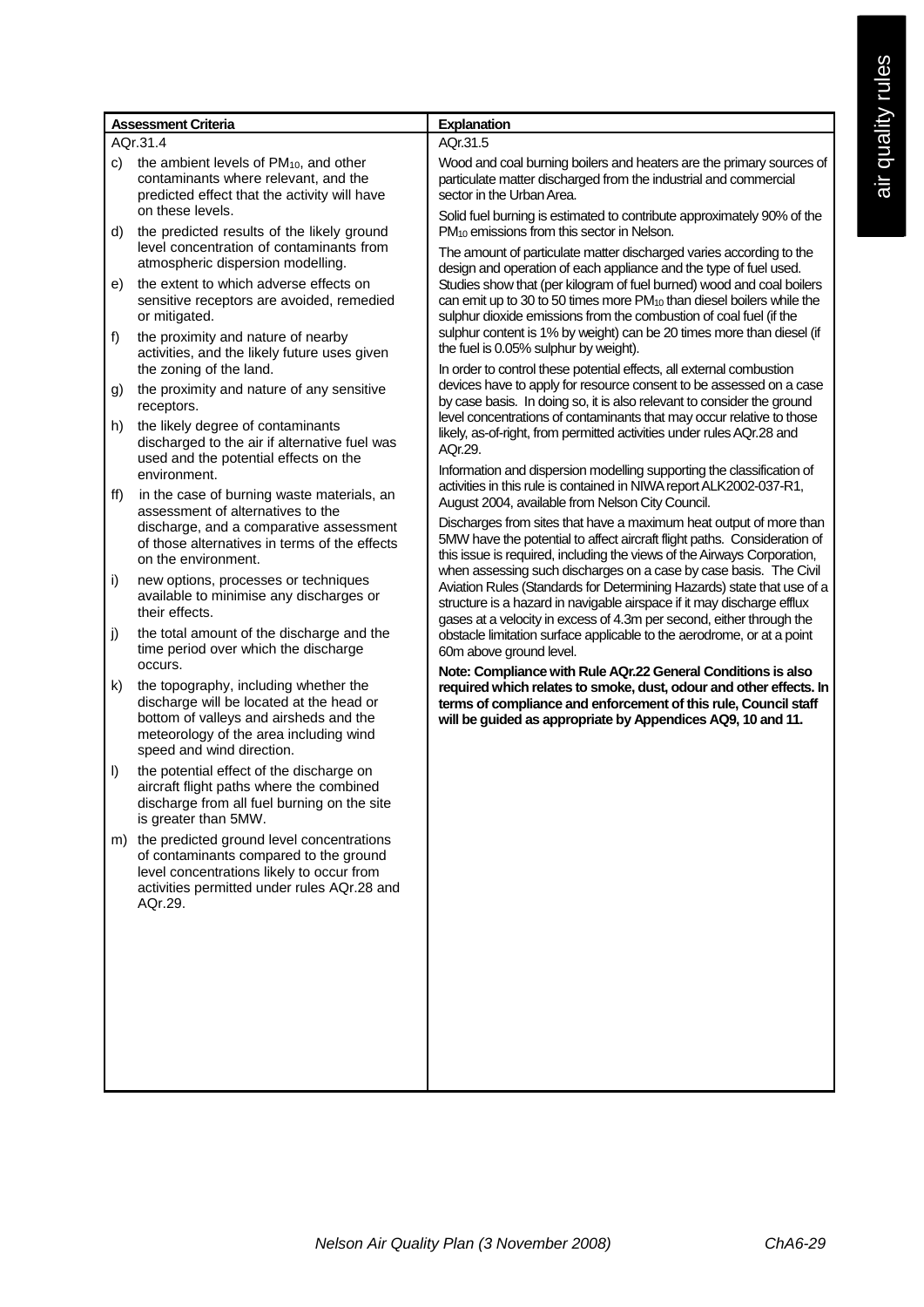| Assessment Criteria | Explanation |
|---|---|
| AQr.31.4<br><br>c) the ambient levels of $PM_{10}$, and other contaminants where relevant, and the predicted effect that the activity will have on these levels.<br><br>d) the predicted results of the likely ground level concentration of contaminants from atmospheric dispersion modelling.<br><br>e) the extent to which adverse effects on sensitive receptors are avoided, remedied or mitigated.<br><br>f) the proximity and nature of nearby activities, and the likely future uses given the zoning of the land.<br><br>g) the proximity and nature of any sensitive receptors.<br><br>h) the likely degree of contaminants discharged to the air if alternative fuel was used and the potential effects on the environment.<br><br>ff) in the case of burning waste materials, an assessment of alternatives to the discharge, and a comparative assessment of those alternatives in terms of the effects on the environment.<br><br>i) new options, processes or techniques available to minimise any discharges or their effects.<br><br>j) the total amount of the discharge and the time period over which the discharge occurs.<br><br>k) the topography, including whether the discharge will be located at the head or bottom of valleys and airsheds and the meteorology of the area including wind speed and wind direction.<br><br>l) the potential effect of the discharge on aircraft flight paths where the combined discharge from all fuel burning on the site is greater than 5MW.<br><br>m) the predicted ground level concentrations of contaminants compared to the ground level concentrations likely to occur from activities permitted under rules AQr.28 and AQr.29. | AQr.31.5<br><br>Wood and coal burning boilers and heaters are the primary sources of particulate matter discharged from the industrial and commercial sector in the Urban Area.<br><br>Solid fuel burning is estimated to contribute approximately 90% of the $PM_{10}$ emissions from this sector in Nelson.<br><br>The amount of particulate matter discharged varies according to the design and operation of each appliance and the type of fuel used. Studies show that (per kilogram of fuel burned) wood and coal boilers can emit up to 30 to 50 times more $PM_{10}$ than diesel boilers while the sulphur dioxide emissions from the combustion of coal fuel (if the sulphur content is 1% by weight) can be 20 times more than diesel (if the fuel is 0.05% sulphur by weight).<br><br>In order to control these potential effects, all external combustion devices have to apply for resource consent to be assessed on a case by case basis. In doing so, it is also relevant to consider the ground level concentrations of contaminants that may occur relative to those likely, as-of-right, from permitted activities under rules AQr.28 and AQr.29.<br><br>Information and dispersion modelling supporting the classification of activities in this rule is contained in NIWA report ALK2002-037-R1, August 2004, available from Nelson City Council.<br><br>Discharges from sites that have a maximum heat output of more than 5MW have the potential to affect aircraft flight paths. Consideration of this issue is required, including the views of the Airways Corporation, when assessing such discharges on a case by case basis. The Civil Aviation Rules (Standards for Determining Hazards) state that use of a structure is a hazard in navigable airspace if it may discharge efflux gases at a velocity in excess of 4.3m per second, either through the obstacle limitation surface applicable to the aerodrome, or at a point 60m above ground level.<br><br>**Note: Compliance with Rule AQr.22 General Conditions is also required which relates to smoke, dust, odour and other effects. In terms of compliance and enforcement of this rule, Council staff will be guided as appropriate by Appendices AQ9, 10 and 11.** |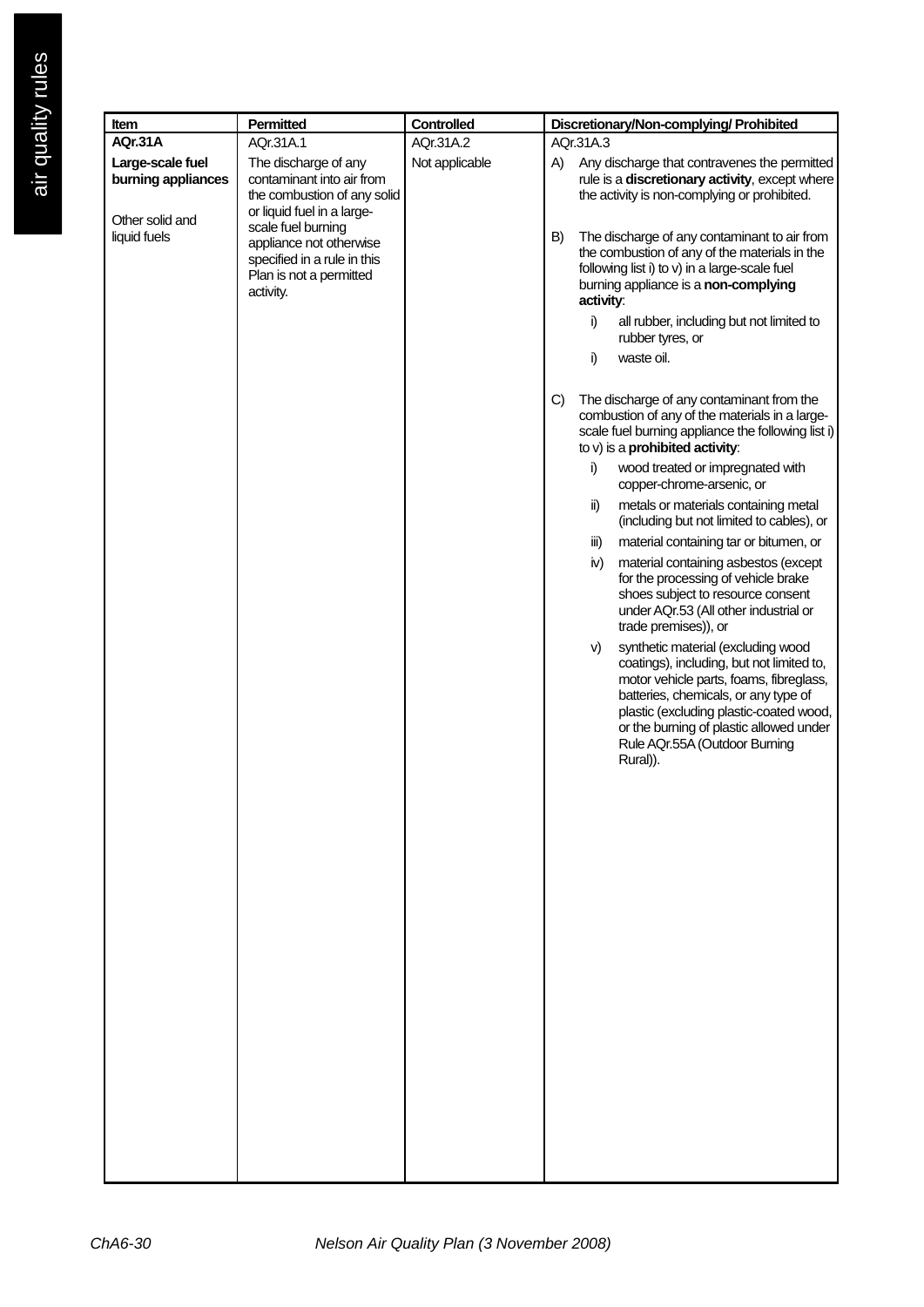| Item | Permitted | Controlled | Discretionary/Non-complying/ Prohibited |
|---|---|---|---|
| **AQr.31A** | AQr.31A.1 | AQr.31A.2 | AQr.31A.3 |
| **Large-scale fuel burning appliances**<br><br>Other solid and liquid fuels | The discharge of any contaminant into air from the combustion of any solid or liquid fuel in a large-scale fuel burning appliance not otherwise specified in a rule in this Plan is not a permitted activity. | Not applicable | A) Any discharge that contravenes the permitted rule is a **discretionary activity**, except where the activity is non-complying or prohibited.<br><br>B) The discharge of any contaminant to air from the combustion of any of the materials in the following list i) to v) in a large-scale fuel burning appliance is a **non-complying activity**:<br>i) all rubber, including but not limited to rubber tyres, or<br>i) waste oil.<br><br>C) The discharge of any contaminant from the combustion of any of the materials in a large-scale fuel burning appliance the following list i) to v) is a **prohibited activity**:<br>i) wood treated or impregnated with copper-chrome-arsenic, or<br>ii) metals or materials containing metal (including but not limited to cables), or<br>iii) material containing tar or bitumen, or<br>iv) material containing asbestos (except for the processing of vehicle brake shoes subject to resource consent under AQr.53 (All other industrial or trade premises)), or<br>v) synthetic material (excluding wood coatings), including, but not limited to, motor vehicle parts, foams, fibreglass, batteries, chemicals, or any type of plastic (excluding plastic-coated wood, or the burning of plastic allowed under Rule AQr.55A (Outdoor Burning Rural)). |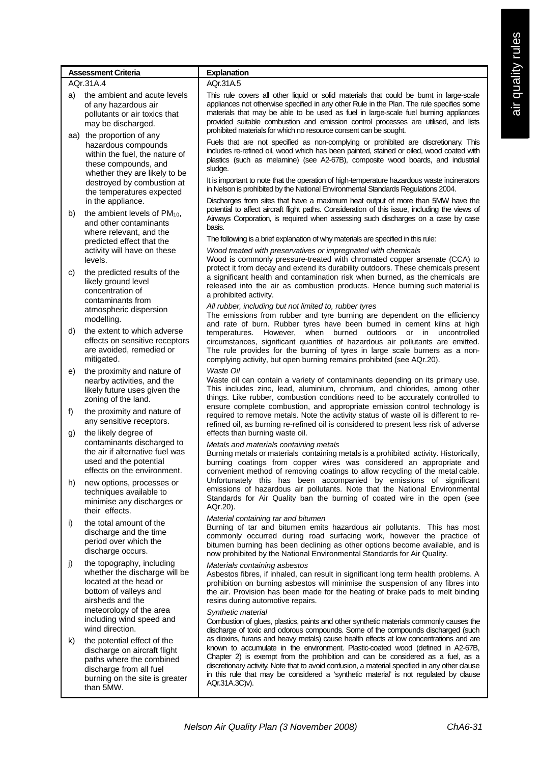| Assessment Criteria | Explanation |
|---|---|
| AQr.31A.4<br><br>a) the ambient and acute levels of any hazardous air pollutants or air toxics that may be discharged.<br><br>aa) the proportion of any hazardous compounds within the fuel, the nature of these compounds, and whether they are likely to be destroyed by combustion at the temperatures expected in the appliance.<br><br>b) the ambient levels of $PM_{10}$, and other contaminants where relevant, and the predicted effect that the activity will have on these levels.<br><br>c) the predicted results of the likely ground level concentration of contaminants from atmospheric dispersion modelling.<br><br>d) the extent to which adverse effects on sensitive receptors are avoided, remedied or mitigated.<br><br>e) the proximity and nature of nearby activities, and the likely future uses given the zoning of the land.<br><br>f) the proximity and nature of any sensitive receptors.<br><br>g) the likely degree of contaminants discharged to the air if alternative fuel was used and the potential effects on the environment.<br><br>h) new options, processes or techniques available to minimise any discharges or their effects.<br><br>i) the total amount of the discharge and the time period over which the discharge occurs.<br><br>j) the topography, including whether the discharge will be located at the head or bottom of valleys and airsheds and the meteorology of the area including wind speed and wind direction.<br><br>k) the potential effect of the discharge on aircraft flight paths where the combined discharge from all fuel burning on the site is greater than 5MW. | AQr.31A.5<br><br>This rule covers all other liquid or solid materials that could be burnt in large-scale appliances not otherwise specified in any other Rule in the Plan. The rule specifies some materials that may be able to be used as fuel in large-scale fuel burning appliances provided suitable combustion and emission control processes are utilised, and lists prohibited materials for which no resource consent can be sought.<br><br>Fuels that are not specified as non-complying or prohibited are discretionary. This includes re-refined oil, wood which has been painted, stained or oiled, wood coated with plastics (such as melamine) (see A2-67B), composite wood boards, and industrial sludge.<br><br>It is important to note that the operation of high-temperature hazardous waste incinerators in Nelson is prohibited by the National Environmental Standards Regulations 2004.<br><br>Discharges from sites that have a maximum heat output of more than 5MW have the potential to affect aircraft flight paths. Consideration of this issue, including the views of Airways Corporation, is required when assessing such discharges on a case by case basis.<br><br>The following is a brief explanation of why materials are specified in this rule:<br><br>*Wood treated with preservatives or impregnated with chemicals*<br>Wood is commonly pressure-treated with chromated copper arsenate (CCA) to protect it from decay and extend its durability outdoors. These chemicals present a significant health and contamination risk when burned, as the chemicals are released into the air as combustion products. Hence burning such material is a prohibited activity.<br><br>*All rubber, including but not limited to, rubber tyres*<br>The emissions from rubber and tyre burning are dependent on the efficiency and rate of burn. Rubber tyres have been burned in cement kilns at high temperatures. However, when burned outdoors or in uncontrolled circumstances, significant quantities of hazardous air pollutants are emitted. The rule provides for the burning of tyres in large scale burners as a non-complying activity, but open burning remains prohibited (see AQr.20).<br><br>*Waste Oil*<br>Waste oil can contain a variety of contaminants depending on its primary use. This includes zinc, lead, aluminium, chromium, and chlorides, among other things. Like rubber, combustion conditions need to be accurately controlled to ensure complete combustion, and appropriate emission control technology is required to remove metals. Note the activity status of waste oil is different to re-refined oil, as burning re-refined oil is considered to present less risk of adverse effects than burning waste oil.<br><br>*Metals and materials containing metals*<br>Burning metals or materials containing metals is a prohibited activity. Historically, burning coatings from copper wires was considered an appropriate and convenient method of removing coatings to allow recycling of the metal cable. Unfortunately this has been accompanied by emissions of significant emissions of hazardous air pollutants. Note that the National Environmental Standards for Air Quality ban the burning of coated wire in the open (see AQr.20).<br><br>*Material containing tar and bitumen*<br>Burning of tar and bitumen emits hazardous air pollutants. This has most commonly occurred during road surfacing work, however the practice of bitumen burning has been declining as other options become available, and is now prohibited by the National Environmental Standards for Air Quality.<br><br>*Materials containing asbestos*<br>Asbestos fibres, if inhaled, can result in significant long term health problems. A prohibition on burning asbestos will minimise the suspension of any fibres into the air. Provision has been made for the heating of brake pads to melt binding resins during automotive repairs.<br><br>*Synthetic material*<br>Combustion of glues, plastics, paints and other synthetic materials commonly causes the discharge of toxic and odorous compounds. Some of the compounds discharged (such as dioxins, furans and heavy metals) cause health effects at low concentrations and are known to accumulate in the environment. Plastic-coated wood (defined in A2-67B, Chapter 2) is exempt from the prohibition and can be considered as a fuel, as a discretionary activity. Note that to avoid confusion, a material specified in any other clause in this rule that may be considered a 'synthetic material' is not regulated by clause AQr.31A.3C)v). |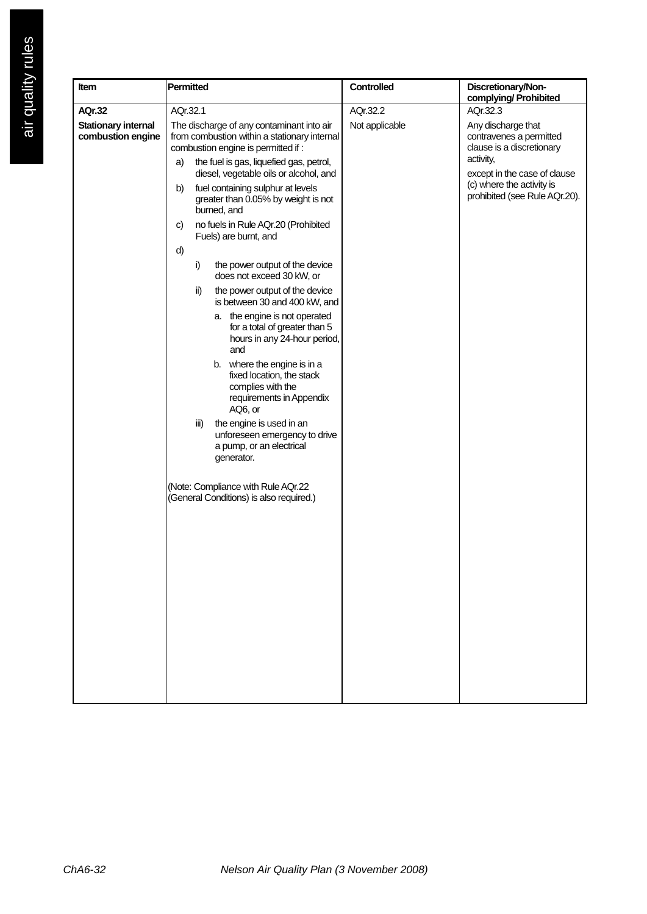| Item | Permitted | Controlled | Discretionary/Non-complying/ Prohibited |
|---|---|---|---|
| **AQr.32**<br><br>**Stationary internal combustion engine** | AQr.32.1<br><br>The discharge of any contaminant into air from combustion within a stationary internal combustion engine is permitted if :<br><br>a) the fuel is gas, liquefied gas, petrol, diesel, vegetable oils or alcohol, and<br><br>b) fuel containing sulphur at levels greater than 0.05% by weight is not burned, and<br><br>c) no fuels in Rule AQr.20 (Prohibited Fuels) are burnt, and<br><br>d)<br><br>i) the power output of the device does not exceed 30 kW, or<br><br>ii) the power output of the device is between 30 and 400 kW, and<br><br>a. the engine is not operated for a total of greater than 5 hours in any 24-hour period, and<br><br>b. where the engine is in a fixed location, the stack complies with the requirements in Appendix AQ6, or<br><br>iii) the engine is used in an unforeseen emergency to drive a pump, or an electrical generator.<br><br>(Note: Compliance with Rule AQr.22 (General Conditions) is also required.) | AQr.32.2<br><br>Not applicable | AQr.32.3<br><br>Any discharge that contravenes a permitted clause is a discretionary activity,<br><br>except in the case of clause (c) where the activity is prohibited (see Rule AQr.20). |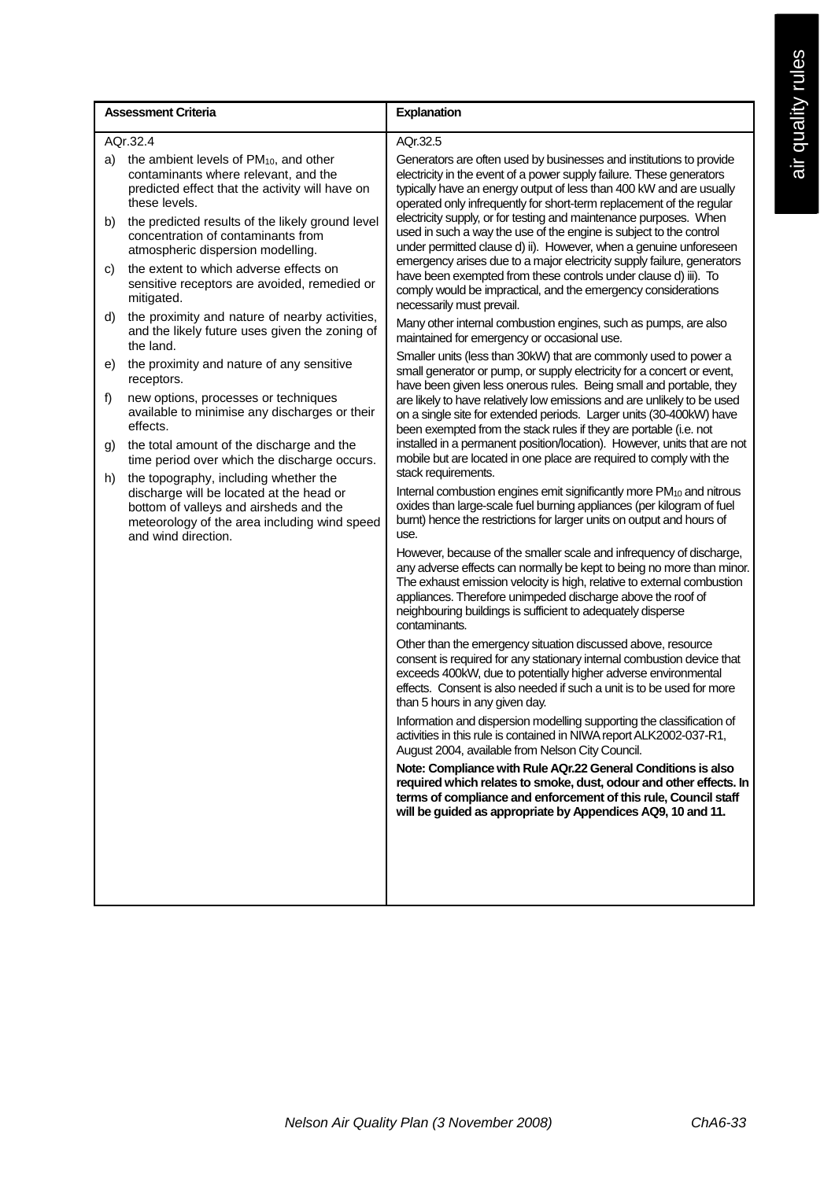| Assessment Criteria | Explanation |
|---|---|
| AQr.32.4<br><br>a) the ambient levels of $PM_{10}$, and other contaminants where relevant, and the predicted effect that the activity will have on these levels.<br><br>b) the predicted results of the likely ground level concentration of contaminants from atmospheric dispersion modelling.<br><br>c) the extent to which adverse effects on sensitive receptors are avoided, remedied or mitigated.<br><br>d) the proximity and nature of nearby activities, and the likely future uses given the zoning of the land.<br><br>e) the proximity and nature of any sensitive receptors.<br><br>f) new options, processes or techniques available to minimise any discharges or their effects.<br><br>g) the total amount of the discharge and the time period over which the discharge occurs.<br><br>h) the topography, including whether the discharge will be located at the head or bottom of valleys and airsheds and the meteorology of the area including wind speed and wind direction. | AQr.32.5<br><br>Generators are often used by businesses and institutions to provide electricity in the event of a power supply failure. These generators typically have an energy output of less than 400 kW and are usually operated only infrequently for short-term replacement of the regular electricity supply, or for testing and maintenance purposes. When used in such a way the use of the engine is subject to the control under permitted clause d) ii). However, when a genuine unforeseen emergency arises due to a major electricity supply failure, generators have been exempted from these controls under clause d) iii). To comply would be impractical, and the emergency considerations necessarily must prevail.<br><br>Many other internal combustion engines, such as pumps, are also maintained for emergency or occasional use.<br><br>Smaller units (less than 30kW) that are commonly used to power a small generator or pump, or supply electricity for a concert or event, have been given less onerous rules. Being small and portable, they are likely to have relatively low emissions and are unlikely to be used on a single site for extended periods. Larger units (30-400kW) have been exempted from the stack rules if they are portable (i.e. not installed in a permanent position/location). However, units that are not mobile but are located in one place are required to comply with the stack requirements.<br><br>Internal combustion engines emit significantly more $PM_{10}$ and nitrous oxides than large-scale fuel burning appliances (per kilogram of fuel burnt) hence the restrictions for larger units on output and hours of use.<br><br>However, because of the smaller scale and infrequency of discharge, any adverse effects can normally be kept to being no more than minor. The exhaust emission velocity is high, relative to external combustion appliances. Therefore unimpeded discharge above the roof of neighbouring buildings is sufficient to adequately disperse contaminants.<br><br>Other than the emergency situation discussed above, resource consent is required for any stationary internal combustion device that exceeds 400kW, due to potentially higher adverse environmental effects. Consent is also needed if such a unit is to be used for more than 5 hours in any given day.<br><br>Information and dispersion modelling supporting the classification of activities in this rule is contained in NIWA report ALK2002-037-R1, August 2004, available from Nelson City Council.<br><br>**Note: Compliance with Rule AQr.22 General Conditions is also required which relates to smoke, dust, odour and other effects. In terms of compliance and enforcement of this rule, Council staff will be guided as appropriate by Appendices AQ9, 10 and 11.** |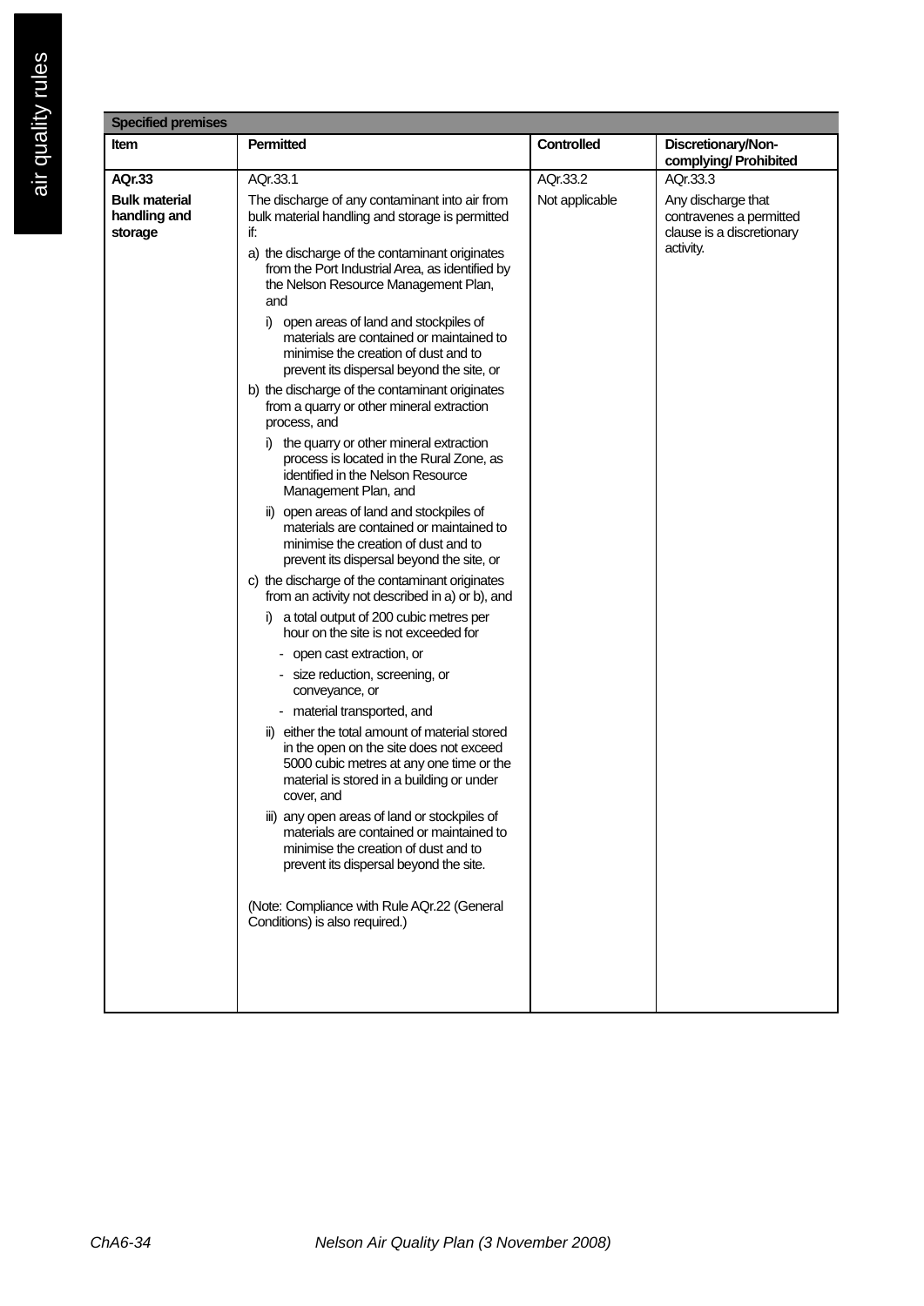| Specified premises | | | |
|---|---|---|---|
| **Item** | **Permitted** | **Controlled** | **Discretionary/Non-complying/ Prohibited** |
| **AQr.33**<br><br>**Bulk material handling and storage** | AQr.33.1<br><br>The discharge of any contaminant into air from bulk material handling and storage is permitted if:<br><br>a) the discharge of the contaminant originates from the Port Industrial Area, as identified by the Nelson Resource Management Plan, and<br><br>i) open areas of land and stockpiles of materials are contained or maintained to minimise the creation of dust and to prevent its dispersal beyond the site, or<br><br>b) the discharge of the contaminant originates from a quarry or other mineral extraction process, and<br><br>i) the quarry or other mineral extraction process is located in the Rural Zone, as identified in the Nelson Resource Management Plan, and<br><br>ii) open areas of land and stockpiles of materials are contained or maintained to minimise the creation of dust and to prevent its dispersal beyond the site, or<br><br>c) the discharge of the contaminant originates from an activity not described in a) or b), and<br><br>i) a total output of 200 cubic metres per hour on the site is not exceeded for<br><br>- open cast extraction, or<br><br>- size reduction, screening, or conveyance, or<br><br>- material transported, and<br><br>ii) either the total amount of material stored in the open on the site does not exceed 5000 cubic metres at any one time or the material is stored in a building or under cover, and<br><br>iii) any open areas of land or stockpiles of materials are contained or maintained to minimise the creation of dust and to prevent its dispersal beyond the site.<br><br>(Note: Compliance with Rule AQr.22 (General Conditions) is also required.) | AQr.33.2<br><br>Not applicable | AQr.33.3<br><br>Any discharge that contravenes a permitted clause is a discretionary activity. |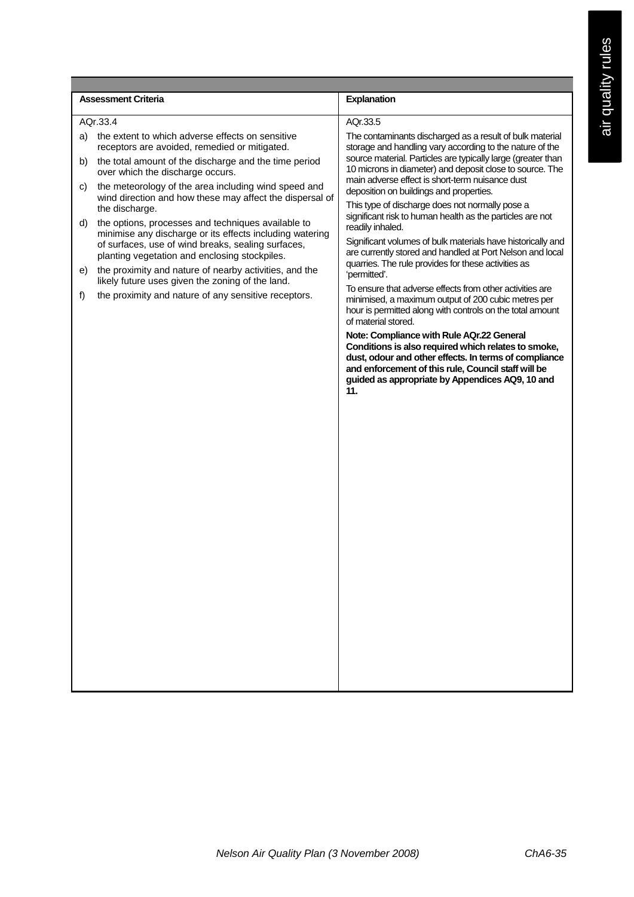| Assessment Criteria | Explanation |
|---|---|
| AQr.33.4<br>a) the extent to which adverse effects on sensitive receptors are avoided, remedied or mitigated.<br>b) the total amount of the discharge and the time period over which the discharge occurs.<br>c) the meteorology of the area including wind speed and wind direction and how these may affect the dispersal of the discharge.<br>d) the options, processes and techniques available to minimise any discharge or its effects including watering of surfaces, use of wind breaks, sealing surfaces, planting vegetation and enclosing stockpiles.<br>e) the proximity and nature of nearby activities, and the likely future uses given the zoning of the land.<br>f) the proximity and nature of any sensitive receptors. | AQr.33.5<br>The contaminants discharged as a result of bulk material storage and handling vary according to the nature of the source material. Particles are typically large (greater than 10 microns in diameter) and deposit close to source. The main adverse effect is short-term nuisance dust deposition on buildings and properties.<br>This type of discharge does not normally pose a significant risk to human health as the particles are not readily inhaled.<br>Significant volumes of bulk materials have historically and are currently stored and handled at Port Nelson and local quarries. The rule provides for these activities as 'permitted'.<br>To ensure that adverse effects from other activities are minimised, a maximum output of 200 cubic metres per hour is permitted along with controls on the total amount of material stored.<br>**Note: Compliance with Rule AQr.22 General Conditions is also required which relates to smoke, dust, odour and other effects. In terms of compliance and enforcement of this rule, Council staff will be guided as appropriate by Appendices AQ9, 10 and 11.** |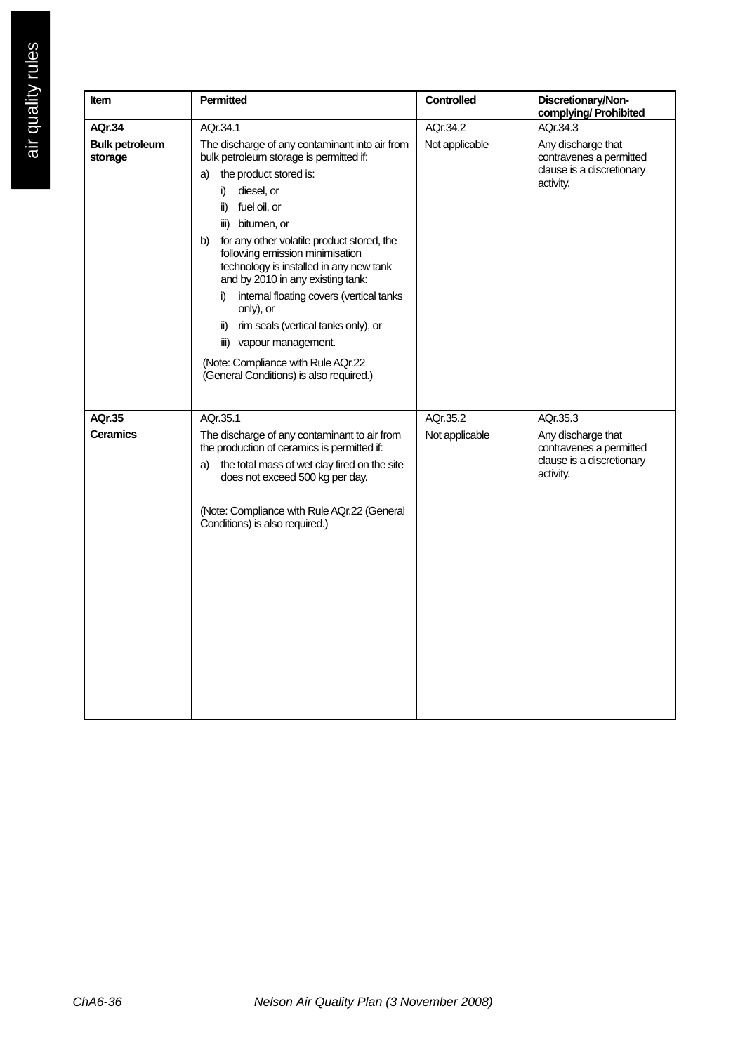| Item | Permitted | Controlled | Discretionary/Non-complying/ Prohibited |
|---|---|---|---|
| **AQr.34**<br><br>**Bulk petroleum storage** | AQr.34.1<br><br>The discharge of any contaminant into air from bulk petroleum storage is permitted if:<br><br>a) the product stored is:<br>i) diesel, or<br>ii) fuel oil, or<br>iii) bitumen, or<br><br>b) for any other volatile product stored, the following emission minimisation technology is installed in any new tank and by 2010 in any existing tank:<br>i) internal floating covers (vertical tanks only), or<br>ii) rim seals (vertical tanks only), or<br>iii) vapour management.<br><br>(Note: Compliance with Rule AQr.22 (General Conditions) is also required.) | AQr.34.2<br><br>Not applicable | AQr.34.3<br><br>Any discharge that contravenes a permitted clause is a discretionary activity. |
| **AQr.35**<br><br>**Ceramics** | AQr.35.1<br><br>The discharge of any contaminant to air from the production of ceramics is permitted if:<br><br>a) the total mass of wet clay fired on the site does not exceed 500 kg per day.<br><br>(Note: Compliance with Rule AQr.22 (General Conditions) is also required.) | AQr.35.2<br><br>Not applicable | AQr.35.3<br><br>Any discharge that contravenes a permitted clause is a discretionary activity. |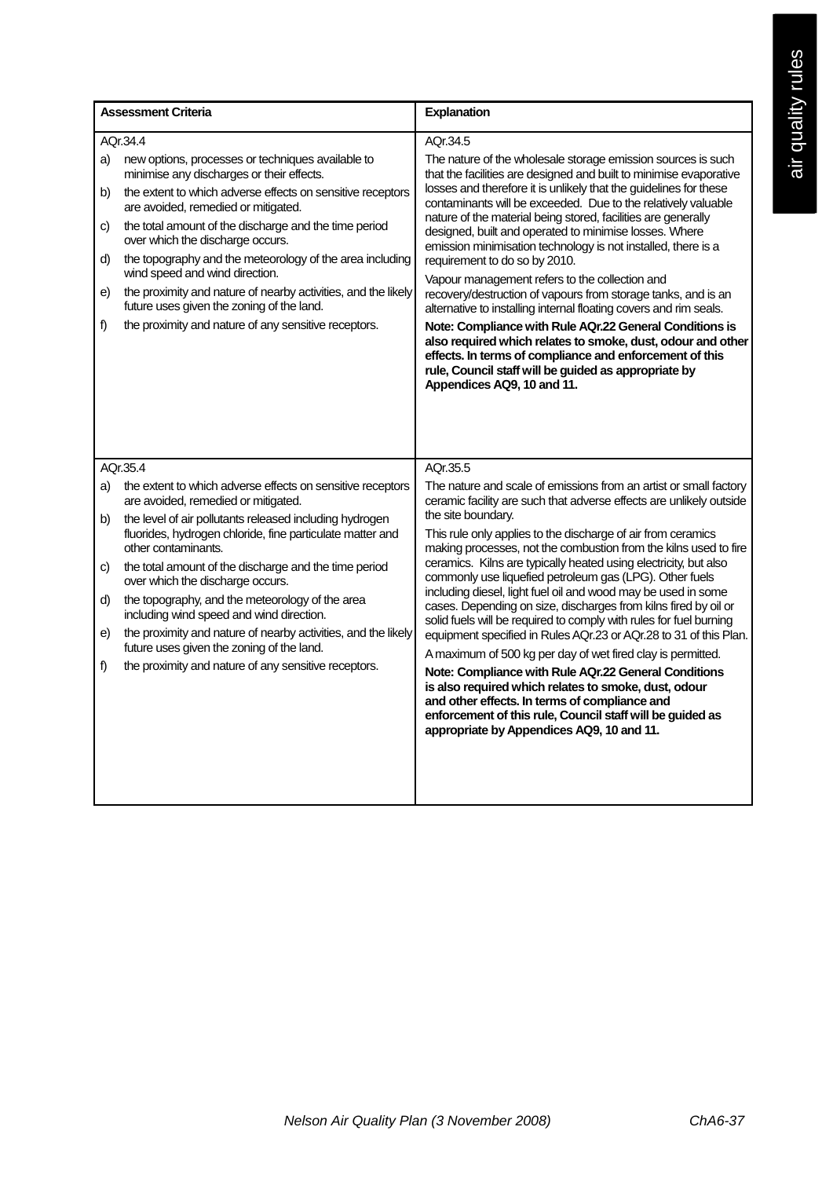| Assessment Criteria | Explanation |
|---|---|
| AQr.34.4<br>a) new options, processes or techniques available to minimise any discharges or their effects.<br>b) the extent to which adverse effects on sensitive receptors are avoided, remedied or mitigated.<br>c) the total amount of the discharge and the time period over which the discharge occurs.<br>d) the topography and the meteorology of the area including wind speed and wind direction.<br>e) the proximity and nature of nearby activities, and the likely future uses given the zoning of the land.<br>f) the proximity and nature of any sensitive receptors. | AQr.34.5<br>The nature of the wholesale storage emission sources is such that the facilities are designed and built to minimise evaporative losses and therefore it is unlikely that the guidelines for these contaminants will be exceeded. Due to the relatively valuable nature of the material being stored, facilities are generally designed, built and operated to minimise losses. Where emission minimisation technology is not installed, there is a requirement to do so by 2010.<br>Vapour management refers to the collection and recovery/destruction of vapours from storage tanks, and is an alternative to installing internal floating covers and rim seals.<br>**Note: Compliance with Rule AQr.22 General Conditions is also required which relates to smoke, dust, odour and other effects. In terms of compliance and enforcement of this rule, Council staff will be guided as appropriate by Appendices AQ9, 10 and 11.** |
| AQr.35.4<br>a) the extent to which adverse effects on sensitive receptors are avoided, remedied or mitigated.<br>b) the level of air pollutants released including hydrogen fluorides, hydrogen chloride, fine particulate matter and other contaminants.<br>c) the total amount of the discharge and the time period over which the discharge occurs.<br>d) the topography, and the meteorology of the area including wind speed and wind direction.<br>e) the proximity and nature of nearby activities, and the likely future uses given the zoning of the land.<br>f) the proximity and nature of any sensitive receptors. | AQr.35.5<br>The nature and scale of emissions from an artist or small factory ceramic facility are such that adverse effects are unlikely outside the site boundary.<br>This rule only applies to the discharge of air from ceramics making processes, not the combustion from the kilns used to fire ceramics. Kilns are typically heated using electricity, but also commonly use liquefied petroleum gas (LPG). Other fuels including diesel, light fuel oil and wood may be used in some cases. Depending on size, discharges from kilns fired by oil or solid fuels will be required to comply with rules for fuel burning equipment specified in Rules AQr.23 or AQr.28 to 31 of this Plan.<br>A maximum of 500 kg per day of wet fired clay is permitted.<br>**Note: Compliance with Rule AQr.22 General Conditions is also required which relates to smoke, dust, odour and other effects. In terms of compliance and enforcement of this rule, Council staff will be guided as appropriate by Appendices AQ9, 10 and 11.** |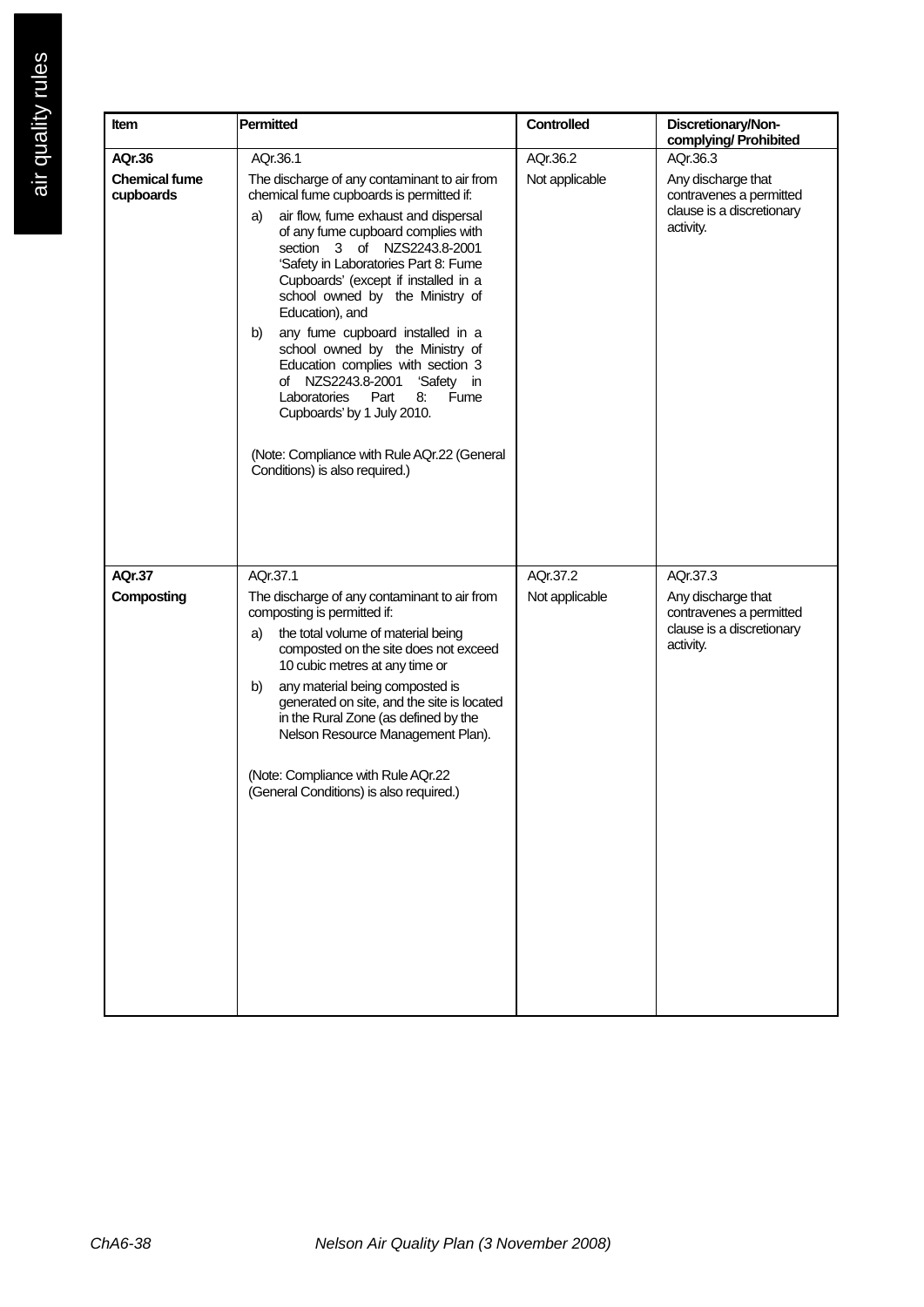| Item | Permitted | Controlled | Discretionary/Non-complying/ Prohibited |
|---|---|---|---|
| **AQr.36**<br>**Chemical fume cupboards** | AQr.36.1<br>The discharge of any contaminant to air from chemical fume cupboards is permitted if:<br>a) air flow, fume exhaust and dispersal of any fume cupboard complies with section 3 of NZS2243.8-2001 'Safety in Laboratories Part 8: Fume Cupboards' (except if installed in a school owned by the Ministry of Education), and<br>b) any fume cupboard installed in a school owned by the Ministry of Education complies with section 3 of NZS2243.8-2001 'Safety in Laboratories Part 8: Fume Cupboards' by 1 July 2010.<br>(Note: Compliance with Rule AQr.22 (General Conditions) is also required.) | AQr.36.2<br>Not applicable | AQr.36.3<br>Any discharge that contravenes a permitted clause is a discretionary activity. |
| **AQr.37**<br>**Composting** | AQr.37.1<br>The discharge of any contaminant to air from composting is permitted if:<br>a) the total volume of material being composted on the site does not exceed 10 cubic metres at any time or<br>b) any material being composted is generated on site, and the site is located in the Rural Zone (as defined by the Nelson Resource Management Plan).<br>(Note: Compliance with Rule AQr.22 (General Conditions) is also required.) | AQr.37.2<br>Not applicable | AQr.37.3<br>Any discharge that contravenes a permitted clause is a discretionary activity. |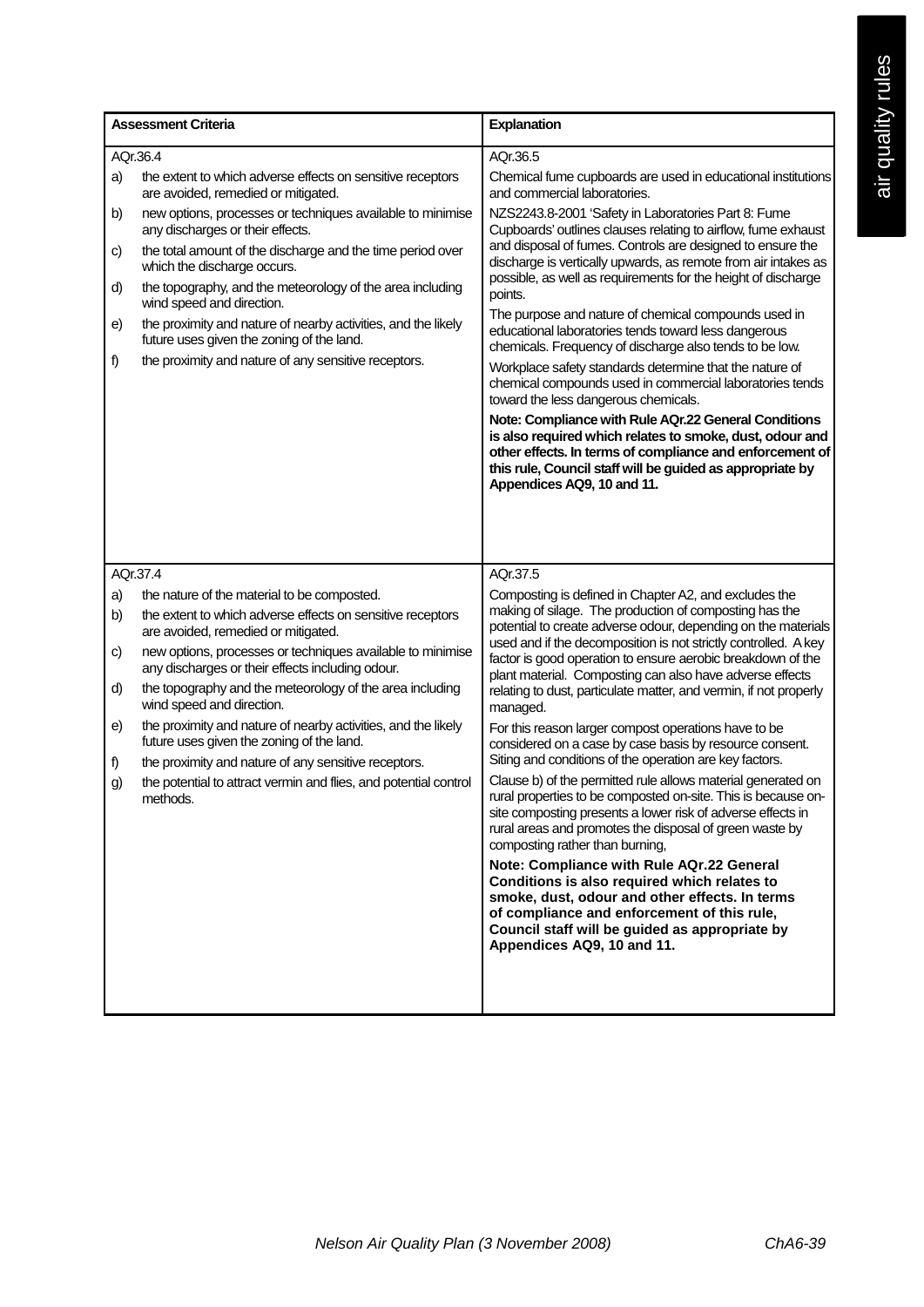| Assessment Criteria | Explanation |
|---|---|
| AQr.36.4<br>a) the extent to which adverse effects on sensitive receptors are avoided, remedied or mitigated.<br>b) new options, processes or techniques available to minimise any discharges or their effects.<br>c) the total amount of the discharge and the time period over which the discharge occurs.<br>d) the topography, and the meteorology of the area including wind speed and direction.<br>e) the proximity and nature of nearby activities, and the likely future uses given the zoning of the land.<br>f) the proximity and nature of any sensitive receptors. | AQr.36.5<br>Chemical fume cupboards are used in educational institutions and commercial laboratories.<br>NZS2243.8-2001 'Safety in Laboratories Part 8: Fume Cupboards' outlines clauses relating to airflow, fume exhaust and disposal of fumes. Controls are designed to ensure the discharge is vertically upwards, as remote from air intakes as possible, as well as requirements for the height of discharge points.<br>The purpose and nature of chemical compounds used in educational laboratories tends toward less dangerous chemicals. Frequency of discharge also tends to be low.<br>Workplace safety standards determine that the nature of chemical compounds used in commercial laboratories tends toward the less dangerous chemicals.<br>**Note: Compliance with Rule AQr.22 General Conditions is also required which relates to smoke, dust, odour and other effects. In terms of compliance and enforcement of this rule, Council staff will be guided as appropriate by Appendices AQ9, 10 and 11.** |
| AQr.37.4<br>a) the nature of the material to be composted.<br>b) the extent to which adverse effects on sensitive receptors are avoided, remedied or mitigated.<br>c) new options, processes or techniques available to minimise any discharges or their effects including odour.<br>d) the topography and the meteorology of the area including wind speed and direction.<br>e) the proximity and nature of nearby activities, and the likely future uses given the zoning of the land.<br>f) the proximity and nature of any sensitive receptors.<br>g) the potential to attract vermin and flies, and potential control methods. | AQr.37.5<br>Composting is defined in Chapter A2, and excludes the making of silage. The production of composting has the potential to create adverse odour, depending on the materials used and if the decomposition is not strictly controlled. A key factor is good operation to ensure aerobic breakdown of the plant material. Composting can also have adverse effects relating to dust, particulate matter, and vermin, if not properly managed.<br>For this reason larger compost operations have to be considered on a case by case basis by resource consent. Siting and conditions of the operation are key factors.<br>Clause b) of the permitted rule allows material generated on rural properties to be composted on-site. This is because on-site composting presents a lower risk of adverse effects in rural areas and promotes the disposal of green waste by composting rather than burning,<br>**Note: Compliance with Rule AQr.22 General Conditions is also required which relates to smoke, dust, odour and other effects. In terms of compliance and enforcement of this rule, Council staff will be guided as appropriate by Appendices AQ9, 10 and 11.** |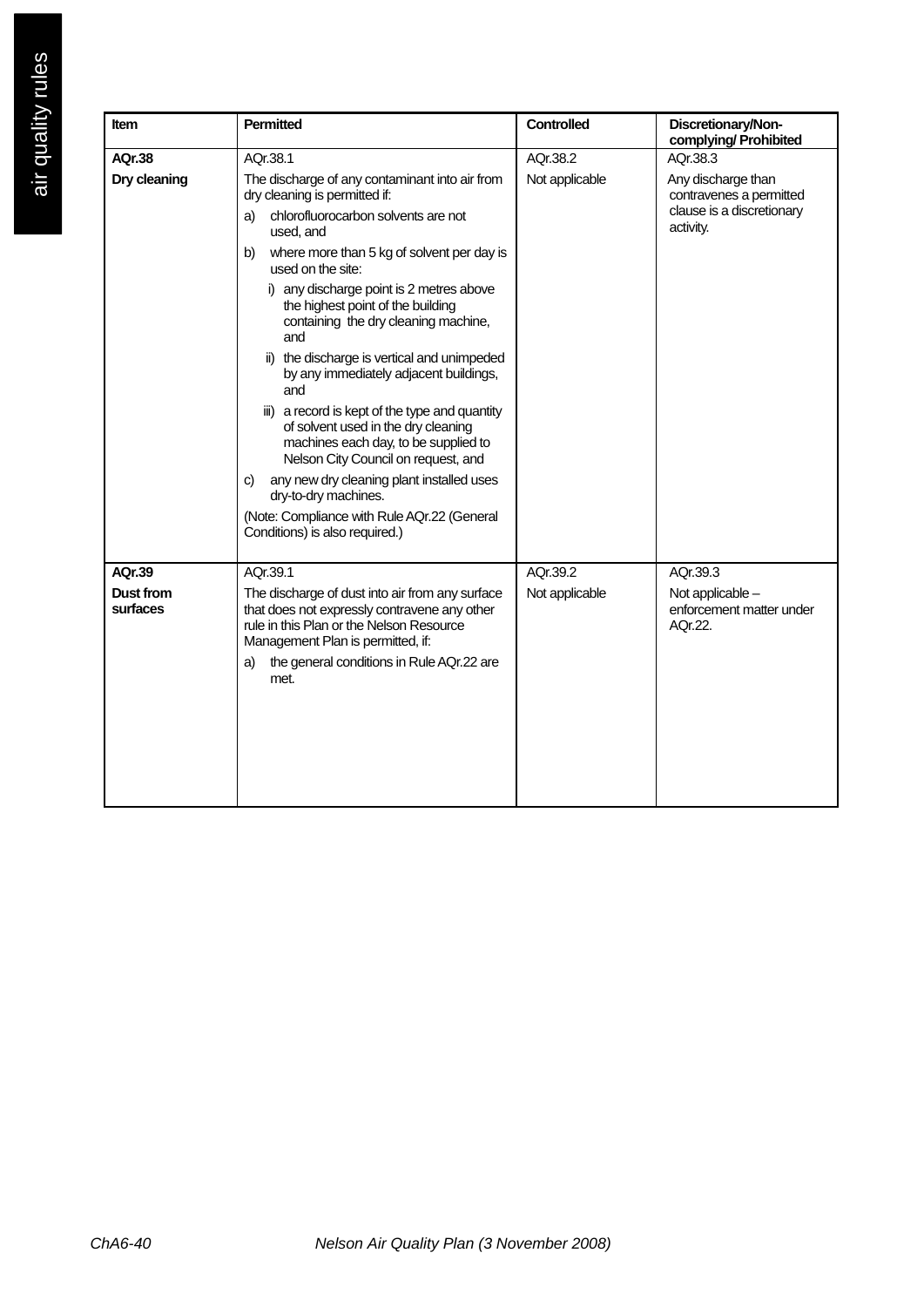| Item | Permitted | Controlled | Discretionary/Non-complying/ Prohibited |
|---|---|---|---|
| **AQr.38**<br>**Dry cleaning** | AQr.38.1<br>The discharge of any contaminant into air from dry cleaning is permitted if:<br>a) chlorofluorocarbon solvents are not used, and<br>b) where more than 5 kg of solvent per day is used on the site:<br>i) any discharge point is 2 metres above the highest point of the building containing the dry cleaning machine, and<br>ii) the discharge is vertical and unimpeded by any immediately adjacent buildings, and<br>iii) a record is kept of the type and quantity of solvent used in the dry cleaning machines each day, to be supplied to Nelson City Council on request, and<br>c) any new dry cleaning plant installed uses dry-to-dry machines.<br>(Note: Compliance with Rule AQr.22 (General Conditions) is also required.) | AQr.38.2<br>Not applicable | AQr.38.3<br>Any discharge than contravenes a permitted clause is a discretionary activity. |
| **AQr.39**<br>**Dust from surfaces** | AQr.39.1<br>The discharge of dust into air from any surface that does not expressly contravene any other rule in this Plan or the Nelson Resource Management Plan is permitted, if:<br>a) the general conditions in Rule AQr.22 are met. | AQr.39.2<br>Not applicable | AQr.39.3<br>Not applicable – enforcement matter under AQr.22. |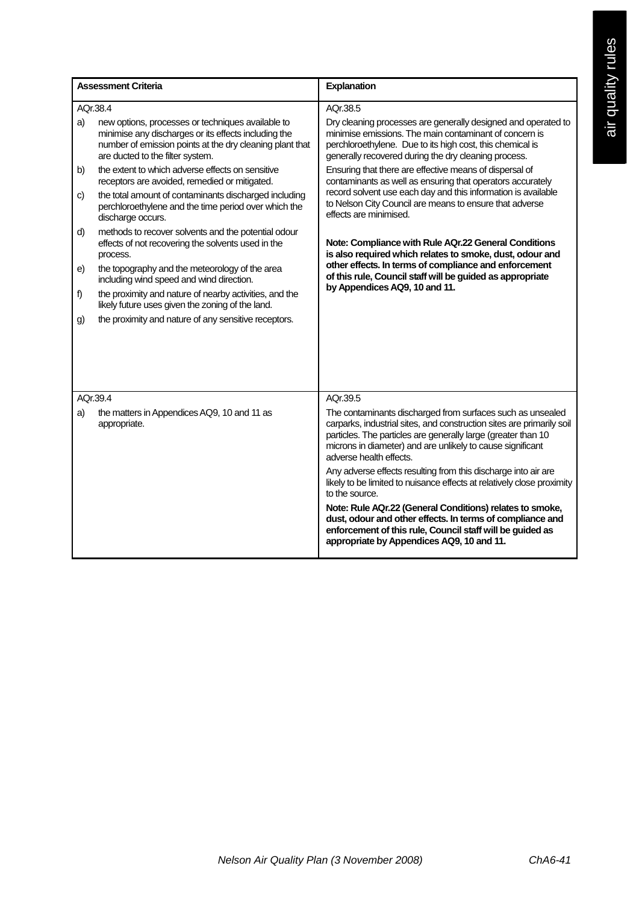| Assessment Criteria | Explanation |
|---|---|
| AQr.38.4<br>a) new options, processes or techniques available to minimise any discharges or its effects including the number of emission points at the dry cleaning plant that are ducted to the filter system.<br>b) the extent to which adverse effects on sensitive receptors are avoided, remedied or mitigated.<br>c) the total amount of contaminants discharged including perchloroethylene and the time period over which the discharge occurs.<br>d) methods to recover solvents and the potential odour effects of not recovering the solvents used in the process.<br>e) the topography and the meteorology of the area including wind speed and wind direction.<br>f) the proximity and nature of nearby activities, and the likely future uses given the zoning of the land.<br>g) the proximity and nature of any sensitive receptors. | AQr.38.5<br>Dry cleaning processes are generally designed and operated to minimise emissions. The main contaminant of concern is perchloroethylene. Due to its high cost, this chemical is generally recovered during the dry cleaning process.<br>Ensuring that there are effective means of dispersal of contaminants as well as ensuring that operators accurately record solvent use each day and this information is available to Nelson City Council are means to ensure that adverse effects are minimised.<br>**Note: Compliance with Rule AQr.22 General Conditions is also required which relates to smoke, dust, odour and other effects. In terms of compliance and enforcement of this rule, Council staff will be guided as appropriate by Appendices AQ9, 10 and 11.** |
| AQr.39.4<br>a) the matters in Appendices AQ9, 10 and 11 as appropriate. | AQr.39.5<br>The contaminants discharged from surfaces such as unsealed carparks, industrial sites, and construction sites are primarily soil particles. The particles are generally large (greater than 10 microns in diameter) and are unlikely to cause significant adverse health effects.<br>Any adverse effects resulting from this discharge into air are likely to be limited to nuisance effects at relatively close proximity to the source.<br>**Note: Rule AQr.22 (General Conditions) relates to smoke, dust, odour and other effects. In terms of compliance and enforcement of this rule, Council staff will be guided as appropriate by Appendices AQ9, 10 and 11.** |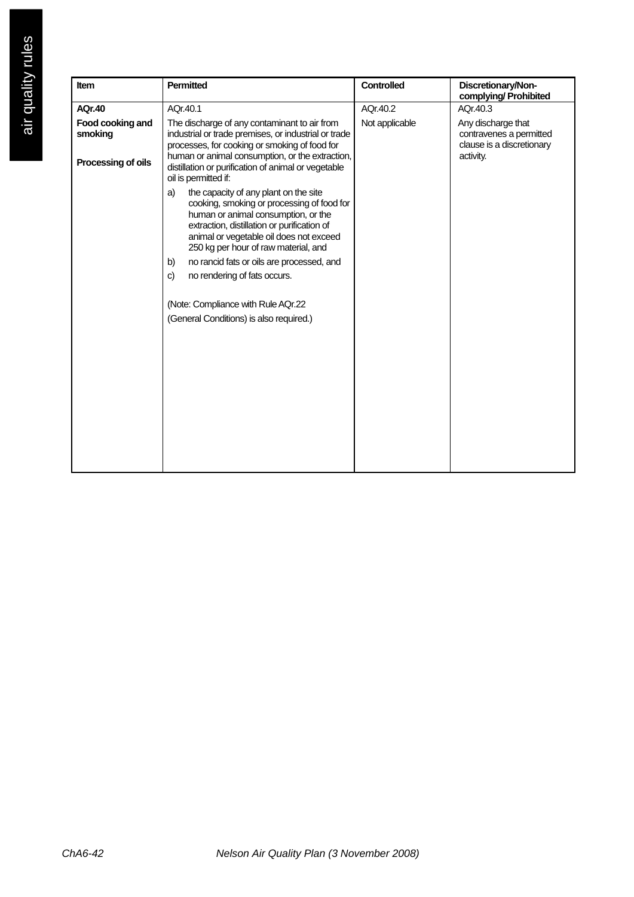| Item | Permitted | Controlled | Discretionary/Non-complying/ Prohibited |
|---|---|---|---|
| **AQr.40**<br>**Food cooking and smoking**<br><br>**Processing of oils** | AQr.40.1<br>The discharge of any contaminant to air from industrial or trade premises, or industrial or trade processes, for cooking or smoking of food for human or animal consumption, or the extraction, distillation or purification of animal or vegetable oil is permitted if:<br>a) the capacity of any plant on the site cooking, smoking or processing of food for human or animal consumption, or the extraction, distillation or purification of animal or vegetable oil does not exceed 250 kg per hour of raw material, and<br>b) no rancid fats or oils are processed, and<br>c) no rendering of fats occurs.<br><br>(Note: Compliance with Rule AQr.22<br>(General Conditions) is also required.) | AQr.40.2<br>Not applicable | AQr.40.3<br>Any discharge that contravenes a permitted clause is a discretionary activity. |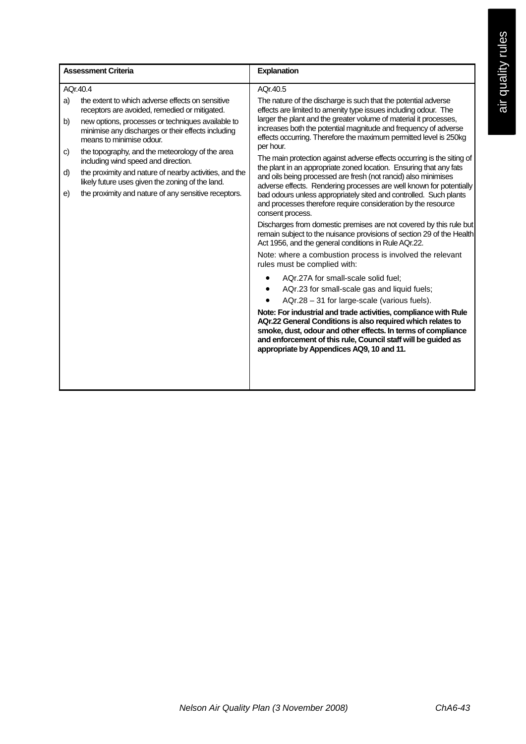| Assessment Criteria | Explanation |
|---|---|
| AQr.40.4<br>a) the extent to which adverse effects on sensitive receptors are avoided, remedied or mitigated.<br>b) new options, processes or techniques available to minimise any discharges or their effects including means to minimise odour.<br>c) the topography, and the meteorology of the area including wind speed and direction.<br>d) the proximity and nature of nearby activities, and the likely future uses given the zoning of the land.<br>e) the proximity and nature of any sensitive receptors. | AQr.40.5<br>The nature of the discharge is such that the potential adverse effects are limited to amenity type issues including odour. The larger the plant and the greater volume of material it processes, increases both the potential magnitude and frequency of adverse effects occurring. Therefore the maximum permitted level is 250kg per hour.<br>The main protection against adverse effects occurring is the siting of the plant in an appropriate zoned location. Ensuring that any fats and oils being processed are fresh (not rancid) also minimises adverse effects. Rendering processes are well known for potentially bad odours unless appropriately sited and controlled. Such plants and processes therefore require consideration by the resource consent process.<br>Discharges from domestic premises are not covered by this rule but remain subject to the nuisance provisions of section 29 of the Health Act 1956, and the general conditions in Rule AQr.22.<br>Note: where a combustion process is involved the relevant rules must be complied with:<br>• AQr.27A for small-scale solid fuel;<br>• AQr.23 for small-scale gas and liquid fuels;<br>• AQr.28 – 31 for large-scale (various fuels).<br>**Note: For industrial and trade activities, compliance with Rule AQr.22 General Conditions is also required which relates to smoke, dust, odour and other effects. In terms of compliance and enforcement of this rule, Council staff will be guided as appropriate by Appendices AQ9, 10 and 11.** |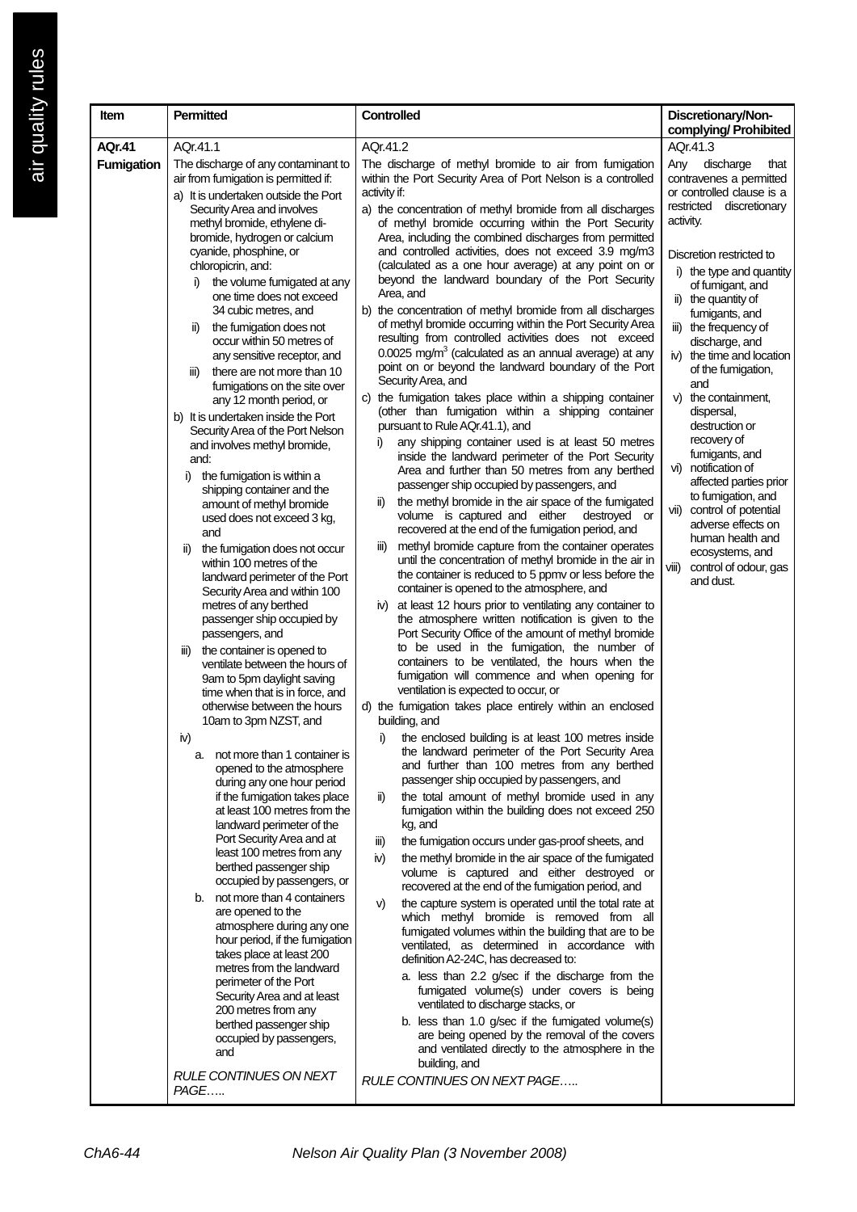| Item | Permitted | Controlled | Discretionary/Non-complying/ Prohibited |
|---|---|---|---|
| **AQr.41 Fumigation** | AQr.41.1<br>The discharge of any contaminant to air from fumigation is permitted if:<br>a) It is undertaken outside the Port Security Area and involves methyl bromide, ethylene di-bromide, hydrogen or calcium cyanide, phosphine, or chloropicrin, and:<br>i) the volume fumigated at any one time does not exceed 34 cubic metres, and<br>ii) the fumigation does not occur within 50 metres of any sensitive receptor, and<br>iii) there are not more than 10 fumigations on the site over any 12 month period, or<br>b) It is undertaken inside the Port Security Area of the Port Nelson and involves methyl bromide, and:<br>i) the fumigation is within a shipping container and the amount of methyl bromide used does not exceed 3 kg, and<br>ii) the fumigation does not occur within 100 metres of the landward perimeter of the Port Security Area and within 100 metres of any berthed passenger ship occupied by passengers, and<br>iii) the container is opened to ventilate between the hours of 9am to 5pm daylight saving time when that is in force, and otherwise between the hours 10am to 3pm NZST, and<br>iv)<br>a. not more than 1 container is opened to the atmosphere during any one hour period if the fumigation takes place at least 100 metres from the landward perimeter of the Port Security Area and at least 100 metres from any berthed passenger ship occupied by passengers, or<br>b. not more than 4 containers are opened to the atmosphere during any one hour period, if the fumigation takes place at least 200 metres from the landward perimeter of the Port Security Area and at least 200 metres from any berthed passenger ship occupied by passengers, and<br>*RULE CONTINUES ON NEXT PAGE…..* | AQr.41.2<br>The discharge of methyl bromide to air from fumigation within the Port Security Area of Port Nelson is a controlled activity if:<br>a) the concentration of methyl bromide from all discharges of methyl bromide occurring within the Port Security Area, including the combined discharges from permitted and controlled activities, does not exceed 3.9 mg/m3 (calculated as a one hour average) at any point on or beyond the landward boundary of the Port Security Area, and<br>b) the concentration of methyl bromide from all discharges of methyl bromide occurring within the Port Security Area resulting from controlled activities does not exceed 0.0025 mg/m$^3$ (calculated as an annual average) at any point on or beyond the landward boundary of the Port Security Area, and<br>c) the fumigation takes place within a shipping container (other than fumigation within a shipping container pursuant to Rule AQr.41.1), and<br>i) any shipping container used is at least 50 metres inside the landward perimeter of the Port Security Area and further than 50 metres from any berthed passenger ship occupied by passengers, and<br>ii) the methyl bromide in the air space of the fumigated volume is captured and either destroyed or recovered at the end of the fumigation period, and<br>iii) methyl bromide capture from the container operates until the concentration of methyl bromide in the air in the container is reduced to 5 ppmv or less before the container is opened to the atmosphere, and<br>iv) at least 12 hours prior to ventilating any container to the atmosphere written notification is given to the Port Security Office of the amount of methyl bromide to be used in the fumigation, the number of containers to be ventilated, the hours when the fumigation will commence and when opening for ventilation is expected to occur, or<br>d) the fumigation takes place entirely within an enclosed building, and<br>i) the enclosed building is at least 100 metres inside the landward perimeter of the Port Security Area and further than 100 metres from any berthed passenger ship occupied by passengers, and<br>ii) the total amount of methyl bromide used in any fumigation within the building does not exceed 250 kg, and<br>iii) the fumigation occurs under gas-proof sheets, and<br>iv) the methyl bromide in the air space of the fumigated volume is captured and either destroyed or recovered at the end of the fumigation period, and<br>v) the capture system is operated until the total rate at which methyl bromide is removed from all fumigated volumes within the building that are to be ventilated, as determined in accordance with definition A2-24C, has decreased to:<br>a. less than 2.2 g/sec if the discharge from the fumigated volume(s) under covers is being ventilated to discharge stacks, or<br>b. less than 1.0 g/sec if the fumigated volume(s) are being opened by the removal of the covers and ventilated directly to the atmosphere in the building, and<br>*RULE CONTINUES ON NEXT PAGE…..* | AQr.41.3<br>Any discharge that contravenes a permitted or controlled clause is a restricted discretionary activity.<br><br>Discretion restricted to<br>i) the type and quantity of fumigant, and<br>ii) the quantity of fumigants, and<br>iii) the frequency of discharge, and<br>iv) the time and location of the fumigation, and<br>v) the containment, dispersal, destruction or recovery of fumigants, and<br>vi) notification of affected parties prior to fumigation, and<br>vii) control of potential adverse effects on human health and ecosystems, and<br>viii) control of odour, gas and dust. |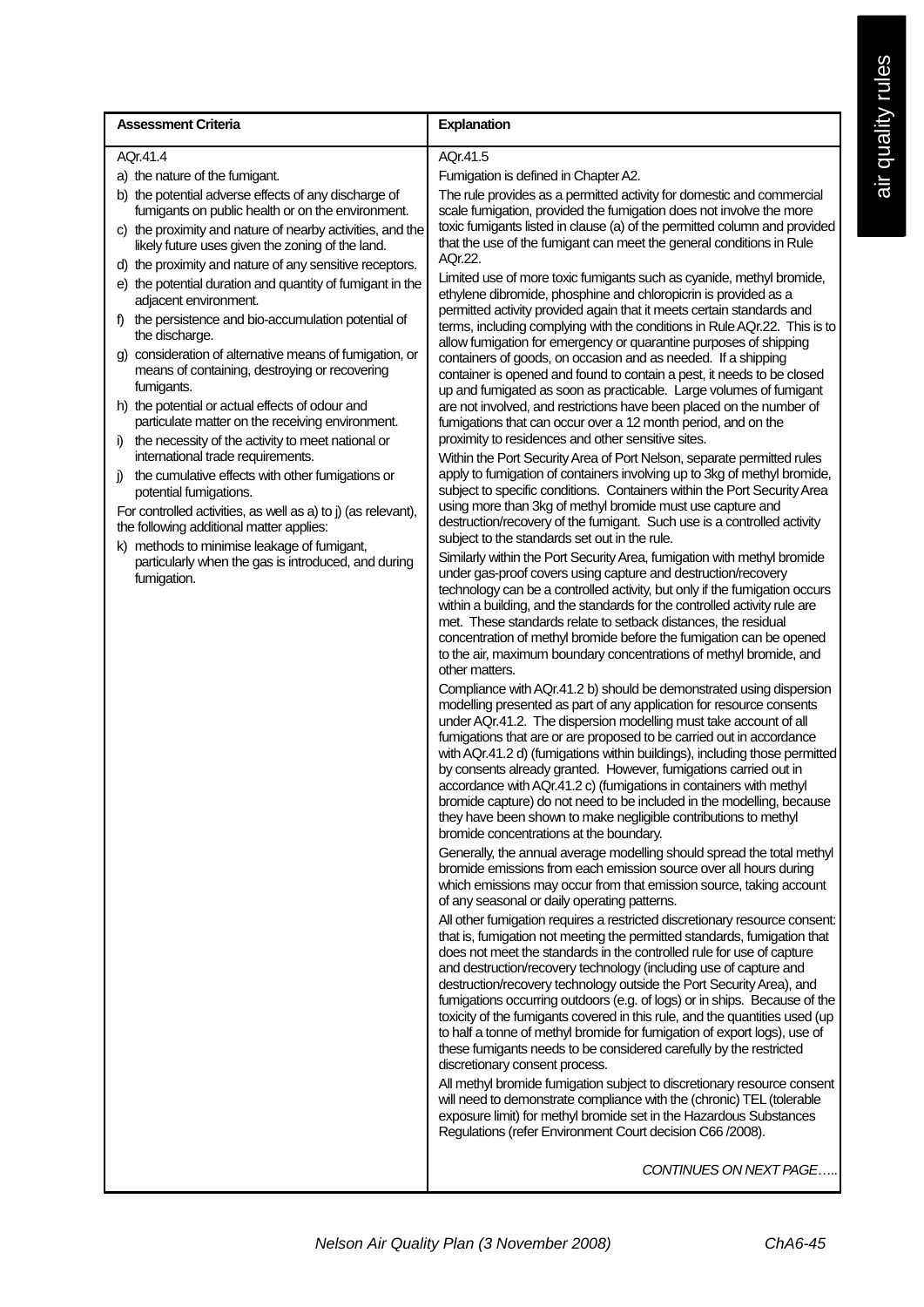| Assessment Criteria | Explanation |
| --- | --- |
| AQr.41.4<br>a) the nature of the fumigant.<br>b) the potential adverse effects of any discharge of fumigants on public health or on the environment.<br>c) the proximity and nature of nearby activities, and the likely future uses given the zoning of the land.<br>d) the proximity and nature of any sensitive receptors.<br>e) the potential duration and quantity of fumigant in the adjacent environment.<br>f) the persistence and bio-accumulation potential of the discharge.<br>g) consideration of alternative means of fumigation, or means of containing, destroying or recovering fumigants.<br>h) the potential or actual effects of odour and particulate matter on the receiving environment.<br>i) the necessity of the activity to meet national or international trade requirements.<br>j) the cumulative effects with other fumigations or potential fumigations.<br>For controlled activities, as well as a) to j) (as relevant), the following additional matter applies:<br>k) methods to minimise leakage of fumigant, particularly when the gas is introduced, and during fumigation. | AQr.41.5<br>Fumigation is defined in Chapter A2.<br>The rule provides as a permitted activity for domestic and commercial scale fumigation, provided the fumigation does not involve the more toxic fumigants listed in clause (a) of the permitted column and provided that the use of the fumigant can meet the general conditions in Rule AQr.22.<br>Limited use of more toxic fumigants such as cyanide, methyl bromide, ethylene dibromide, phosphine and chloropicrin is provided as a permitted activity provided again that it meets certain standards and terms, including complying with the conditions in Rule AQr.22. This is to allow fumigation for emergency or quarantine purposes of shipping containers of goods, on occasion and as needed. If a shipping container is opened and found to contain a pest, it needs to be closed up and fumigated as soon as practicable. Large volumes of fumigant are not involved, and restrictions have been placed on the number of fumigations that can occur over a 12 month period, and on the proximity to residences and other sensitive sites.<br>Within the Port Security Area of Port Nelson, separate permitted rules apply to fumigation of containers involving up to 3kg of methyl bromide, subject to specific conditions. Containers within the Port Security Area using more than 3kg of methyl bromide must use capture and destruction/recovery of the fumigant. Such use is a controlled activity subject to the standards set out in the rule.<br>Similarly within the Port Security Area, fumigation with methyl bromide under gas-proof covers using capture and destruction/recovery technology can be a controlled activity, but only if the fumigation occurs within a building, and the standards for the controlled activity rule are met. These standards relate to setback distances, the residual concentration of methyl bromide before the fumigation can be opened to the air, maximum boundary concentrations of methyl bromide, and other matters.<br>Compliance with AQr.41.2 b) should be demonstrated using dispersion modelling presented as part of any application for resource consents under AQr.41.2. The dispersion modelling must take account of all fumigations that are or are proposed to be carried out in accordance with AQr.41.2 d) (fumigations within buildings), including those permitted by consents already granted. However, fumigations carried out in accordance with AQr.41.2 c) (fumigations in containers with methyl bromide capture) do not need to be included in the modelling, because they have been shown to make negligible contributions to methyl bromide concentrations at the boundary.<br>Generally, the annual average modelling should spread the total methyl bromide emissions from each emission source over all hours during which emissions may occur from that emission source, taking account of any seasonal or daily operating patterns.<br>All other fumigation requires a restricted discretionary resource consent: that is, fumigation not meeting the permitted standards, fumigation that does not meet the standards in the controlled rule for use of capture and destruction/recovery technology (including use of capture and destruction/recovery technology outside the Port Security Area), and fumigations occurring outdoors (e.g. of logs) or in ships. Because of the toxicity of the fumigants covered in this rule, and the quantities used (up to half a tonne of methyl bromide for fumigation of export logs), use of these fumigants needs to be considered carefully by the restricted discretionary consent process.<br>All methyl bromide fumigation subject to discretionary resource consent will need to demonstrate compliance with the (chronic) TEL (tolerable exposure limit) for methyl bromide set in the Hazardous Substances Regulations (refer Environment Court decision C66 /2008).<br>*CONTINUES ON NEXT PAGE…..* |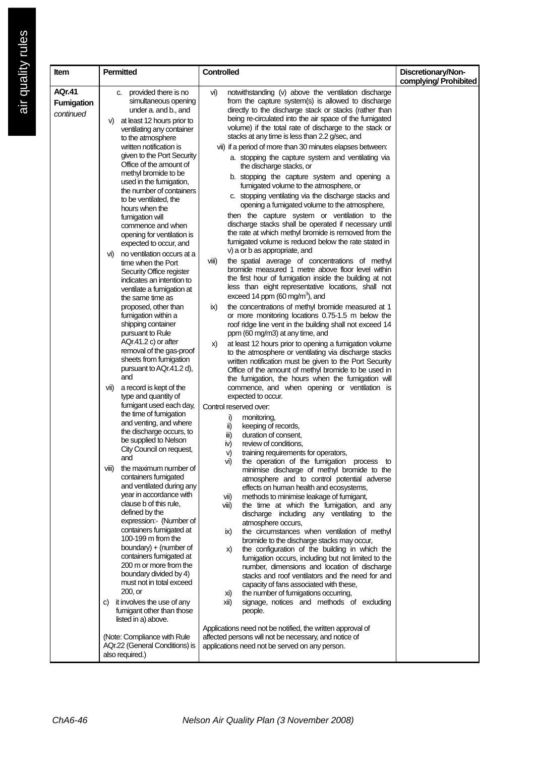| Item | Permitted | Controlled | Discretionary/Non-complying/ Prohibited |
|---|---|---|---|
| **AQr.41 Fumigation** *continued* | c. provided there is no simultaneous opening under a. and b., and<br>v) at least 12 hours prior to ventilating any container to the atmosphere written notification is given to the Port Security Office of the amount of methyl bromide to be used in the fumigation, the number of containers to be ventilated, the hours when the fumigation will commence and when opening for ventilation is expected to occur, and<br>vi) no ventilation occurs at a time when the Port Security Office register indicates an intention to ventilate a fumigation at the same time as proposed, other than fumigation within a shipping container pursuant to Rule AQr.41.2 c) or after removal of the gas-proof sheets from fumigation pursuant to AQr.41.2 d), and<br>vii) a record is kept of the type and quantity of fumigant used each day, the time of fumigation and venting, and where the discharge occurs, to be supplied to Nelson City Council on request, and<br>viii) the maximum number of containers fumigated and ventilated during any year in accordance with clause b of this rule, defined by the expression:- (Number of containers fumigated at 100-199 m from the boundary) + (number of containers fumigated at 200 m or more from the boundary divided by 4) must not in total exceed 200, or<br>c) it involves the use of any fumigant other than those listed in a) above.<br><br>(Note: Compliance with Rule AQr.22 (General Conditions) is also required.) | vi) notwithstanding (v) above the ventilation discharge from the capture system(s) is allowed to discharge directly to the discharge stack or stacks (rather than being re-circulated into the air space of the fumigated volume) if the total rate of discharge to the stack or stacks at any time is less than 2.2 g/sec, and<br>vii) if a period of more than 30 minutes elapses between:<br>a. stopping the capture system and ventilating via the discharge stacks, or<br>b. stopping the capture system and opening a fumigated volume to the atmosphere, or<br>c. stopping ventilating via the discharge stacks and opening a fumigated volume to the atmosphere,<br>then the capture system or ventilation to the discharge stacks shall be operated if necessary until the rate at which methyl bromide is removed from the fumigated volume is reduced below the rate stated in v) a or b as appropriate, and<br>viii) the spatial average of concentrations of methyl bromide measured 1 metre above floor level within the first hour of fumigation inside the building at not less than eight representative locations, shall not exceed 14 ppm (60 mg/m$^3$), and<br>ix) the concentrations of methyl bromide measured at 1 or more monitoring locations 0.75-1.5 m below the roof ridge line vent in the building shall not exceed 14 ppm (60 mg/m3) at any time, and<br>x) at least 12 hours prior to opening a fumigation volume to the atmosphere or ventilating via discharge stacks written notification must be given to the Port Security Office of the amount of methyl bromide to be used in the fumigation, the hours when the fumigation will commence, and when opening or ventilation is expected to occur.<br><br>Control reserved over:<br>i) monitoring,<br>ii) keeping of records,<br>iii) duration of consent,<br>iv) review of conditions,<br>v) training requirements for operators,<br>vi) the operation of the fumigation process to minimise discharge of methyl bromide to the atmosphere and to control potential adverse effects on human health and ecosystems,<br>vii) methods to minimise leakage of fumigant,<br>viii) the time at which the fumigation, and any discharge including any ventilating to the atmosphere occurs,<br>ix) the circumstances when ventilation of methyl bromide to the discharge stacks may occur,<br>x) the configuration of the building in which the fumigation occurs, including but not limited to the number, dimensions and location of discharge stacks and roof ventilators and the need for and capacity of fans associated with these,<br>xi) the number of fumigations occurring,<br>xii) signage, notices and methods of excluding people.<br><br>Applications need not be notified, the written approval of affected persons will not be necessary, and notice of applications need not be served on any person. | |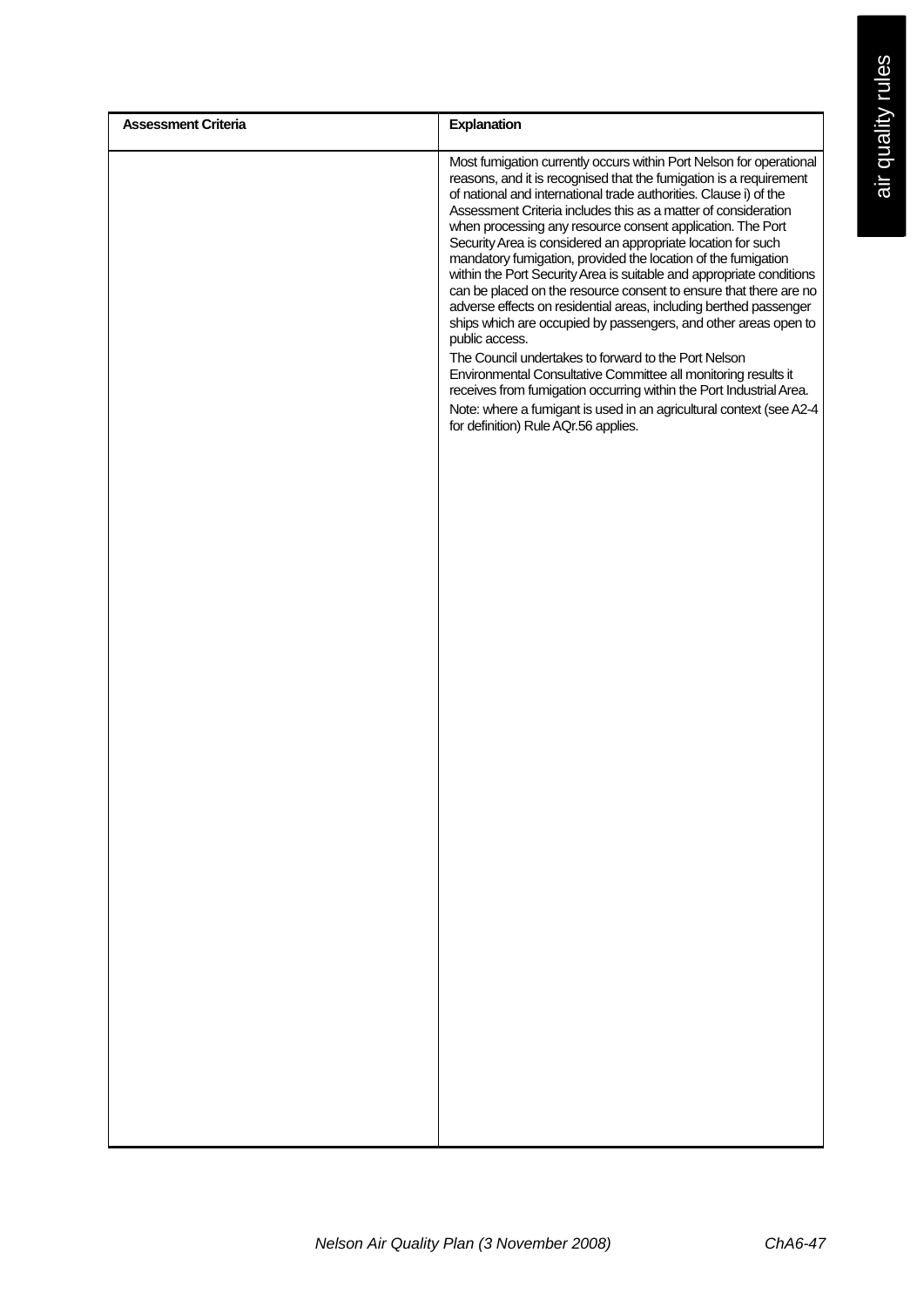| Assessment Criteria | Explanation |
|---|---|
| | Most fumigation currently occurs within Port Nelson for operational reasons, and it is recognised that the fumigation is a requirement of national and international trade authorities. Clause i) of the Assessment Criteria includes this as a matter of consideration when processing any resource consent application. The Port Security Area is considered an appropriate location for such mandatory fumigation, provided the location of the fumigation within the Port Security Area is suitable and appropriate conditions can be placed on the resource consent to ensure that there are no adverse effects on residential areas, including berthed passenger ships which are occupied by passengers, and other areas open to public access.<br>The Council undertakes to forward to the Port Nelson Environmental Consultative Committee all monitoring results it receives from fumigation occurring within the Port Industrial Area.<br>Note: where a fumigant is used in an agricultural context (see A2-4 for definition) Rule AQr.56 applies. |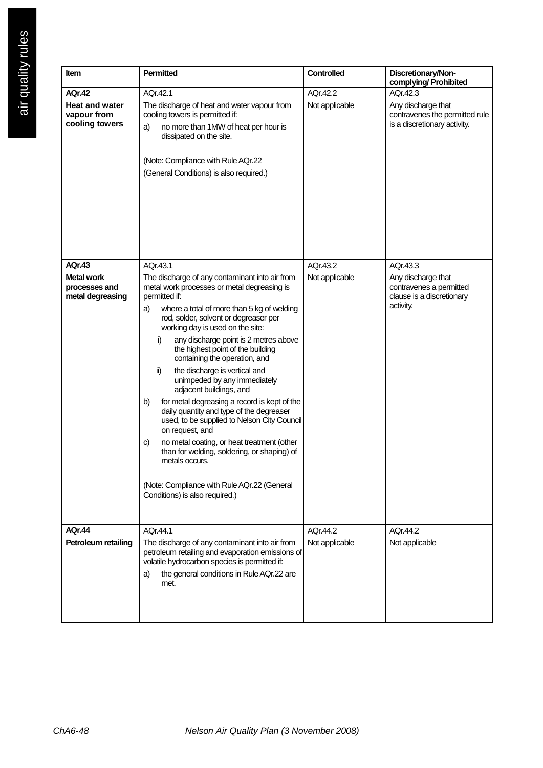| Item | Permitted | Controlled | Discretionary/Non-complying/ Prohibited |
|---|---|---|---|
| **AQr.42**<br>**Heat and water vapour from cooling towers** | AQr.42.1<br>The discharge of heat and water vapour from cooling towers is permitted if:<br>a) no more than 1MW of heat per hour is dissipated on the site.<br><br>(Note: Compliance with Rule AQr.22 (General Conditions) is also required.) | AQr.42.2<br>Not applicable | AQr.42.3<br>Any discharge that contravenes the permitted rule is a discretionary activity. |
| **AQr.43**<br>**Metal work processes and metal degreasing** | AQr.43.1<br>The discharge of any contaminant into air from metal work processes or metal degreasing is permitted if:<br>a) where a total of more than 5 kg of welding rod, solder, solvent or degreaser per working day is used on the site:<br>i) any discharge point is 2 metres above the highest point of the building containing the operation, and<br>ii) the discharge is vertical and unimpeded by any immediately adjacent buildings, and<br>b) for metal degreasing a record is kept of the daily quantity and type of the degreaser used, to be supplied to Nelson City Council on request, and<br>c) no metal coating, or heat treatment (other than for welding, soldering, or shaping) of metals occurs.<br><br>(Note: Compliance with Rule AQr.22 (General Conditions) is also required.) | AQr.43.2<br>Not applicable | AQr.43.3<br>Any discharge that contravenes a permitted clause is a discretionary activity. |
| **AQr.44**<br>**Petroleum retailing** | AQr.44.1<br>The discharge of any contaminant into air from petroleum retailing and evaporation emissions of volatile hydrocarbon species is permitted if:<br>a) the general conditions in Rule AQr.22 are met. | AQr.44.2<br>Not applicable | AQr.44.2<br>Not applicable |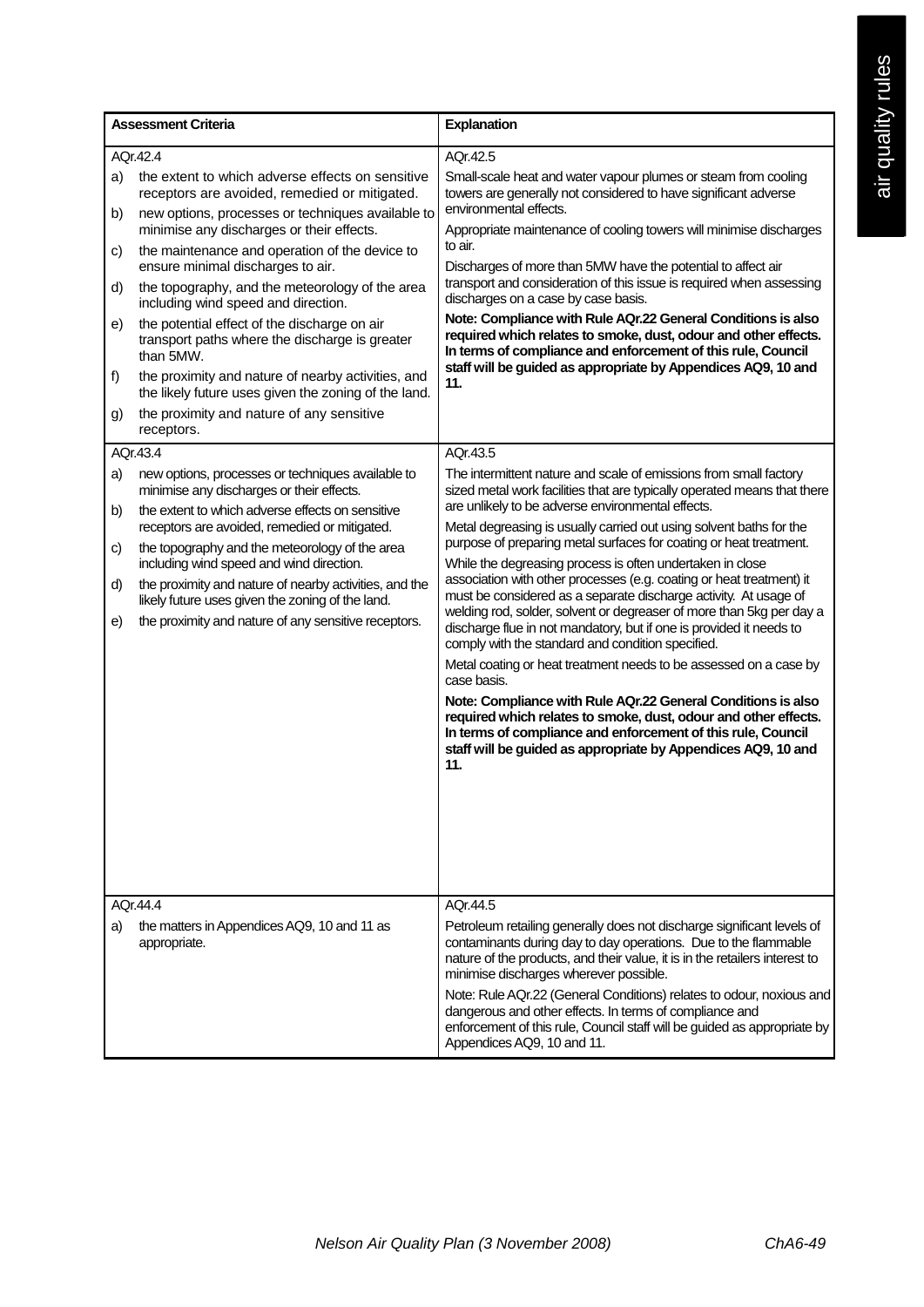| Assessment Criteria | Explanation |
|---|---|
| AQr.42.4<br>a) the extent to which adverse effects on sensitive receptors are avoided, remedied or mitigated.<br>b) new options, processes or techniques available to minimise any discharges or their effects.<br>c) the maintenance and operation of the device to ensure minimal discharges to air.<br>d) the topography, and the meteorology of the area including wind speed and direction.<br>e) the potential effect of the discharge on air transport paths where the discharge is greater than 5MW.<br>f) the proximity and nature of nearby activities, and the likely future uses given the zoning of the land.<br>g) the proximity and nature of any sensitive receptors. | AQr.42.5<br>Small-scale heat and water vapour plumes or steam from cooling towers are generally not considered to have significant adverse environmental effects.<br>Appropriate maintenance of cooling towers will minimise discharges to air.<br>Discharges of more than 5MW have the potential to affect air transport and consideration of this issue is required when assessing discharges on a case by case basis.<br>**Note: Compliance with Rule AQr.22 General Conditions is also required which relates to smoke, dust, odour and other effects. In terms of compliance and enforcement of this rule, Council staff will be guided as appropriate by Appendices AQ9, 10 and 11.** |
| AQr.43.4<br>a) new options, processes or techniques available to minimise any discharges or their effects.<br>b) the extent to which adverse effects on sensitive receptors are avoided, remedied or mitigated.<br>c) the topography and the meteorology of the area including wind speed and direction.<br>d) the proximity and nature of nearby activities, and the likely future uses given the zoning of the land.<br>e) the proximity and nature of any sensitive receptors. | AQr.43.5<br>The intermittent nature and scale of emissions from small factory sized metal work facilities that are typically operated means that there are unlikely to be adverse environmental effects.<br>Metal degreasing is usually carried out using solvent baths for the purpose of preparing metal surfaces for coating or heat treatment.<br>While the degreasing process is often undertaken in close association with other processes (e.g. coating or heat treatment) it must be considered as a separate discharge activity. At usage of welding rod, solder, solvent or degreaser of more than 5kg per day a discharge flue in not mandatory, but if one is provided it needs to comply with the standard and condition specified.<br>Metal coating or heat treatment needs to be assessed on a case by case basis.<br>**Note: Compliance with Rule AQr.22 General Conditions is also required which relates to smoke, dust, odour and other effects. In terms of compliance and enforcement of this rule, Council staff will be guided as appropriate by Appendices AQ9, 10 and 11.** |
| AQr.44.4<br>a) the matters in Appendices AQ9, 10 and 11 as appropriate. | AQr.44.5<br>Petroleum retailing generally does not discharge significant levels of contaminants during day to day operations. Due to the flammable nature of the products, and their value, it is in the retailers interest to minimise discharges wherever possible.<br>Note: Rule AQr.22 (General Conditions) relates to odour, noxious and dangerous and other effects. In terms of compliance and enforcement of this rule, Council staff will be guided as appropriate by Appendices AQ9, 10 and 11. |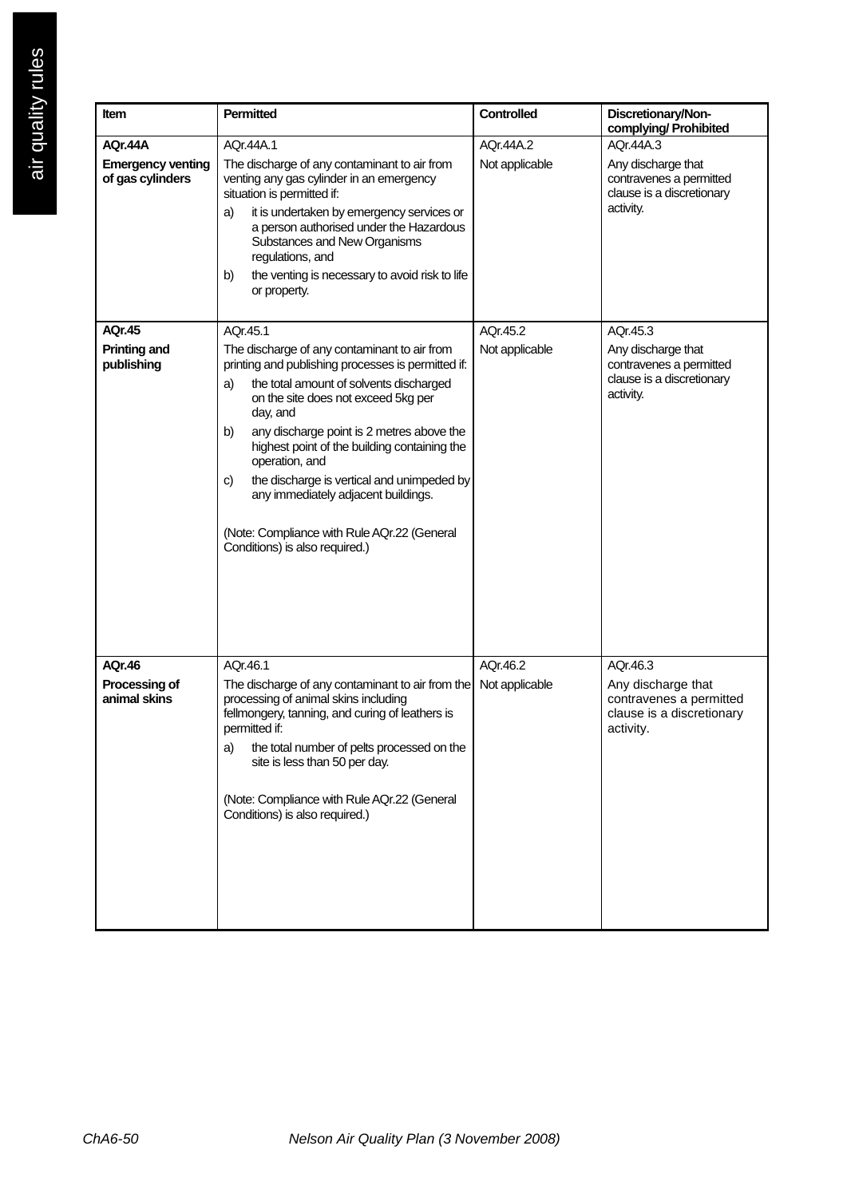| Item | Permitted | Controlled | Discretionary/Non-complying/ Prohibited |
|---|---|---|---|
| **AQr.44A**<br><br>**Emergency venting of gas cylinders** | AQr.44A.1<br><br>The discharge of any contaminant to air from venting any gas cylinder in an emergency situation is permitted if:<br><br>a) it is undertaken by emergency services or a person authorised under the Hazardous Substances and New Organisms regulations, and<br><br>b) the venting is necessary to avoid risk to life or property. | AQr.44A.2<br><br>Not applicable | AQr.44A.3<br><br>Any discharge that contravenes a permitted clause is a discretionary activity. |
| **AQr.45**<br><br>**Printing and publishing** | AQr.45.1<br><br>The discharge of any contaminant to air from printing and publishing processes is permitted if:<br><br>a) the total amount of solvents discharged on the site does not exceed 5kg per day, and<br><br>b) any discharge point is 2 metres above the highest point of the building containing the operation, and<br><br>c) the discharge is vertical and unimpeded by any immediately adjacent buildings.<br><br>(Note: Compliance with Rule AQr.22 (General Conditions) is also required.) | AQr.45.2<br><br>Not applicable | AQr.45.3<br><br>Any discharge that contravenes a permitted clause is a discretionary activity. |
| **AQr.46**<br><br>**Processing of animal skins** | AQr.46.1<br><br>The discharge of any contaminant to air from the processing of animal skins including fellmongery, tanning, and curing of leathers is permitted if:<br><br>a) the total number of pelts processed on the site is less than 50 per day.<br><br>(Note: Compliance with Rule AQr.22 (General Conditions) is also required.) | AQr.46.2<br><br>Not applicable | AQr.46.3<br><br>Any discharge that contravenes a permitted clause is a discretionary activity. |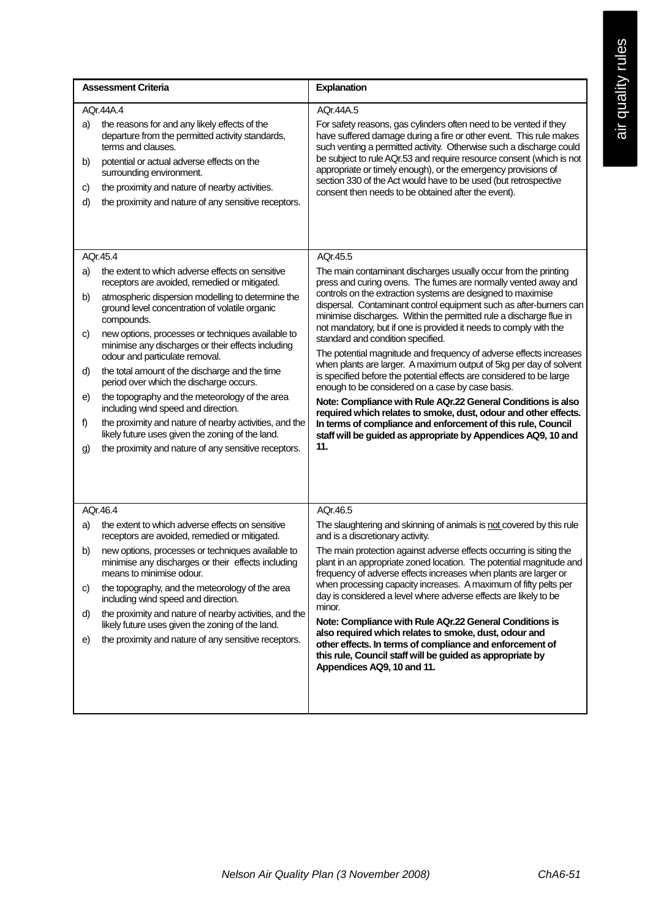| Assessment Criteria | Explanation |
|---|---|
| AQr.44A.4<br>a) the reasons for and any likely effects of the departure from the permitted activity standards, terms and clauses.<br>b) potential or actual adverse effects on the surrounding environment.<br>c) the proximity and nature of nearby activities.<br>d) the proximity and nature of any sensitive receptors. | AQr.44A.5<br>For safety reasons, gas cylinders often need to be vented if they have suffered damage during a fire or other event. This rule makes such venting a permitted activity. Otherwise such a discharge could be subject to rule AQr.53 and require resource consent (which is not appropriate or timely enough), or the emergency provisions of section 330 of the Act would have to be used (but retrospective consent then needs to be obtained after the event). |
| AQr.45.4<br>a) the extent to which adverse effects on sensitive receptors are avoided, remedied or mitigated.<br>b) atmospheric dispersion modelling to determine the ground level concentration of volatile organic compounds.<br>c) new options, processes or techniques available to minimise any discharges or their effects including odour and particulate removal.<br>d) the total amount of the discharge and the time period over which the discharge occurs.<br>e) the topography and the meteorology of the area including wind speed and direction.<br>f) the proximity and nature of nearby activities, and the likely future uses given the zoning of the land.<br>g) the proximity and nature of any sensitive receptors. | AQr.45.5<br>The main contaminant discharges usually occur from the printing press and curing ovens. The fumes are normally vented away and controls on the extraction systems are designed to maximise dispersal. Contaminant control equipment such as after-burners can minimise discharges. Within the permitted rule a discharge flue in not mandatory, but if one is provided it needs to comply with the standard and condition specified.<br>The potential magnitude and frequency of adverse effects increases when plants are larger. A maximum output of 5kg per day of solvent is specified before the potential effects are considered to be large enough to be considered on a case by case basis.<br>**Note: Compliance with Rule AQr.22 General Conditions is also required which relates to smoke, dust, odour and other effects. In terms of compliance and enforcement of this rule, Council staff will be guided as appropriate by Appendices AQ9, 10 and 11.** |
| AQr.46.4<br>a) the extent to which adverse effects on sensitive receptors are avoided, remedied or mitigated.<br>b) new options, processes or techniques available to minimise any discharges or their effects including means to minimise odour.<br>c) the topography, and the meteorology of the area including wind speed and direction.<br>d) the proximity and nature of nearby activities, and the likely future uses given the zoning of the land.<br>e) the proximity and nature of any sensitive receptors. | AQr.46.5<br>The slaughtering and skinning of animals is <u>not</u> covered by this rule and is a discretionary activity.<br>The main protection against adverse effects occurring is siting the plant in an appropriate zoned location. The potential magnitude and frequency of adverse effects increases when plants are larger or when processing capacity increases. A maximum of fifty pelts per day is considered a level where adverse effects are likely to be minor.<br>**Note: Compliance with Rule AQr.22 General Conditions is also required which relates to smoke, dust, odour and other effects. In terms of compliance and enforcement of this rule, Council staff will be guided as appropriate by Appendices AQ9, 10 and 11.** |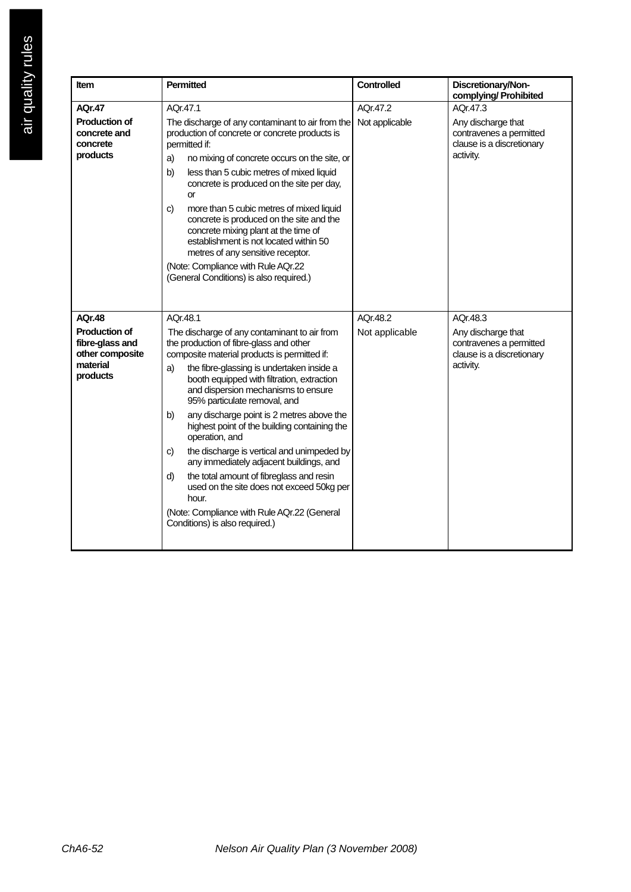| Item | Permitted | Controlled | Discretionary/Non-complying/ Prohibited |
|---|---|---|---|
| **AQr.47**<br><br>**Production of concrete and concrete products** | AQr.47.1<br><br>The discharge of any contaminant to air from the production of concrete or concrete products is permitted if:<br><br>a) no mixing of concrete occurs on the site, or<br><br>b) less than 5 cubic metres of mixed liquid concrete is produced on the site per day, or<br><br>c) more than 5 cubic metres of mixed liquid concrete is produced on the site and the concrete mixing plant at the time of establishment is not located within 50 metres of any sensitive receptor.<br><br>(Note: Compliance with Rule AQr.22 (General Conditions) is also required.) | AQr.47.2<br><br>Not applicable | AQr.47.3<br><br>Any discharge that contravenes a permitted clause is a discretionary activity. |
| **AQr.48**<br><br>**Production of fibre-glass and other composite material products** | AQr.48.1<br><br>The discharge of any contaminant to air from the production of fibre-glass and other composite material products is permitted if:<br><br>a) the fibre-glassing is undertaken inside a booth equipped with filtration, extraction and dispersion mechanisms to ensure 95% particulate removal, and<br><br>b) any discharge point is 2 metres above the highest point of the building containing the operation, and<br><br>c) the discharge is vertical and unimpeded by any immediately adjacent buildings, and<br><br>d) the total amount of fibreglass and resin used on the site does not exceed 50kg per hour.<br><br>(Note: Compliance with Rule AQr.22 (General Conditions) is also required.) | AQr.48.2<br><br>Not applicable | AQr.48.3<br><br>Any discharge that contravenes a permitted clause is a discretionary activity. |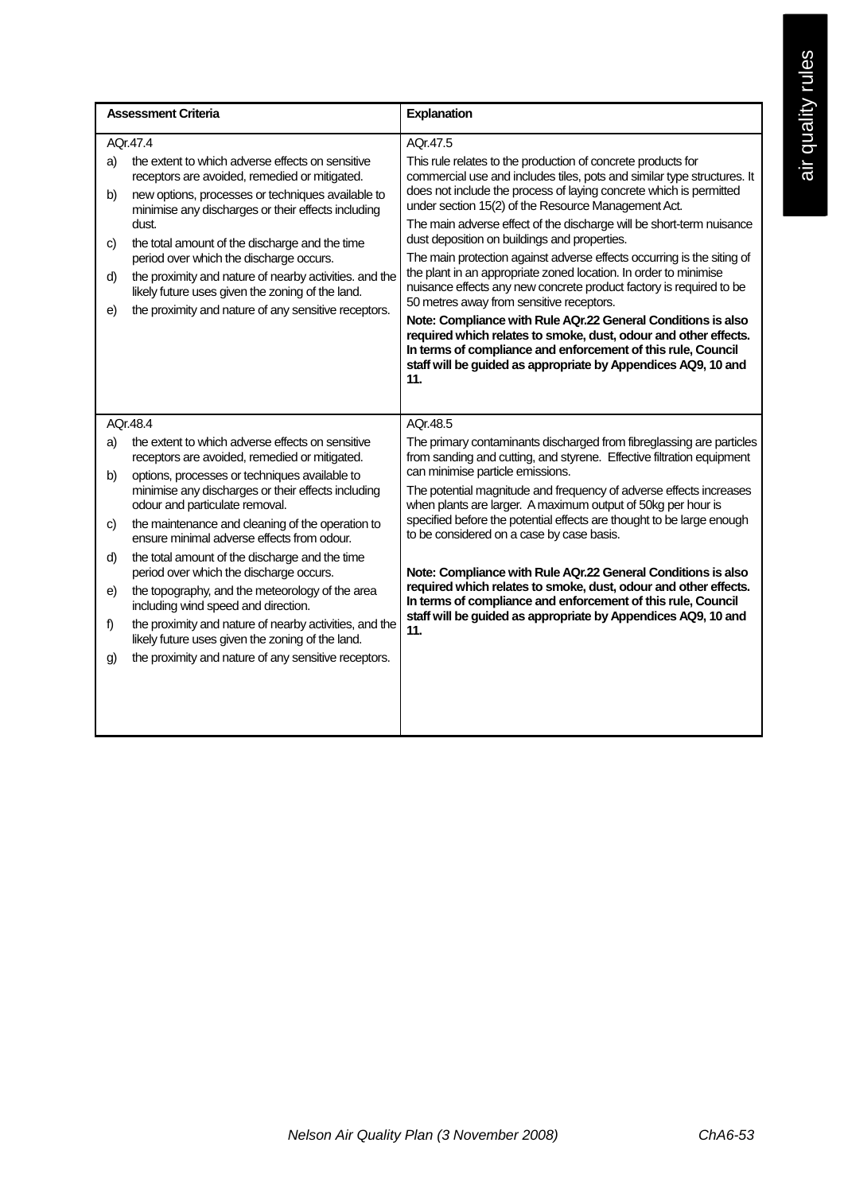| Assessment Criteria | Explanation |
|---|---|
| AQr.47.4<br>a) the extent to which adverse effects on sensitive receptors are avoided, remedied or mitigated.<br>b) new options, processes or techniques available to minimise any discharges or their effects including dust.<br>c) the total amount of the discharge and the time period over which the discharge occurs.<br>d) the proximity and nature of nearby activities. and the likely future uses given the zoning of the land.<br>e) the proximity and nature of any sensitive receptors. | AQr.47.5<br>This rule relates to the production of concrete products for commercial use and includes tiles, pots and similar type structures. It does not include the process of laying concrete which is permitted under section 15(2) of the Resource Management Act.<br>The main adverse effect of the discharge will be short-term nuisance dust deposition on buildings and properties.<br>The main protection against adverse effects occurring is the siting of the plant in an appropriate zoned location. In order to minimise nuisance effects any new concrete product factory is required to be 50 metres away from sensitive receptors.<br>**Note: Compliance with Rule AQr.22 General Conditions is also required which relates to smoke, dust, odour and other effects. In terms of compliance and enforcement of this rule, Council staff will be guided as appropriate by Appendices AQ9, 10 and 11.** |
| AQr.48.4<br>a) the extent to which adverse effects on sensitive receptors are avoided, remedied or mitigated.<br>b) options, processes or techniques available to minimise any discharges or their effects including odour and particulate removal.<br>c) the maintenance and cleaning of the operation to ensure minimal adverse effects from odour.<br>d) the total amount of the discharge and the time period over which the discharge occurs.<br>e) the topography, and the meteorology of the area including wind speed and direction.<br>f) the proximity and nature of nearby activities, and the likely future uses given the zoning of the land.<br>g) the proximity and nature of any sensitive receptors. | AQr.48.5<br>The primary contaminants discharged from fibreglassing are particles from sanding and cutting, and styrene. Effective filtration equipment can minimise particle emissions.<br>The potential magnitude and frequency of adverse effects increases when plants are larger. A maximum output of 50kg per hour is specified before the potential effects are thought to be large enough to be considered on a case by case basis.<br>**Note: Compliance with Rule AQr.22 General Conditions is also required which relates to smoke, dust, odour and other effects. In terms of compliance and enforcement of this rule, Council staff will be guided as appropriate by Appendices AQ9, 10 and 11.** |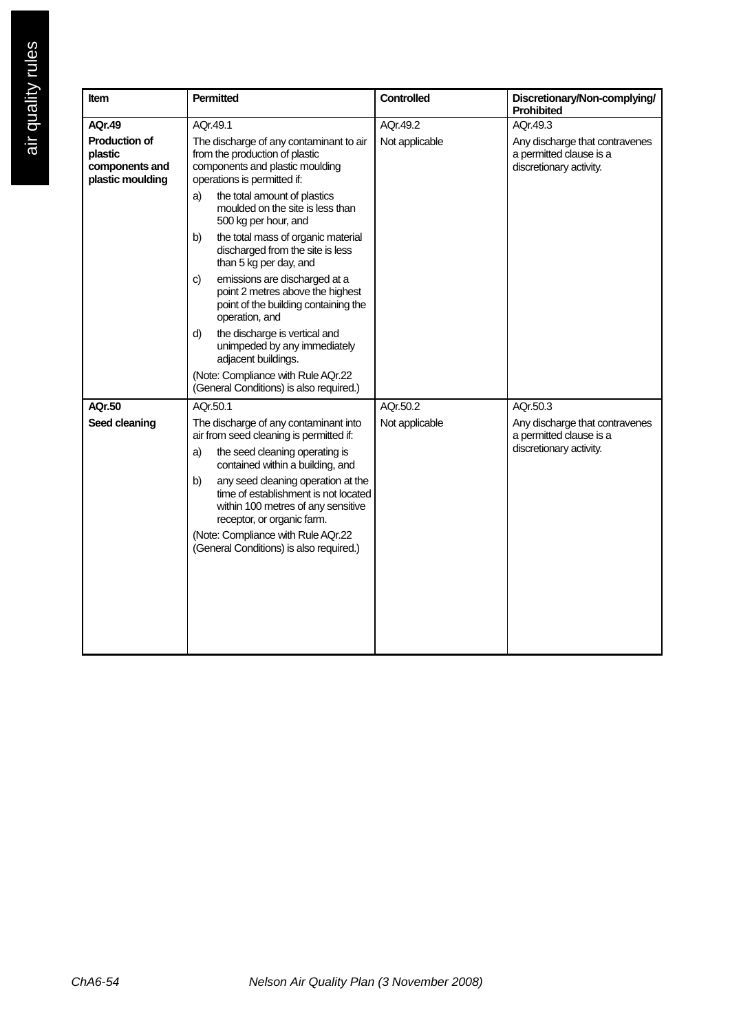| Item | Permitted | Controlled | Discretionary/Non-complying/ Prohibited |
|---|---|---|---|
| **AQr.49**<br>**Production of plastic components and plastic moulding** | AQr.49.1<br>The discharge of any contaminant to air from the production of plastic components and plastic moulding operations is permitted if:<br>a) the total amount of plastics moulded on the site is less than 500 kg per hour, and<br>b) the total mass of organic material discharged from the site is less than 5 kg per day, and<br>c) emissions are discharged at a point 2 metres above the highest point of the building containing the operation, and<br>d) the discharge is vertical and unimpeded by any immediately adjacent buildings.<br>(Note: Compliance with Rule AQr.22 (General Conditions) is also required.) | AQr.49.2<br>Not applicable | AQr.49.3<br>Any discharge that contravenes a permitted clause is a discretionary activity. |
| **AQr.50**<br>**Seed cleaning** | AQr.50.1<br>The discharge of any contaminant into air from seed cleaning is permitted if:<br>a) the seed cleaning operating is contained within a building, and<br>b) any seed cleaning operation at the time of establishment is not located within 100 metres of any sensitive receptor, or organic farm.<br>(Note: Compliance with Rule AQr.22 (General Conditions) is also required.) | AQr.50.2<br>Not applicable | AQr.50.3<br>Any discharge that contravenes a permitted clause is a discretionary activity. |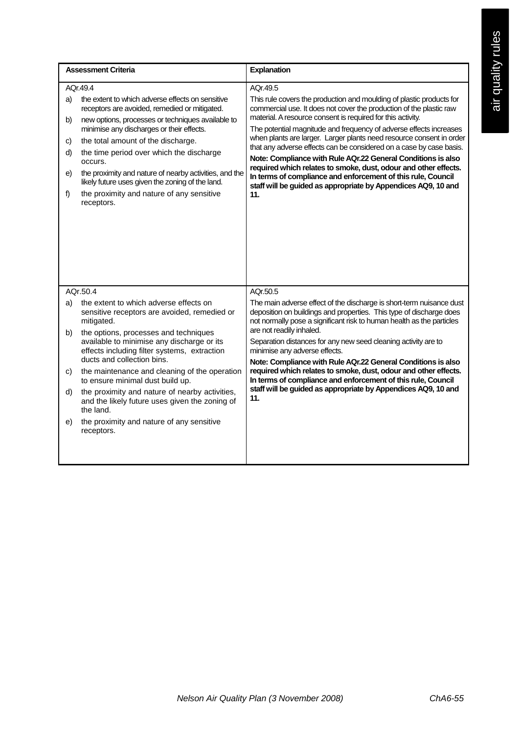| Assessment Criteria | Explanation |
|---|---|
| AQr.49.4<br>a) the extent to which adverse effects on sensitive receptors are avoided, remedied or mitigated.<br>b) new options, processes or techniques available to minimise any discharges or their effects.<br>c) the total amount of the discharge.<br>d) the time period over which the discharge occurs.<br>e) the proximity and nature of nearby activities, and the likely future uses given the zoning of the land.<br>f) the proximity and nature of any sensitive receptors. | AQr.49.5<br>This rule covers the production and moulding of plastic products for commercial use. It does not cover the production of the plastic raw material. A resource consent is required for this activity.<br>The potential magnitude and frequency of adverse effects increases when plants are larger. Larger plants need resource consent in order that any adverse effects can be considered on a case by case basis.<br>**Note: Compliance with Rule AQr.22 General Conditions is also required which relates to smoke, dust, odour and other effects. In terms of compliance and enforcement of this rule, Council staff will be guided as appropriate by Appendices AQ9, 10 and 11.** |
| AQr.50.4<br>a) the extent to which adverse effects on sensitive receptors are avoided, remedied or mitigated.<br>b) the options, processes and techniques available to minimise any discharge or its effects including filter systems, extraction ducts and collection bins.<br>c) the maintenance and cleaning of the operation to ensure minimal dust build up.<br>d) the proximity and nature of nearby activities, and the likely future uses given the zoning of the land.<br>e) the proximity and nature of any sensitive receptors. | AQr.50.5<br>The main adverse effect of the discharge is short-term nuisance dust deposition on buildings and properties. This type of discharge does not normally pose a significant risk to human health as the particles are not readily inhaled.<br>Separation distances for any new seed cleaning activity are to minimise any adverse effects.<br>**Note: Compliance with Rule AQr.22 General Conditions is also required which relates to smoke, dust, odour and other effects. In terms of compliance and enforcement of this rule, Council staff will be guided as appropriate by Appendices AQ9, 10 and 11.** |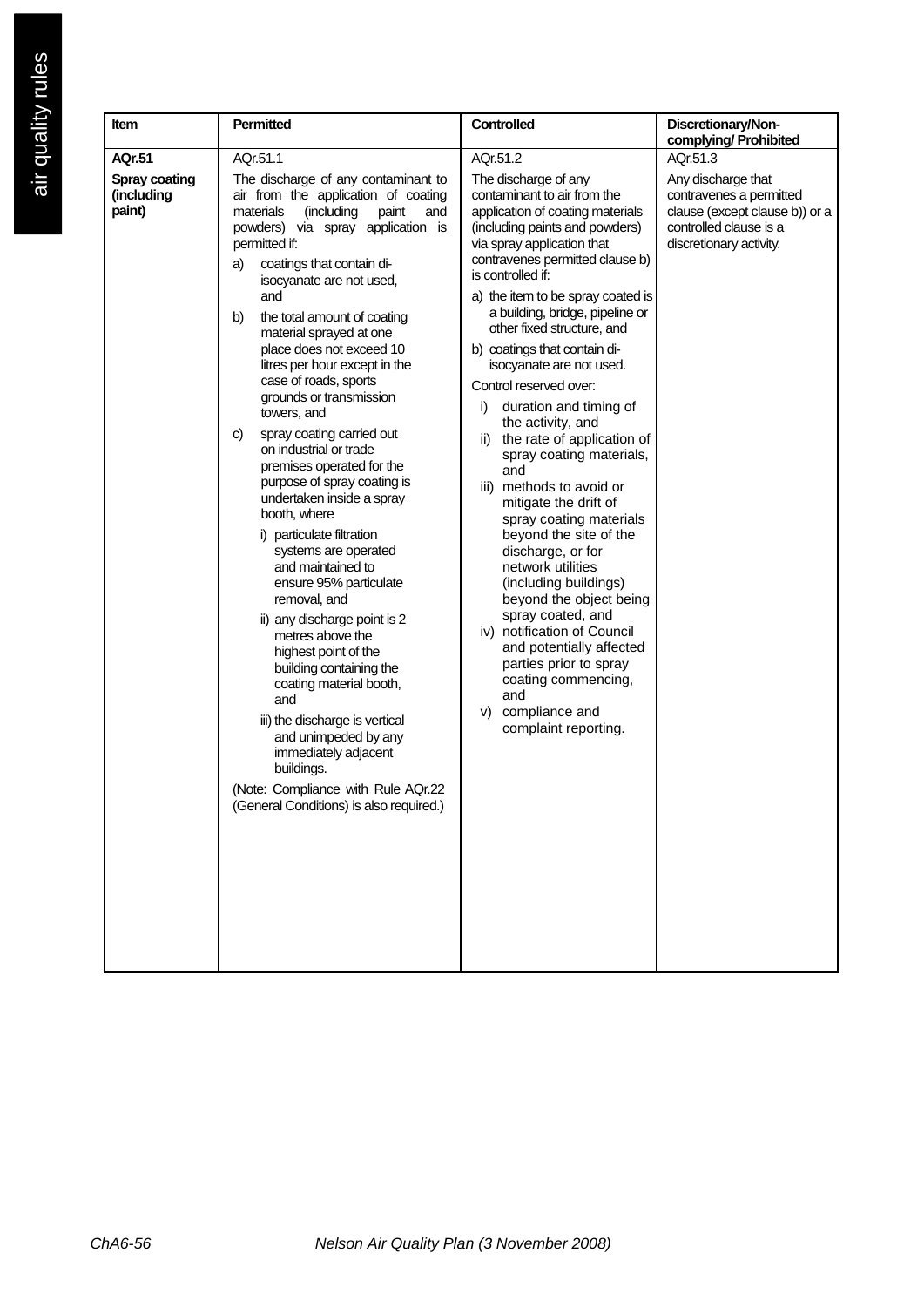| Item | Permitted | Controlled | Discretionary/Non-complying/ Prohibited |
|---|---|---|---|
| **AQr.51**<br><br>**Spray coating (including paint)** | AQr.51.1<br><br>The discharge of any contaminant to air from the application of coating materials (including paint and powders) via spray application is permitted if:<br><br>a) coatings that contain di-isocyanate are not used, and<br><br>b) the total amount of coating material sprayed at one place does not exceed 10 litres per hour except in the case of roads, sports grounds or transmission towers, and<br><br>c) spray coating carried out on industrial or trade premises operated for the purpose of spray coating is undertaken inside a spray booth, where<br><br>i) particulate filtration systems are operated and maintained to ensure 95% particulate removal, and<br><br>ii) any discharge point is 2 metres above the highest point of the building containing the coating material booth, and<br><br>iii) the discharge is vertical and unimpeded by any immediately adjacent buildings.<br><br>(Note: Compliance with Rule AQr.22 (General Conditions) is also required.) | AQr.51.2<br><br>The discharge of any contaminant to air from the application of coating materials (including paints and powders) via spray application that contravenes permitted clause b) is controlled if:<br><br>a) the item to be spray coated is a building, bridge, pipeline or other fixed structure, and<br><br>b) coatings that contain di-isocyanate are not used.<br><br>Control reserved over:<br><br>i) duration and timing of the activity, and<br>ii) the rate of application of spray coating materials, and<br>iii) methods to avoid or mitigate the drift of spray coating materials beyond the site of the discharge, or for network utilities (including buildings) beyond the object being spray coated, and<br>iv) notification of Council and potentially affected parties prior to spray coating commencing, and<br>v) compliance and complaint reporting. | AQr.51.3<br><br>Any discharge that contravenes a permitted clause (except clause b)) or a controlled clause is a discretionary activity. |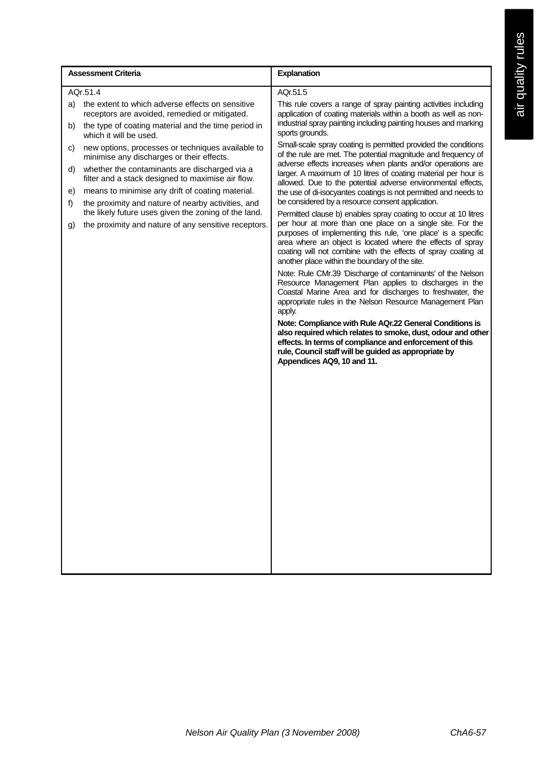| Assessment Criteria | Explanation |
|---|---|
| AQr.51.4<br>a) the extent to which adverse effects on sensitive receptors are avoided, remedied or mitigated.<br>b) the type of coating material and the time period in which it will be used.<br>c) new options, processes or techniques available to minimise any discharges or their effects.<br>d) whether the contaminants are discharged via a filter and a stack designed to maximise air flow.<br>e) means to minimise any drift of coating material.<br>f) the proximity and nature of nearby activities, and the likely future uses given the zoning of the land.<br>g) the proximity and nature of any sensitive receptors. | AQr.51.5<br>This rule covers a range of spray painting activities including application of coating materials within a booth as well as non-industrial spray painting including painting houses and marking sports grounds.<br>Small-scale spray coating is permitted provided the conditions of the rule are met. The potential magnitude and frequency of adverse effects increases when plants and/or operations are larger. A maximum of 10 litres of coating material per hour is allowed. Due to the potential adverse environmental effects, the use of di-isocyantes coatings is not permitted and needs to be considered by a resource consent application.<br>Permitted clause b) enables spray coating to occur at 10 litres per hour at more than one place on a single site. For the purposes of implementing this rule, 'one place' is a specific area where an object is located where the effects of spray coating will not combine with the effects of spray coating at another place within the boundary of the site.<br>Note: Rule CMr.39 'Discharge of contaminants' of the Nelson Resource Management Plan applies to discharges in the Coastal Marine Area and for discharges to freshwater, the appropriate rules in the Nelson Resource Management Plan apply.<br>**Note: Compliance with Rule AQr.22 General Conditions is also required which relates to smoke, dust, odour and other effects. In terms of compliance and enforcement of this rule, Council staff will be guided as appropriate by Appendices AQ9, 10 and 11.** |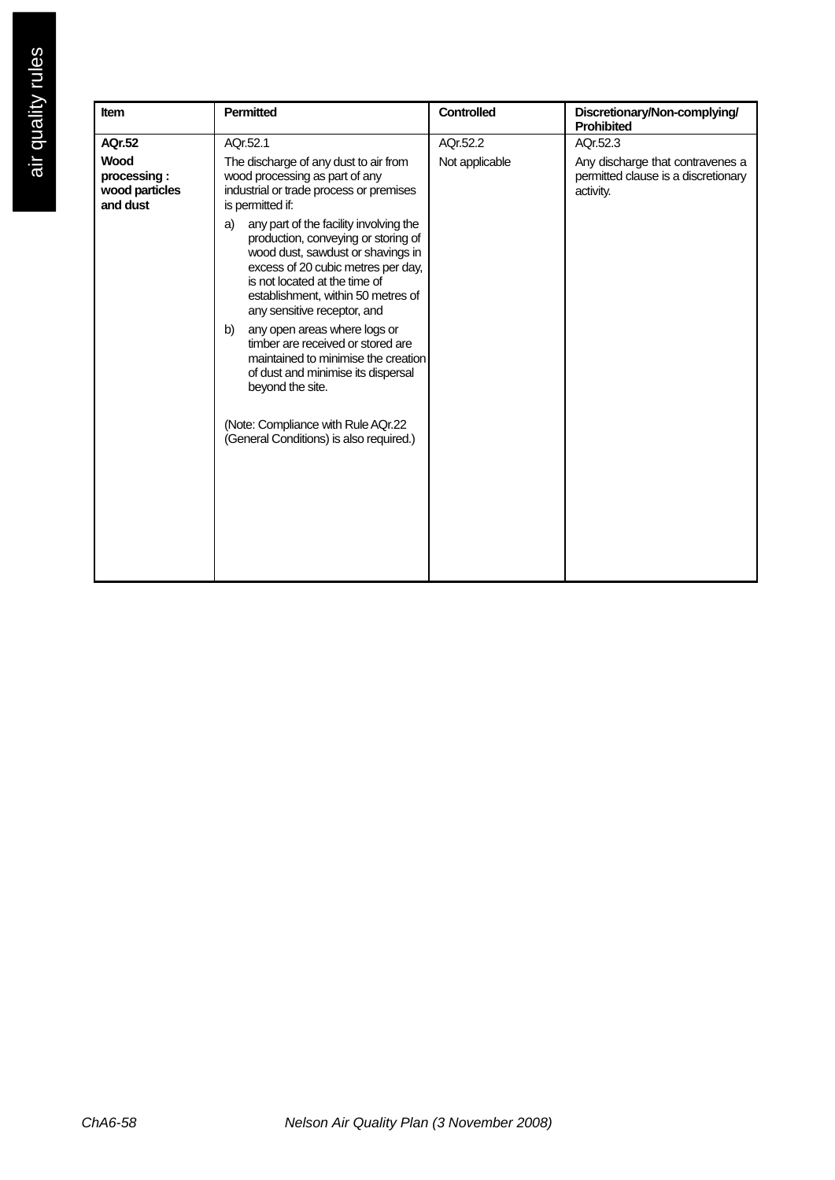| Item | Permitted | Controlled | Discretionary/Non-complying/ Prohibited |
|---|---|---|---|
| **AQr.52**<br><br>**Wood processing : wood particles and dust** | AQr.52.1<br><br>The discharge of any dust to air from wood processing as part of any industrial or trade process or premises is permitted if:<br><br>a) any part of the facility involving the production, conveying or storing of wood dust, sawdust or shavings in excess of 20 cubic metres per day, is not located at the time of establishment, within 50 metres of any sensitive receptor, and<br><br>b) any open areas where logs or timber are received or stored are maintained to minimise the creation of dust and minimise its dispersal beyond the site.<br><br>(Note: Compliance with Rule AQr.22 (General Conditions) is also required.) | AQr.52.2<br><br>Not applicable | AQr.52.3<br><br>Any discharge that contravenes a permitted clause is a discretionary activity. |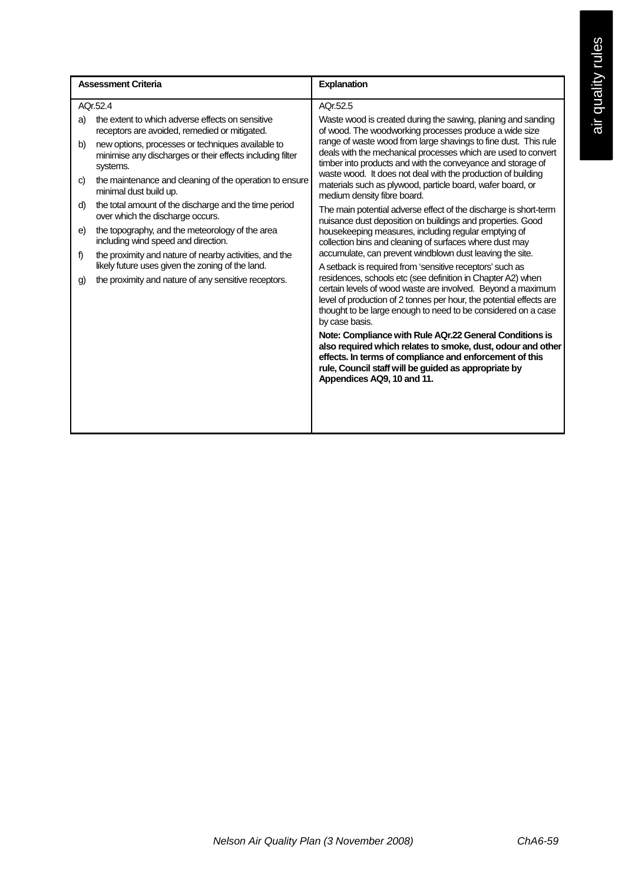| Assessment Criteria | Explanation |
|---|---|
| AQr.52.4<br>a) the extent to which adverse effects on sensitive receptors are avoided, remedied or mitigated.<br>b) new options, processes or techniques available to minimise any discharges or their effects including filter systems.<br>c) the maintenance and cleaning of the operation to ensure minimal dust build up.<br>d) the total amount of the discharge and the time period over which the discharge occurs.<br>e) the topography, and the meteorology of the area including wind speed and direction.<br>f) the proximity and nature of nearby activities, and the likely future uses given the zoning of the land.<br>g) the proximity and nature of any sensitive receptors. | AQr.52.5<br>Waste wood is created during the sawing, planing and sanding of wood. The woodworking processes produce a wide size range of waste wood from large shavings to fine dust. This rule deals with the mechanical processes which are used to convert timber into products and with the conveyance and storage of waste wood. It does not deal with the production of building materials such as plywood, particle board, wafer board, or medium density fibre board.<br>The main potential adverse effect of the discharge is short-term nuisance dust deposition on buildings and properties. Good housekeeping measures, including regular emptying of collection bins and cleaning of surfaces where dust may accumulate, can prevent windblown dust leaving the site.<br>A setback is required from 'sensitive receptors' such as residences, schools etc (see definition in Chapter A2) when certain levels of wood waste are involved. Beyond a maximum level of production of 2 tonnes per hour, the potential effects are thought to be large enough to need to be considered on a case by case basis.<br>**Note: Compliance with Rule AQr.22 General Conditions is also required which relates to smoke, dust, odour and other effects. In terms of compliance and enforcement of this rule, Council staff will be guided as appropriate by Appendices AQ9, 10 and 11.** |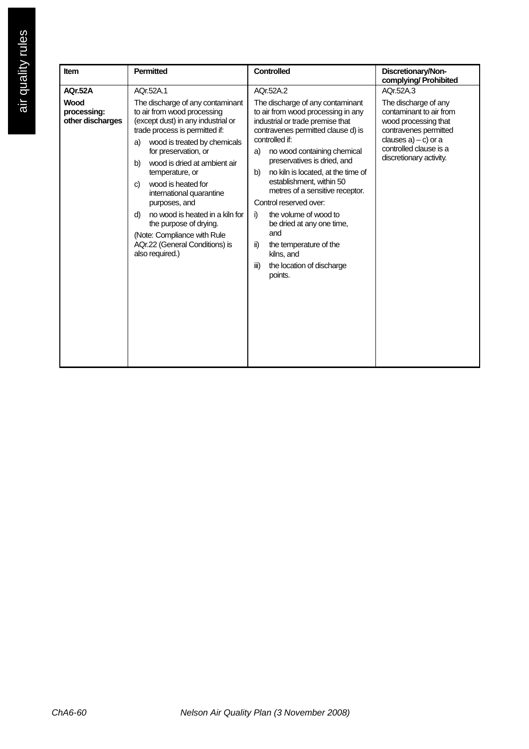| Item | Permitted | Controlled | Discretionary/Non-complying/ Prohibited |
|---|---|---|---|
| **AQr.52A**<br><br>**Wood processing: other discharges** | AQr.52A.1<br><br>The discharge of any contaminant to air from wood processing (except dust) in any industrial or trade process is permitted if:<br><br>a) wood is treated by chemicals for preservation, or<br><br>b) wood is dried at ambient air temperature, or<br><br>c) wood is heated for international quarantine purposes, and<br><br>d) no wood is heated in a kiln for the purpose of drying.<br><br>(Note: Compliance with Rule AQr.22 (General Conditions) is also required.) | AQr.52A.2<br><br>The discharge of any contaminant to air from wood processing in any industrial or trade premise that contravenes permitted clause d) is controlled if:<br><br>a) no wood containing chemical preservatives is dried, and<br><br>b) no kiln is located, at the time of establishment, within 50 metres of a sensitive receptor.<br><br>Control reserved over:<br><br>i) the volume of wood to be dried at any one time, and<br><br>ii) the temperature of the kilns, and<br><br>iii) the location of discharge points. | AQr.52A.3<br><br>The discharge of any contaminant to air from wood processing that contravenes permitted clauses a) – c) or a controlled clause is a discretionary activity. |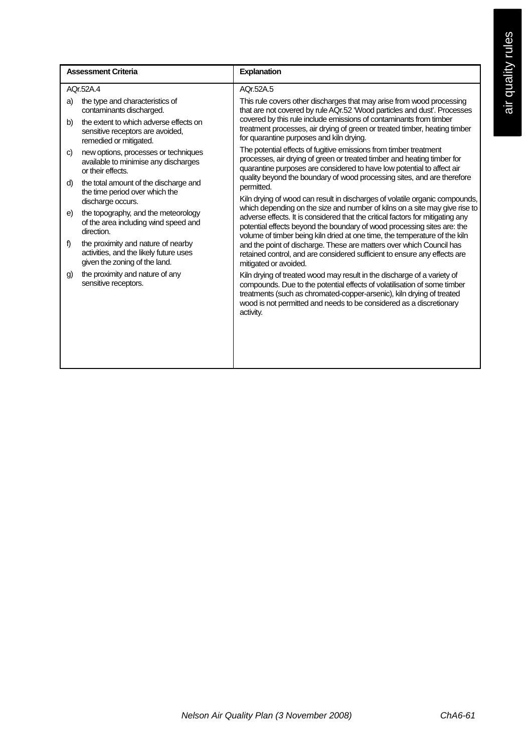| Assessment Criteria | Explanation |
|---|---|
| AQr.52A.4<br>a) the type and characteristics of contaminants discharged.<br>b) the extent to which adverse effects on sensitive receptors are avoided, remedied or mitigated.<br>c) new options, processes or techniques available to minimise any discharges or their effects.<br>d) the total amount of the discharge and the time period over which the discharge occurs.<br>e) the topography, and the meteorology of the area including wind speed and direction.<br>f) the proximity and nature of nearby activities, and the likely future uses given the zoning of the land.<br>g) the proximity and nature of any sensitive receptors. | AQr.52A.5<br>This rule covers other discharges that may arise from wood processing that are not covered by rule AQr.52 'Wood particles and dust'. Processes covered by this rule include emissions of contaminants from timber treatment processes, air drying of green or treated timber, heating timber for quarantine purposes and kiln drying.<br>The potential effects of fugitive emissions from timber treatment processes, air drying of green or treated timber and heating timber for quarantine purposes are considered to have low potential to affect air quality beyond the boundary of wood processing sites, and are therefore permitted.<br>Kiln drying of wood can result in discharges of volatile organic compounds, which depending on the size and number of kilns on a site may give rise to adverse effects. It is considered that the critical factors for mitigating any potential effects beyond the boundary of wood processing sites are: the volume of timber being kiln dried at one time, the temperature of the kiln and the point of discharge. These are matters over which Council has retained control, and are considered sufficient to ensure any effects are mitigated or avoided.<br>Kiln drying of treated wood may result in the discharge of a variety of compounds. Due to the potential effects of volatilisation of some timber treatments (such as chromated-copper-arsenic), kiln drying of treated wood is not permitted and needs to be considered as a discretionary activity. |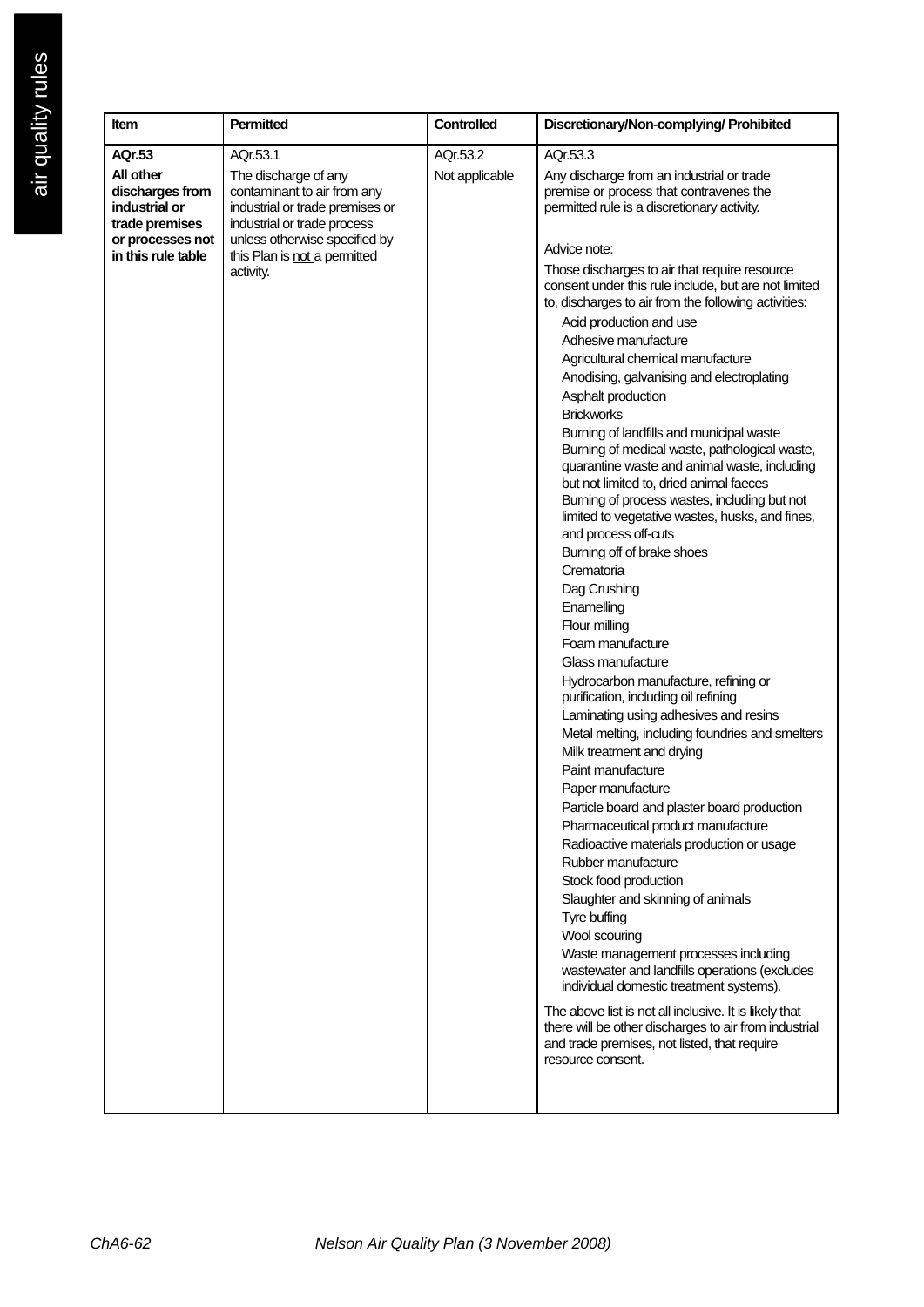| Item | Permitted | Controlled | Discretionary/Non-complying/ Prohibited |
|---|---|---|---|
| **AQr.53**<br><br>**All other discharges from industrial or trade premises or processes not in this rule table** | AQr.53.1<br><br>The discharge of any contaminant to air from any industrial or trade premises or industrial or trade process unless otherwise specified by this Plan is <u>not</u> a permitted activity. | AQr.53.2<br><br>Not applicable | AQr.53.3<br><br>Any discharge from an industrial or trade premise or process that contravenes the permitted rule is a discretionary activity.<br><br>Advice note:<br><br>Those discharges to air that require resource consent under this rule include, but are not limited to, discharges to air from the following activities:<br>Acid production and use<br>Adhesive manufacture<br>Agricultural chemical manufacture<br>Anodising, galvanising and electroplating<br>Asphalt production<br>Brickworks<br>Burning of landfills and municipal waste<br>Burning of medical waste, pathological waste, quarantine waste and animal waste, including but not limited to, dried animal faeces<br>Burning of process wastes, including but not limited to vegetative wastes, husks, and fines, and process off-cuts<br>Burning off of brake shoes<br>Crematoria<br>Dag Crushing<br>Enamelling<br>Flour milling<br>Foam manufacture<br>Glass manufacture<br>Hydrocarbon manufacture, refining or purification, including oil refining<br>Laminating using adhesives and resins<br>Metal melting, including foundries and smelters<br>Milk treatment and drying<br>Paint manufacture<br>Paper manufacture<br>Particle board and plaster board production<br>Pharmaceutical product manufacture<br>Radioactive materials production or usage<br>Rubber manufacture<br>Stock food production<br>Slaughter and skinning of animals<br>Tyre buffing<br>Wool scouring<br>Waste management processes including wastewater and landfills operations (excludes individual domestic treatment systems).<br><br>The above list is not all inclusive. It is likely that there will be other discharges to air from industrial and trade premises, not listed, that require resource consent. |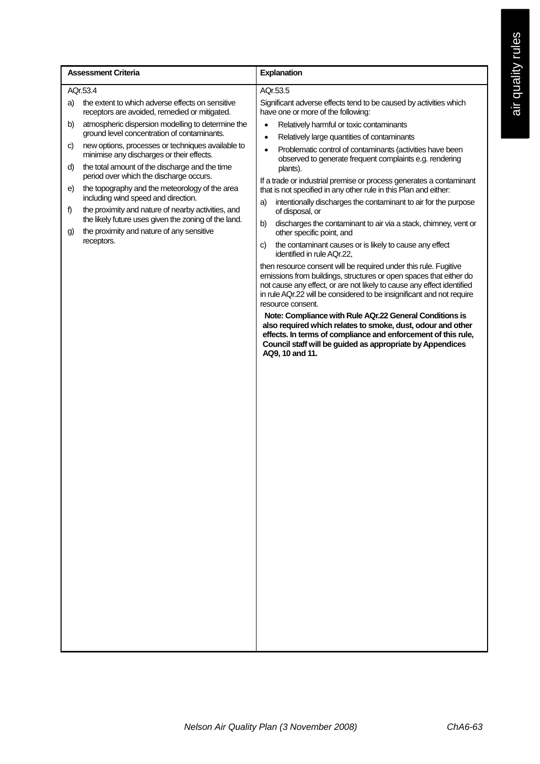| Assessment Criteria | Explanation |
|---|---|
| AQr.53.4<br>a) the extent to which adverse effects on sensitive receptors are avoided, remedied or mitigated.<br>b) atmospheric dispersion modelling to determine the ground level concentration of contaminants.<br>c) new options, processes or techniques available to minimise any discharges or their effects.<br>d) the total amount of the discharge and the time period over which the discharge occurs.<br>e) the topography and the meteorology of the area including wind speed and direction.<br>f) the proximity and nature of nearby activities, and the likely future uses given the zoning of the land.<br>g) the proximity and nature of any sensitive receptors. | AQr.53.5<br>Significant adverse effects tend to be caused by activities which have one or more of the following:<br>• Relatively harmful or toxic contaminants<br>• Relatively large quantities of contaminants<br>• Problematic control of contaminants (activities have been observed to generate frequent complaints e.g. rendering plants).<br>If a trade or industrial premise or process generates a contaminant that is not specified in any other rule in this Plan and either:<br>a) intentionally discharges the contaminant to air for the purpose of disposal, or<br>b) discharges the contaminant to air via a stack, chimney, vent or other specific point, and<br>c) the contaminant causes or is likely to cause any effect identified in rule AQr.22,<br>then resource consent will be required under this rule. Fugitive emissions from buildings, structures or open spaces that either do not cause any effect, or are not likely to cause any effect identified in rule AQr.22 will be considered to be insignificant and not require resource consent.<br>**Note: Compliance with Rule AQr.22 General Conditions is also required which relates to smoke, dust, odour and other effects. In terms of compliance and enforcement of this rule, Council staff will be guided as appropriate by Appendices AQ9, 10 and 11.** |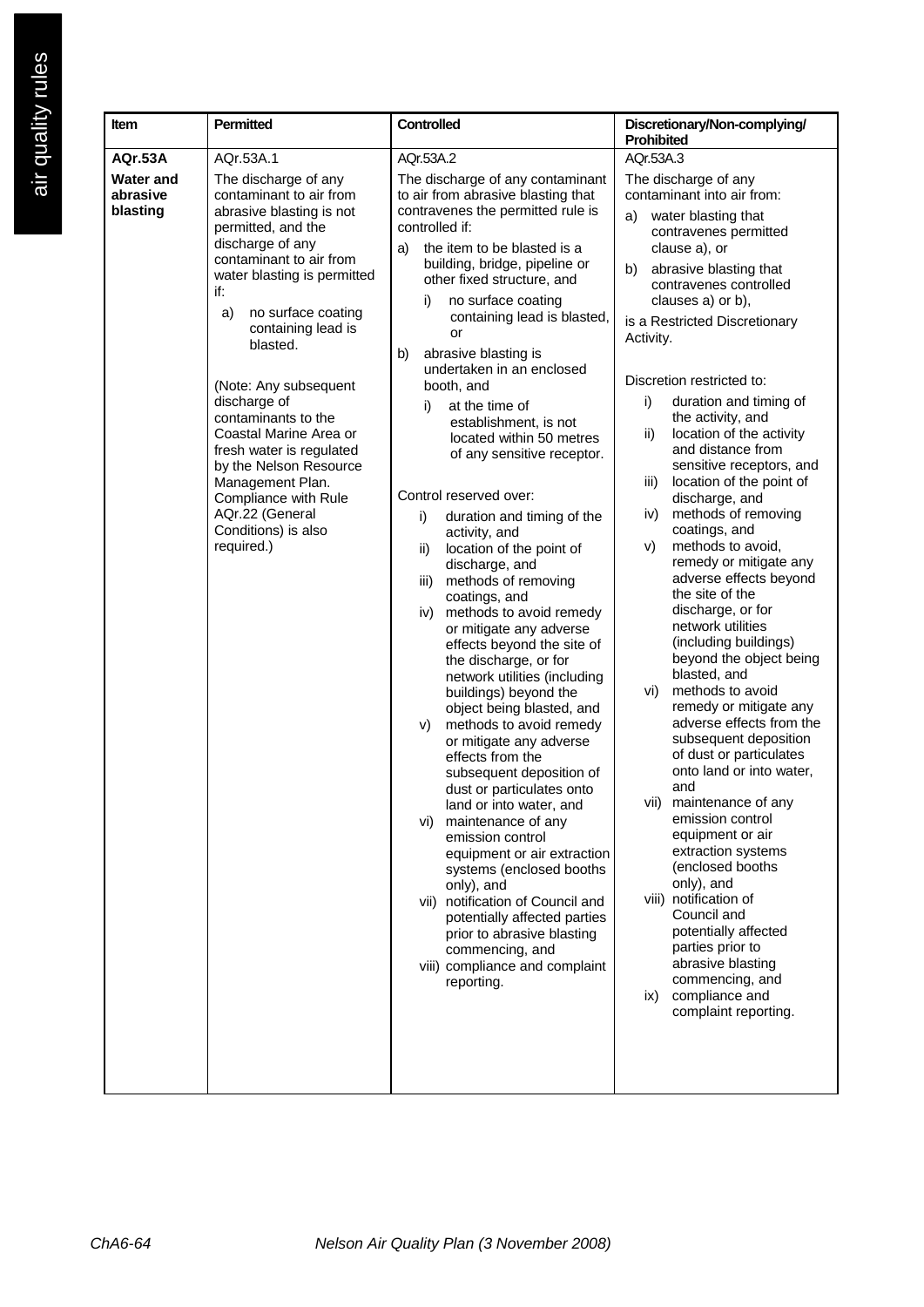| Item | Permitted | Controlled | Discretionary/Non-complying/ Prohibited |
|---|---|---|---|
| **AQr.53A**<br>**Water and abrasive blasting** | AQr.53A.1<br>The discharge of any contaminant to air from abrasive blasting is not permitted, and the discharge of any contaminant to air from water blasting is permitted if:<br>a) no surface coating containing lead is blasted.<br><br>(Note: Any subsequent discharge of contaminants to the Coastal Marine Area or fresh water is regulated by the Nelson Resource Management Plan. Compliance with Rule AQr.22 (General Conditions) is also required.) | AQr.53A.2<br>The discharge of any contaminant to air from abrasive blasting that contravenes the permitted rule is controlled if:<br>a) the item to be blasted is a building, bridge, pipeline or other fixed structure, and<br>i) no surface coating containing lead is blasted, or<br>b) abrasive blasting is undertaken in an enclosed booth, and<br>i) at the time of establishment, is not located within 50 metres of any sensitive receptor.<br><br>Control reserved over:<br>i) duration and timing of the activity, and<br>ii) location of the point of discharge, and<br>iii) methods of removing coatings, and<br>iv) methods to avoid remedy or mitigate any adverse effects beyond the site of the discharge, or for network utilities (including buildings) beyond the object being blasted, and<br>v) methods to avoid remedy or mitigate any adverse effects from the subsequent deposition of dust or particulates onto land or into water, and<br>vi) maintenance of any emission control equipment or air extraction systems (enclosed booths only), and<br>vii) notification of Council and potentially affected parties prior to abrasive blasting commencing, and<br>viii) compliance and complaint reporting. | AQr.53A.3<br>The discharge of any contaminant into air from:<br>a) water blasting that contravenes permitted clause a), or<br>b) abrasive blasting that contravenes controlled clauses a) or b),<br>is a Restricted Discretionary Activity.<br><br>Discretion restricted to:<br>i) duration and timing of the activity, and<br>ii) location of the activity and distance from sensitive receptors, and<br>iii) location of the point of discharge, and<br>iv) methods of removing coatings, and<br>v) methods to avoid, remedy or mitigate any adverse effects beyond the site of the discharge, or for network utilities (including buildings) beyond the object being blasted, and<br>vi) methods to avoid remedy or mitigate any adverse effects from the subsequent deposition of dust or particulates onto land or into water, and<br>vii) maintenance of any emission control equipment or air extraction systems (enclosed booths only), and<br>viii) notification of Council and potentially affected parties prior to abrasive blasting commencing, and<br>ix) compliance and complaint reporting. |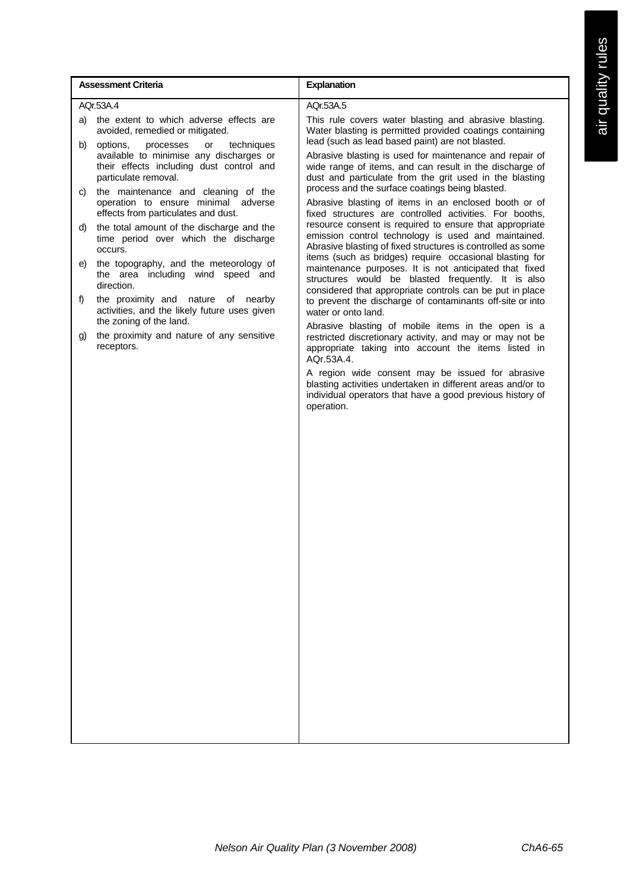| Assessment Criteria | Explanation |
|---|---|
| AQr.53A.4<br><br>a) the extent to which adverse effects are avoided, remedied or mitigated.<br>b) options, processes or techniques available to minimise any discharges or their effects including dust control and particulate removal.<br>c) the maintenance and cleaning of the operation to ensure minimal adverse effects from particulates and dust.<br>d) the total amount of the discharge and the time period over which the discharge occurs.<br>e) the topography, and the meteorology of the area including wind speed and direction.<br>f) the proximity and nature of nearby activities, and the likely future uses given the zoning of the land.<br>g) the proximity and nature of any sensitive receptors. | AQr.53A.5<br><br>This rule covers water blasting and abrasive blasting. Water blasting is permitted provided coatings containing lead (such as lead based paint) are not blasted.<br><br>Abrasive blasting is used for maintenance and repair of wide range of items, and can result in the discharge of dust and particulate from the grit used in the blasting process and the surface coatings being blasted.<br><br>Abrasive blasting of items in an enclosed booth or of fixed structures are controlled activities. For booths, resource consent is required to ensure that appropriate emission control technology is used and maintained. Abrasive blasting of fixed structures is controlled as some items (such as bridges) require occasional blasting for maintenance purposes. It is not anticipated that fixed structures would be blasted frequently. It is also considered that appropriate controls can be put in place to prevent the discharge of contaminants off-site or into water or onto land.<br><br>Abrasive blasting of mobile items in the open is a restricted discretionary activity, and may or may not be appropriate taking into account the items listed in AQr.53A.4.<br><br>A region wide consent may be issued for abrasive blasting activities undertaken in different areas and/or to individual operators that have a good previous history of operation. |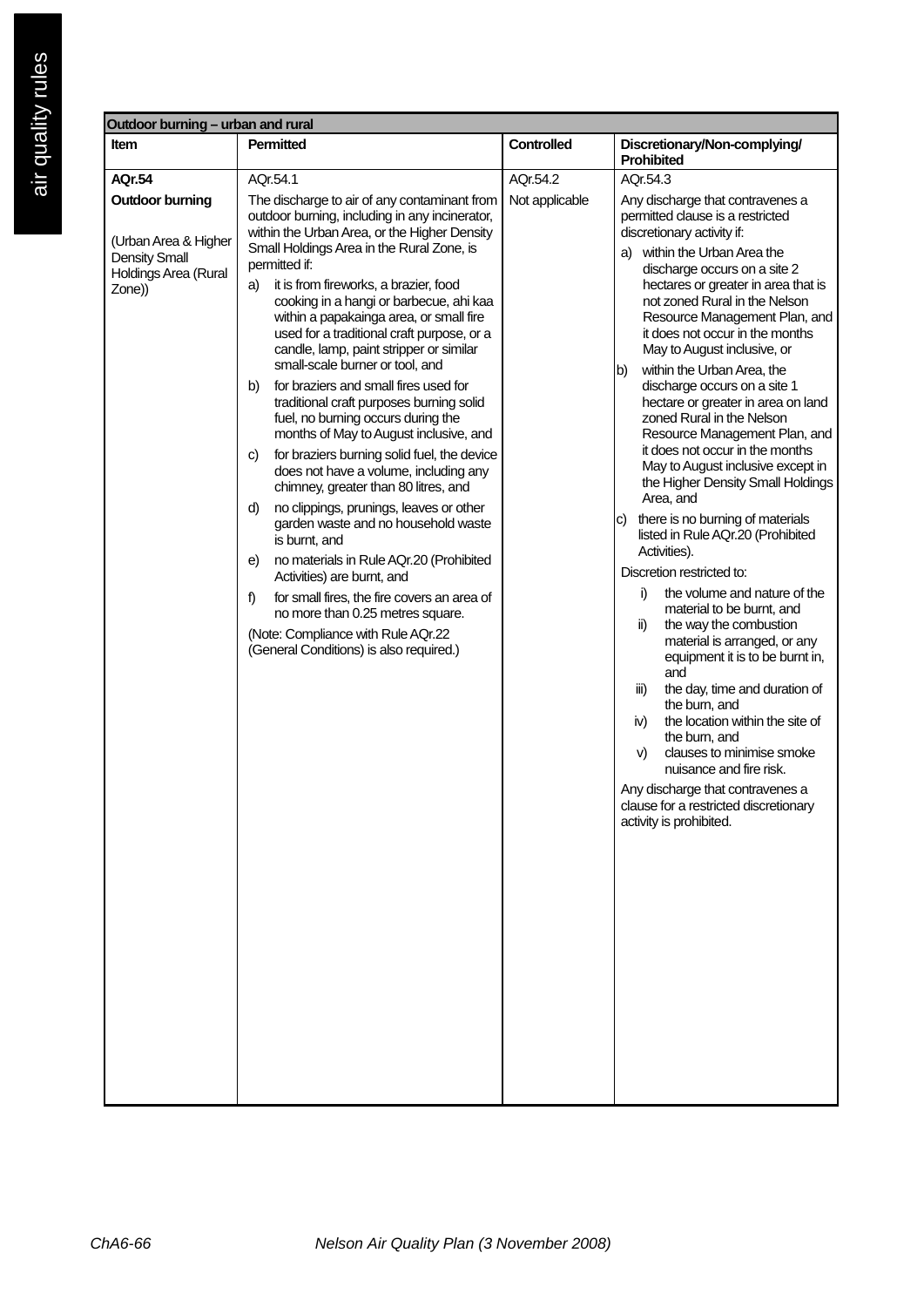| Outdoor burning – urban and rural | | | |
|---|---|---|---|
| **Item** | **Permitted** | **Controlled** | **Discretionary/Non-complying/ Prohibited** |
| **AQr.54**<br><br>**Outdoor burning**<br><br>(Urban Area & Higher Density Small Holdings Area (Rural Zone)) | AQr.54.1<br><br>The discharge to air of any contaminant from outdoor burning, including in any incinerator, within the Urban Area, or the Higher Density Small Holdings Area in the Rural Zone, is permitted if:<br><br>a) it is from fireworks, a brazier, food cooking in a hangi or barbecue, ahi kaa within a papakainga area, or small fire used for a traditional craft purpose, or a candle, lamp, paint stripper or similar small-scale burner or tool, and<br><br>b) for braziers and small fires used for traditional craft purposes burning solid fuel, no burning occurs during the months of May to August inclusive, and<br><br>c) for braziers burning solid fuel, the device does not have a volume, including any chimney, greater than 80 litres, and<br><br>d) no clippings, prunings, leaves or other garden waste and no household waste is burnt, and<br><br>e) no materials in Rule AQr.20 (Prohibited Activities) are burnt, and<br><br>f) for small fires, the fire covers an area of no more than 0.25 metres square.<br><br>(Note: Compliance with Rule AQr.22 (General Conditions) is also required.) | AQr.54.2<br><br>Not applicable | AQr.54.3<br><br>Any discharge that contravenes a permitted clause is a restricted discretionary activity if:<br><br>a) within the Urban Area the discharge occurs on a site 2 hectares or greater in area that is not zoned Rural in the Nelson Resource Management Plan, and it does not occur in the months May to August inclusive, or<br><br>b) within the Urban Area, the discharge occurs on a site 1 hectare or greater in area on land zoned Rural in the Nelson Resource Management Plan, and it does not occur in the months May to August inclusive except in the Higher Density Small Holdings Area, and<br><br>c) there is no burning of materials listed in Rule AQr.20 (Prohibited Activities).<br><br>Discretion restricted to:<br><br>i) the volume and nature of the material to be burnt, and<br>ii) the way the combustion material is arranged, or any equipment it is to be burnt in, and<br>iii) the day, time and duration of the burn, and<br>iv) the location within the site of the burn, and<br>v) clauses to minimise smoke nuisance and fire risk.<br><br>Any discharge that contravenes a clause for a restricted discretionary activity is prohibited. |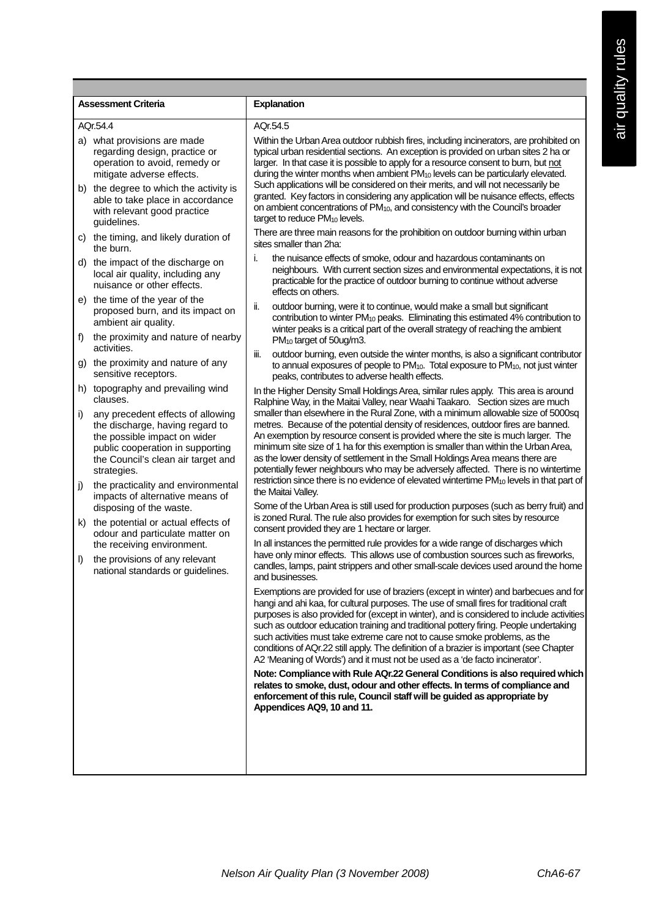| Assessment Criteria | Explanation |
|---|---|
| AQr.54.4<br><br>a) what provisions are made regarding design, practice or operation to avoid, remedy or mitigate adverse effects.<br><br>b) the degree to which the activity is able to take place in accordance with relevant good practice guidelines.<br><br>c) the timing, and likely duration of the burn.<br><br>d) the impact of the discharge on local air quality, including any nuisance or other effects.<br><br>e) the time of the year of the proposed burn, and its impact on ambient air quality.<br><br>f) the proximity and nature of nearby activities.<br><br>g) the proximity and nature of any sensitive receptors.<br><br>h) topography and prevailing wind clauses.<br><br>i) any precedent effects of allowing the discharge, having regard to the possible impact on wider public cooperation in supporting the Council's clean air target and strategies.<br><br>j) the practicality and environmental impacts of alternative means of disposing of the waste.<br><br>k) the potential or actual effects of odour and particulate matter on the receiving environment.<br><br>l) the provisions of any relevant national standards or guidelines. | AQr.54.5<br><br>Within the Urban Area outdoor rubbish fires, including incinerators, are prohibited on typical urban residential sections. An exception is provided on urban sites 2 ha or larger. In that case it is possible to apply for a resource consent to burn, but not during the winter months when ambient $PM_{10}$ levels can be particularly elevated. Such applications will be considered on their merits, and will not necessarily be granted. Key factors in considering any application will be nuisance effects, effects on ambient concentrations of $PM_{10}$, and consistency with the Council's broader target to reduce $PM_{10}$ levels.<br><br>There are three main reasons for the prohibition on outdoor burning within urban sites smaller than 2ha:<br><br>i. the nuisance effects of smoke, odour and hazardous contaminants on neighbours. With current section sizes and environmental expectations, it is not practicable for the practice of outdoor burning to continue without adverse effects on others.<br><br>ii. outdoor burning, were it to continue, would make a small but significant contribution to winter $PM_{10}$ peaks. Eliminating this estimated 4% contribution to winter peaks is a critical part of the overall strategy of reaching the ambient $PM_{10}$ target of 50ug/m3.<br><br>iii. outdoor burning, even outside the winter months, is also a significant contributor to annual exposures of people to $PM_{10}$. Total exposure to $PM_{10}$, not just winter peaks, contributes to adverse health effects.<br><br>In the Higher Density Small Holdings Area, similar rules apply. This area is around Ralphine Way, in the Maitai Valley, near Waahi Taakaro. Section sizes are much smaller than elsewhere in the Rural Zone, with a minimum allowable size of 5000sq metres. Because of the potential density of residences, outdoor fires are banned. An exemption by resource consent is provided where the site is much larger. The minimum site size of 1 ha for this exemption is smaller than within the Urban Area, as the lower density of settlement in the Small Holdings Area means there are potentially fewer neighbours who may be adversely affected. There is no wintertime restriction since there is no evidence of elevated wintertime $PM_{10}$ levels in that part of the Maitai Valley.<br><br>Some of the Urban Area is still used for production purposes (such as berry fruit) and is zoned Rural. The rule also provides for exemption for such sites by resource consent provided they are 1 hectare or larger.<br><br>In all instances the permitted rule provides for a wide range of discharges which have only minor effects. This allows use of combustion sources such as fireworks, candles, lamps, paint strippers and other small-scale devices used around the home and businesses.<br><br>Exemptions are provided for use of braziers (except in winter) and barbecues and for hangi and ahi kaa, for cultural purposes. The use of small fires for traditional craft purposes is also provided for (except in winter), and is considered to include activities such as outdoor education training and traditional pottery firing. People undertaking such activities must take extreme care not to cause smoke problems, as the conditions of AQr.22 still apply. The definition of a brazier is important (see Chapter A2 'Meaning of Words') and it must not be used as a 'de facto incinerator'.<br><br>**Note: Compliance with Rule AQr.22 General Conditions is also required which relates to smoke, dust, odour and other effects. In terms of compliance and enforcement of this rule, Council staff will be guided as appropriate by Appendices AQ9, 10 and 11.** |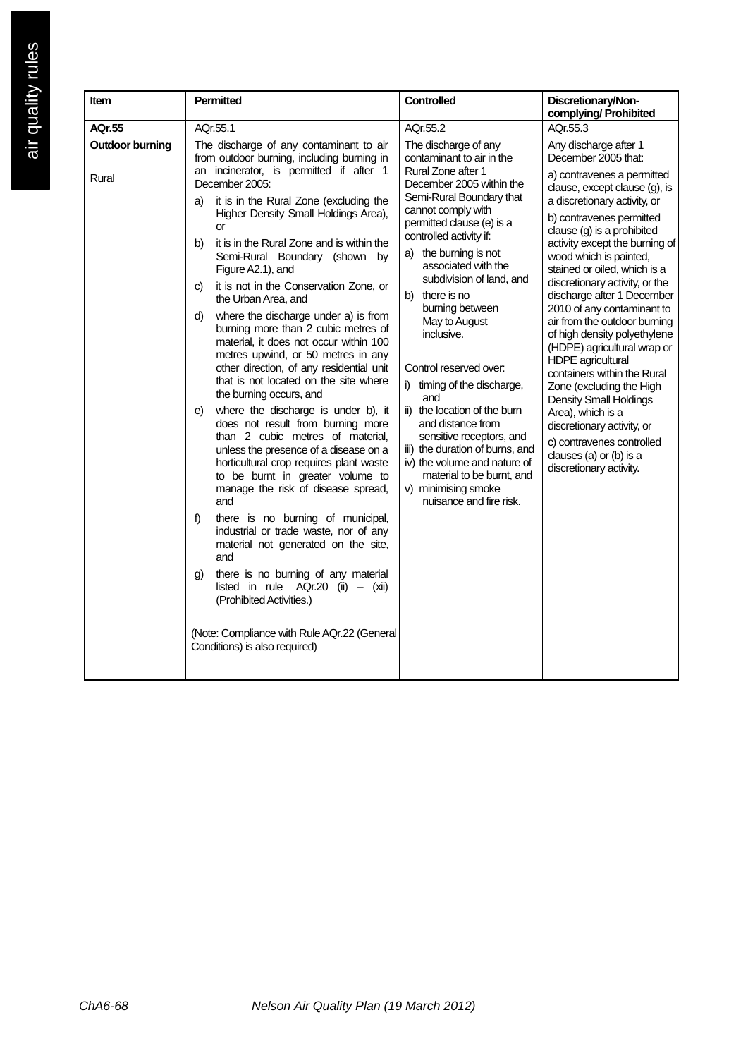| Item | Permitted | Controlled | Discretionary/Non-complying/ Prohibited |
|---|---|---|---|
| **AQr.55**<br><br>**Outdoor burning**<br><br>Rural | AQr.55.1<br><br>The discharge of any contaminant to air from outdoor burning, including burning in an incinerator, is permitted if after 1 December 2005:<br><br>a) it is in the Rural Zone (excluding the Higher Density Small Holdings Area), or<br><br>b) it is in the Rural Zone and is within the Semi-Rural Boundary (shown by Figure A2.1), and<br><br>c) it is not in the Conservation Zone, or the Urban Area, and<br><br>d) where the discharge under a) is from burning more than 2 cubic metres of material, it does not occur within 100 metres upwind, or 50 metres in any other direction, of any residential unit that is not located on the site where the burning occurs, and<br><br>e) where the discharge is under b), it does not result from burning more than 2 cubic metres of material, unless the presence of a disease on a horticultural crop requires plant waste to be burnt in greater volume to manage the risk of disease spread, and<br><br>f) there is no burning of municipal, industrial or trade waste, nor of any material not generated on the site, and<br><br>g) there is no burning of any material listed in rule AQr.20 (ii) – (xii) (Prohibited Activities.)<br><br>(Note: Compliance with Rule AQr.22 (General Conditions) is also required) | AQr.55.2<br><br>The discharge of any contaminant to air in the Rural Zone after 1 December 2005 within the Semi-Rural Boundary that cannot comply with permitted clause (e) is a controlled activity if:<br><br>a) the burning is not associated with the subdivision of land, and<br><br>b) there is no burning between May to August inclusive.<br><br>Control reserved over:<br><br>i) timing of the discharge, and<br><br>ii) the location of the burn and distance from sensitive receptors, and<br><br>iii) the duration of burns, and<br><br>iv) the volume and nature of material to be burnt, and<br><br>v) minimising smoke nuisance and fire risk. | AQr.55.3<br><br>Any discharge after 1 December 2005 that:<br><br>a) contravenes a permitted clause, except clause (g), is a discretionary activity, or<br><br>b) contravenes permitted clause (g) is a prohibited activity except the burning of wood which is painted, stained or oiled, which is a discretionary activity, or the discharge after 1 December 2010 of any contaminant to air from the outdoor burning of high density polyethylene (HDPE) agricultural wrap or HDPE agricultural containers within the Rural Zone (excluding the High Density Small Holdings Area), which is a discretionary activity, or<br><br>c) contravenes controlled clauses (a) or (b) is a discretionary activity. |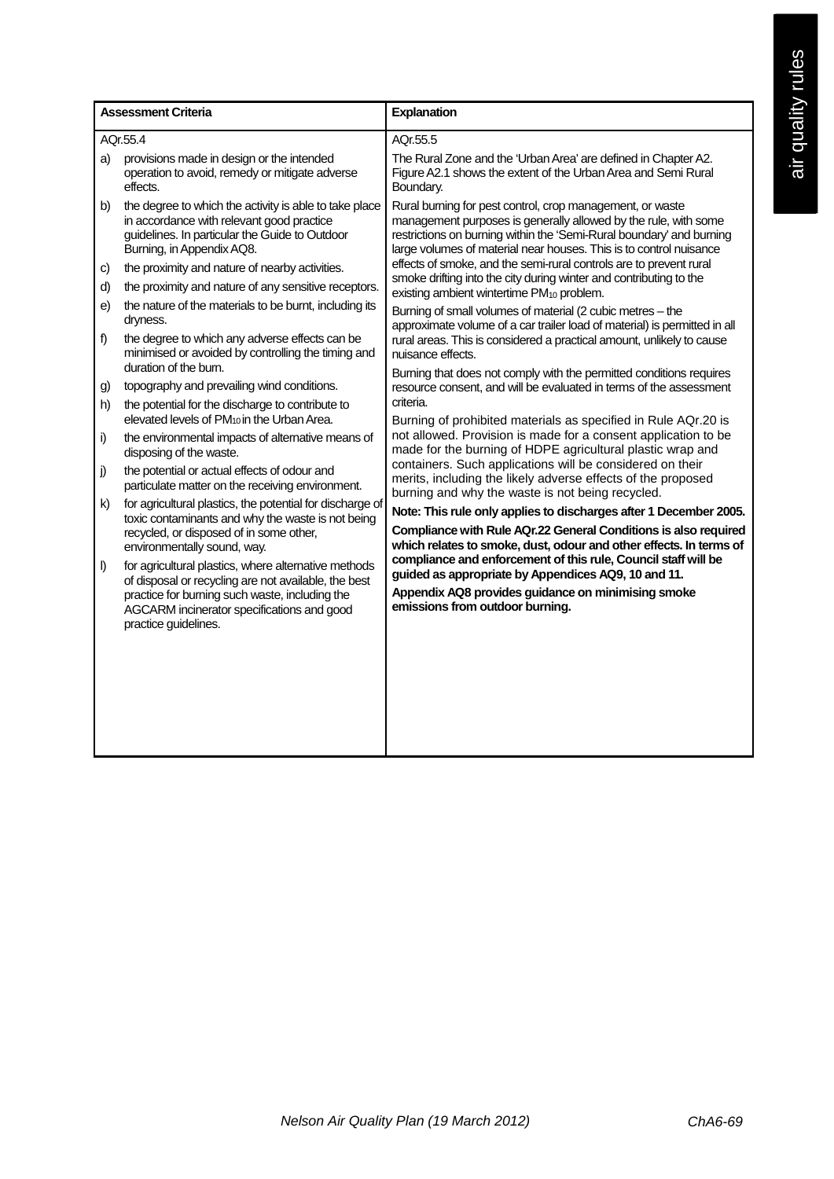| Assessment Criteria | Explanation |
|---|---|
| AQr.55.4<br><br>a) provisions made in design or the intended operation to avoid, remedy or mitigate adverse effects.<br><br>b) the degree to which the activity is able to take place in accordance with relevant good practice guidelines. In particular the Guide to Outdoor Burning, in Appendix AQ8.<br><br>c) the proximity and nature of nearby activities.<br><br>d) the proximity and nature of any sensitive receptors.<br><br>e) the nature of the materials to be burnt, including its dryness.<br><br>f) the degree to which any adverse effects can be minimised or avoided by controlling the timing and duration of the burn.<br><br>g) topography and prevailing wind conditions.<br><br>h) the potential for the discharge to contribute to elevated levels of $PM_{10}$ in the Urban Area.<br><br>i) the environmental impacts of alternative means of disposing of the waste.<br><br>j) the potential or actual effects of odour and particulate matter on the receiving environment.<br><br>k) for agricultural plastics, the potential for discharge of toxic contaminants and why the waste is not being recycled, or disposed of in some other, environmentally sound, way.<br><br>l) for agricultural plastics, where alternative methods of disposal or recycling are not available, the best practice for burning such waste, including the AGCARM incinerator specifications and good practice guidelines. | AQr.55.5<br><br>The Rural Zone and the 'Urban Area' are defined in Chapter A2. Figure A2.1 shows the extent of the Urban Area and Semi Rural Boundary.<br><br>Rural burning for pest control, crop management, or waste management purposes is generally allowed by the rule, with some restrictions on burning within the 'Semi-Rural boundary' and burning large volumes of material near houses. This is to control nuisance effects of smoke, and the semi-rural controls are to prevent rural smoke drifting into the city during winter and contributing to the existing ambient wintertime $PM_{10}$ problem.<br><br>Burning of small volumes of material (2 cubic metres – the approximate volume of a car trailer load of material) is permitted in all rural areas. This is considered a practical amount, unlikely to cause nuisance effects.<br><br>Burning that does not comply with the permitted conditions requires resource consent, and will be evaluated in terms of the assessment criteria.<br><br>Burning of prohibited materials as specified in Rule AQr.20 is not allowed. Provision is made for a consent application to be made for the burning of HDPE agricultural plastic wrap and containers. Such applications will be considered on their merits, including the likely adverse effects of the proposed burning and why the waste is not being recycled.<br><br>**Note: This rule only applies to discharges after 1 December 2005.**<br><br>**Compliance with Rule AQr.22 General Conditions is also required which relates to smoke, dust, odour and other effects. In terms of compliance and enforcement of this rule, Council staff will be guided as appropriate by Appendices AQ9, 10 and 11.**<br><br>**Appendix AQ8 provides guidance on minimising smoke emissions from outdoor burning.** |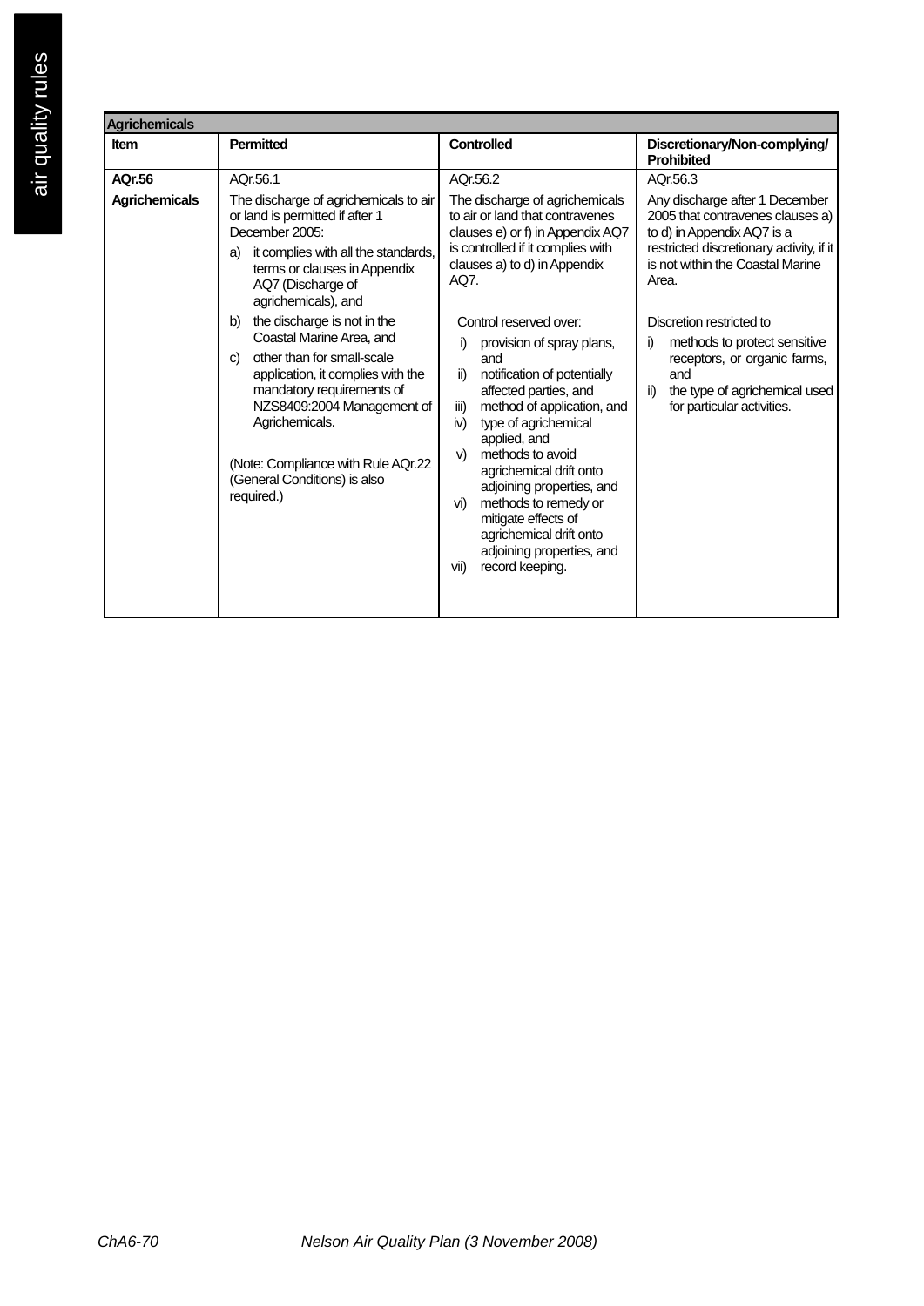| Agrichemicals | | | |
|---|---|---|---|
| **Item** | **Permitted** | **Controlled** | **Discretionary/Non-complying/ Prohibited** |
| **AQr.56**<br><br>**Agrichemicals** | AQr.56.1<br><br>The discharge of agrichemicals to air or land is permitted if after 1 December 2005:<br>a) it complies with all the standards, terms or clauses in Appendix AQ7 (Discharge of agrichemicals), and<br>b) the discharge is not in the Coastal Marine Area, and<br>c) other than for small-scale application, it complies with the mandatory requirements of NZS8409:2004 Management of Agrichemicals.<br><br>(Note: Compliance with Rule AQr.22 (General Conditions) is also required.) | AQr.56.2<br><br>The discharge of agrichemicals to air or land that contravenes clauses e) or f) in Appendix AQ7 is controlled if it complies with clauses a) to d) in Appendix AQ7.<br><br>Control reserved over:<br>i) provision of spray plans, and<br>ii) notification of potentially affected parties, and<br>iii) method of application, and<br>iv) type of agrichemical applied, and<br>v) methods to avoid agrichemical drift onto adjoining properties, and<br>vi) methods to remedy or mitigate effects of agrichemical drift onto adjoining properties, and<br>vii) record keeping. | AQr.56.3<br><br>Any discharge after 1 December 2005 that contravenes clauses a) to d) in Appendix AQ7 is a restricted discretionary activity, if it is not within the Coastal Marine Area.<br><br>Discretion restricted to<br>i) methods to protect sensitive receptors, or organic farms, and<br>ii) the type of agrichemical used for particular activities. |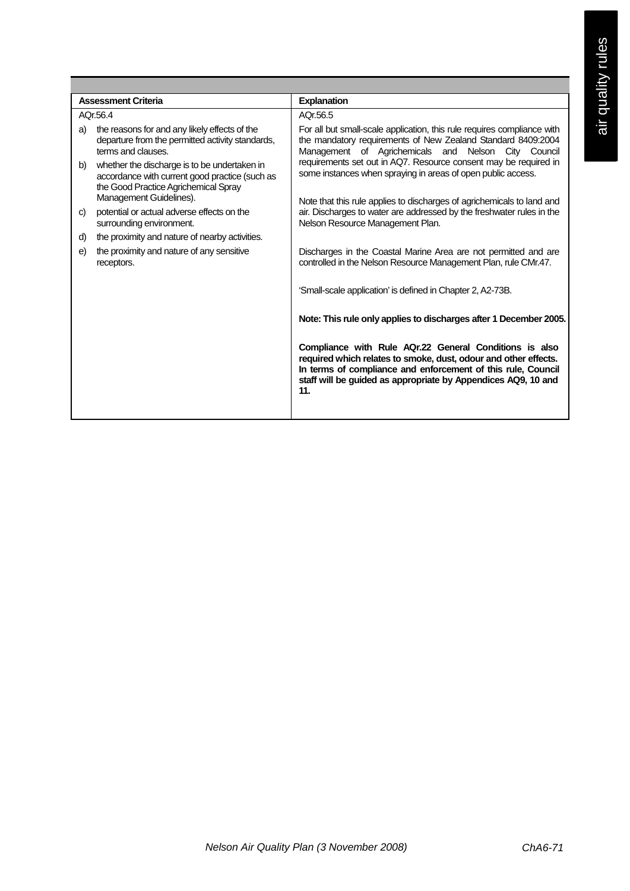| Assessment Criteria | Explanation |
| --- | --- |
| AQr.56.4<br><br>a) the reasons for and any likely effects of the departure from the permitted activity standards, terms and clauses.<br><br>b) whether the discharge is to be undertaken in accordance with current good practice (such as the Good Practice Agrichemical Spray Management Guidelines).<br><br>c) potential or actual adverse effects on the surrounding environment.<br><br>d) the proximity and nature of nearby activities.<br><br>e) the proximity and nature of any sensitive receptors. | AQr.56.5<br><br>For all but small-scale application, this rule requires compliance with the mandatory requirements of New Zealand Standard 8409:2004 Management of Agrichemicals and Nelson City Council requirements set out in AQ7. Resource consent may be required in some instances when spraying in areas of open public access.<br><br>Note that this rule applies to discharges of agrichemicals to land and air. Discharges to water are addressed by the freshwater rules in the Nelson Resource Management Plan.<br><br>Discharges in the Coastal Marine Area are not permitted and are controlled in the Nelson Resource Management Plan, rule CMr.47.<br><br>'Small-scale application' is defined in Chapter 2, A2-73B.<br><br>**Note: This rule only applies to discharges after 1 December 2005.**<br><br>**Compliance with Rule AQr.22 General Conditions is also required which relates to smoke, dust, odour and other effects. In terms of compliance and enforcement of this rule, Council staff will be guided as appropriate by Appendices AQ9, 10 and 11.** |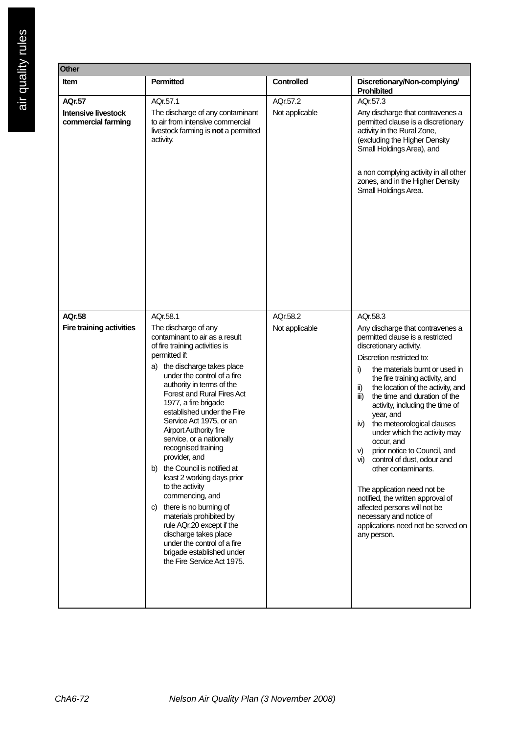| Other | | | |
|---|---|---|---|
| **Item** | **Permitted** | **Controlled** | **Discretionary/Non-complying/ Prohibited** |
| **AQr.57** **Intensive livestock commercial farming** | AQr.57.1 The discharge of any contaminant to air from intensive commercial livestock farming is **not** a permitted activity. | AQr.57.2 Not applicable | AQr.57.3 Any discharge that contravenes a permitted clause is a discretionary activity in the Rural Zone, (excluding the Higher Density Small Holdings Area), and <br><br> a non complying activity in all other zones, and in the Higher Density Small Holdings Area. |
| **AQr.58** **Fire training activities** | AQr.58.1 The discharge of any contaminant to air as a result of fire training activities is permitted if: <br> a) the discharge takes place under the control of a fire authority in terms of the Forest and Rural Fires Act 1977, a fire brigade established under the Fire Service Act 1975, or an Airport Authority fire service, or a nationally recognised training provider, and <br> b) the Council is notified at least 2 working days prior to the activity commencing, and <br> c) there is no burning of materials prohibited by rule AQr.20 except if the discharge takes place under the control of a fire brigade established under the Fire Service Act 1975. | AQr.58.2 Not applicable | AQr.58.3 Any discharge that contravenes a permitted clause is a restricted discretionary activity. <br> Discretion restricted to: <br> i) the materials burnt or used in the fire training activity, and <br> ii) the location of the activity, and <br> iii) the time and duration of the activity, including the time of year, and <br> iv) the meteorological clauses under which the activity may occur, and <br> v) prior notice to Council, and <br> vi) control of dust, odour and other contaminants. <br><br> The application need not be notified, the written approval of affected persons will not be necessary and notice of applications need not be served on any person. |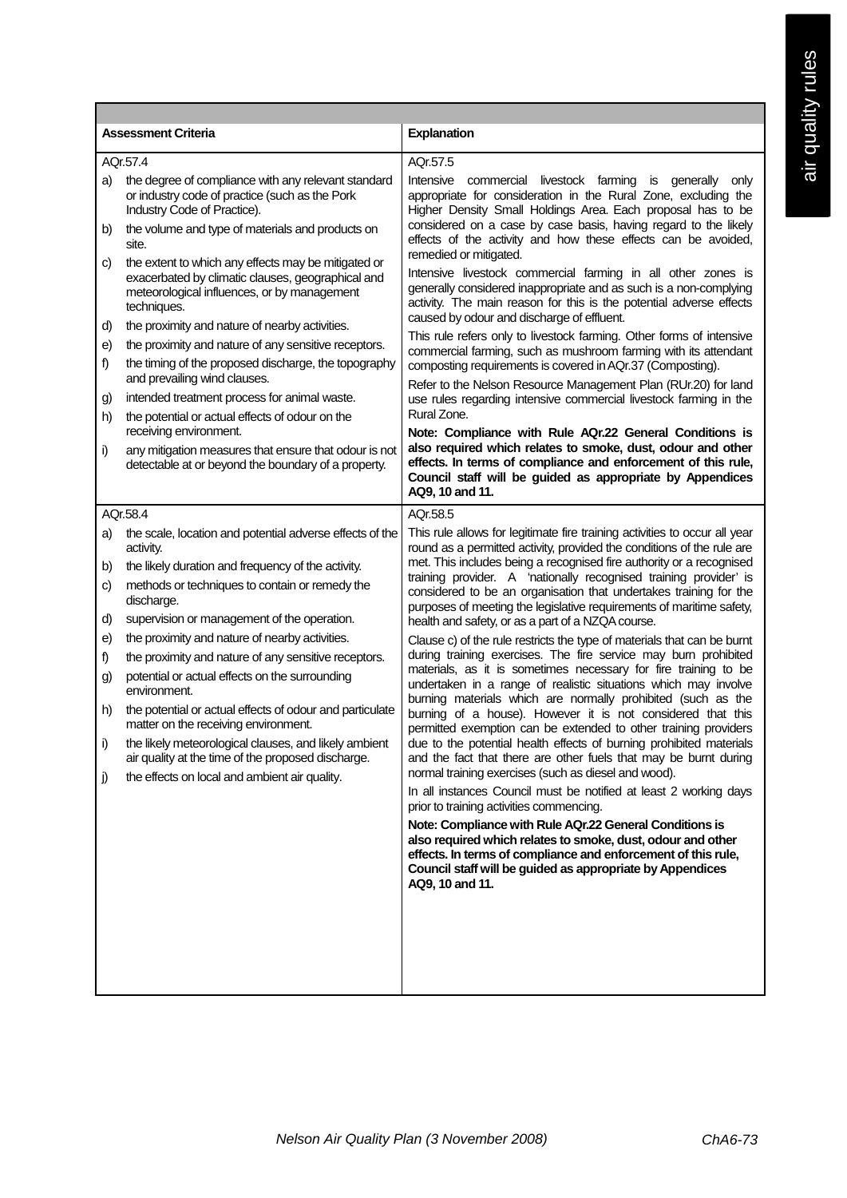| Assessment Criteria | Explanation |
|---|---|
| AQr.57.4<br>a) the degree of compliance with any relevant standard or industry code of practice (such as the Pork Industry Code of Practice).<br>b) the volume and type of materials and products on site.<br>c) the extent to which any effects may be mitigated or exacerbated by climatic clauses, geographical and meteorological influences, or by management techniques.<br>d) the proximity and nature of nearby activities.<br>e) the proximity and nature of any sensitive receptors.<br>f) the timing of the proposed discharge, the topography and prevailing wind clauses.<br>g) intended treatment process for animal waste.<br>h) the potential or actual effects of odour on the receiving environment.<br>i) any mitigation measures that ensure that odour is not detectable at or beyond the boundary of a property. | AQr.57.5<br>Intensive commercial livestock farming is generally only appropriate for consideration in the Rural Zone, excluding the Higher Density Small Holdings Area. Each proposal has to be considered on a case by case basis, having regard to the likely effects of the activity and how these effects can be avoided, remedied or mitigated.<br>Intensive livestock commercial farming in all other zones is generally considered inappropriate and as such is a non-complying activity. The main reason for this is the potential adverse effects caused by odour and discharge of effluent.<br>This rule refers only to livestock farming. Other forms of intensive commercial farming, such as mushroom farming with its attendant composting requirements is covered in AQr.37 (Composting).<br>Refer to the Nelson Resource Management Plan (RUr.20) for land use rules regarding intensive commercial livestock farming in the Rural Zone.<br>**Note: Compliance with Rule AQr.22 General Conditions is also required which relates to smoke, dust, odour and other effects. In terms of compliance and enforcement of this rule, Council staff will be guided as appropriate by Appendices AQ9, 10 and 11.** |
| AQr.58.4<br>a) the scale, location and potential adverse effects of the activity.<br>b) the likely duration and frequency of the activity.<br>c) methods or techniques to contain or remedy the discharge.<br>d) supervision or management of the operation.<br>e) the proximity and nature of nearby activities.<br>f) the proximity and nature of any sensitive receptors.<br>g) potential or actual effects on the surrounding environment.<br>h) the potential or actual effects of odour and particulate matter on the receiving environment.<br>i) the likely meteorological clauses, and likely ambient air quality at the time of the proposed discharge.<br>j) the effects on local and ambient air quality. | AQr.58.5<br>This rule allows for legitimate fire training activities to occur all year round as a permitted activity, provided the conditions of the rule are met. This includes being a recognised fire authority or a recognised training provider. A 'nationally recognised training provider' is considered to be an organisation that undertakes training for the purposes of meeting the legislative requirements of maritime safety, health and safety, or as a part of a NZQA course.<br>Clause c) of the rule restricts the type of materials that can be burnt during training exercises. The fire service may burn prohibited materials, as it is sometimes necessary for fire training to be undertaken in a range of realistic situations which may involve burning materials which are normally prohibited (such as the burning of a house). However it is not considered that this permitted exemption can be extended to other training providers due to the potential health effects of burning prohibited materials and the fact that there are other fuels that may be burnt during normal training exercises (such as diesel and wood).<br>In all instances Council must be notified at least 2 working days prior to training activities commencing.<br>**Note: Compliance with Rule AQr.22 General Conditions is also required which relates to smoke, dust, odour and other effects. In terms of compliance and enforcement of this rule, Council staff will be guided as appropriate by Appendices AQ9, 10 and 11.** |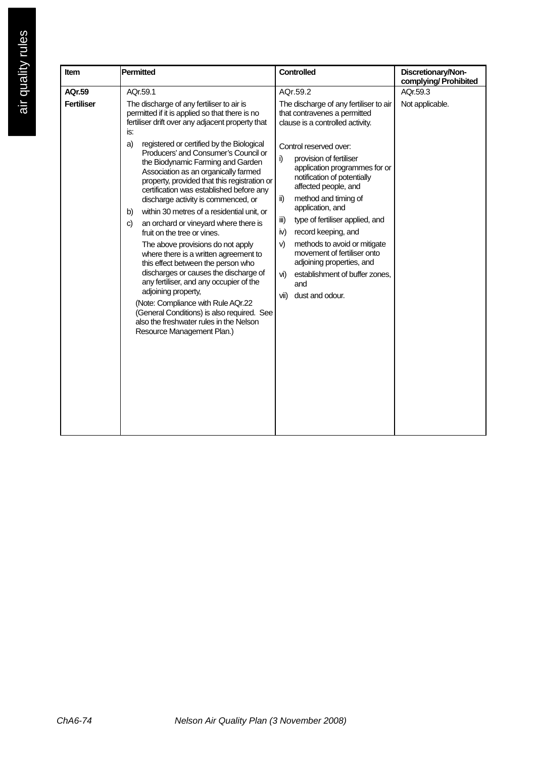| Item | Permitted | Controlled | Discretionary/Non-complying/ Prohibited |
|---|---|---|---|
| **AQr.59** **Fertiliser** | AQr.59.1<br>The discharge of any fertiliser to air is permitted if it is applied so that there is no fertiliser drift over any adjacent property that is:<br>a) registered or certified by the Biological Producers' and Consumer's Council or the Biodynamic Farming and Garden Association as an organically farmed property, provided that this registration or certification was established before any discharge activity is commenced, or<br>b) within 30 metres of a residential unit, or<br>c) an orchard or vineyard where there is fruit on the tree or vines.<br>The above provisions do not apply where there is a written agreement to this effect between the person who discharges or causes the discharge of any fertiliser, and any occupier of the adjoining property,<br>(Note: Compliance with Rule AQr.22 (General Conditions) is also required. See also the freshwater rules in the Nelson Resource Management Plan.) | AQr.59.2<br>The discharge of any fertiliser to air that contravenes a permitted clause is a controlled activity.<br><br>Control reserved over:<br>i) provision of fertiliser application programmes for or notification of potentially affected people, and<br>ii) method and timing of application, and<br>iii) type of fertiliser applied, and<br>iv) record keeping, and<br>v) methods to avoid or mitigate movement of fertiliser onto adjoining properties, and<br>vi) establishment of buffer zones, and<br>vii) dust and odour. | AQr.59.3<br>Not applicable. |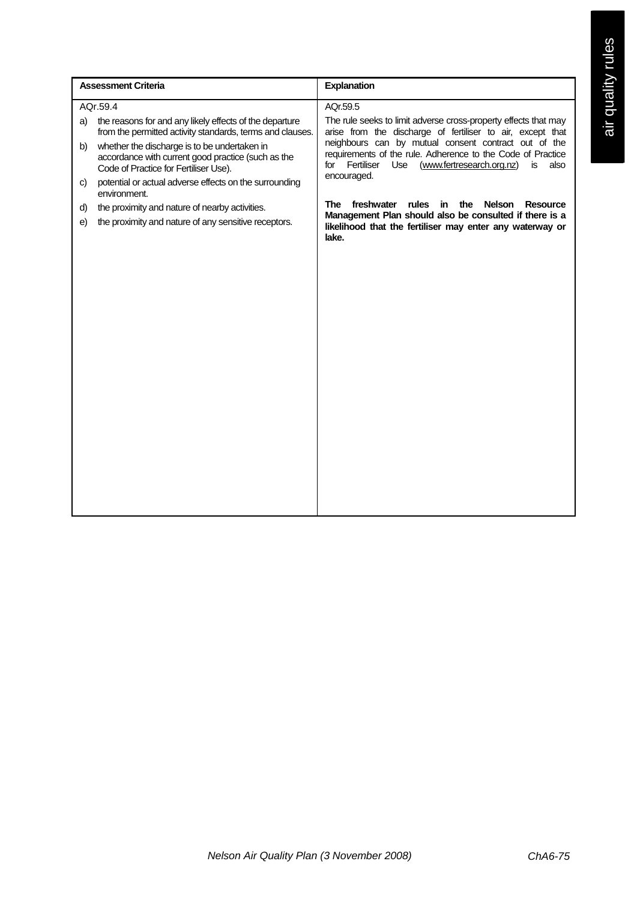| Assessment Criteria | Explanation |
| --- | --- |
| AQr.59.4<br>a) the reasons for and any likely effects of the departure from the permitted activity standards, terms and clauses.<br>b) whether the discharge is to be undertaken in accordance with current good practice (such as the Code of Practice for Fertiliser Use).<br>c) potential or actual adverse effects on the surrounding environment.<br>d) the proximity and nature of nearby activities.<br>e) the proximity and nature of any sensitive receptors. | AQr.59.5<br>The rule seeks to limit adverse cross-property effects that may arise from the discharge of fertiliser to air, except that neighbours can by mutual consent contract out of the requirements of the rule. Adherence to the Code of Practice for Fertiliser Use (www.fertresearch.org.nz) is also encouraged.<br><br>**The freshwater rules in the Nelson Resource Management Plan should also be consulted if there is a likelihood that the fertiliser may enter any waterway or lake.** |